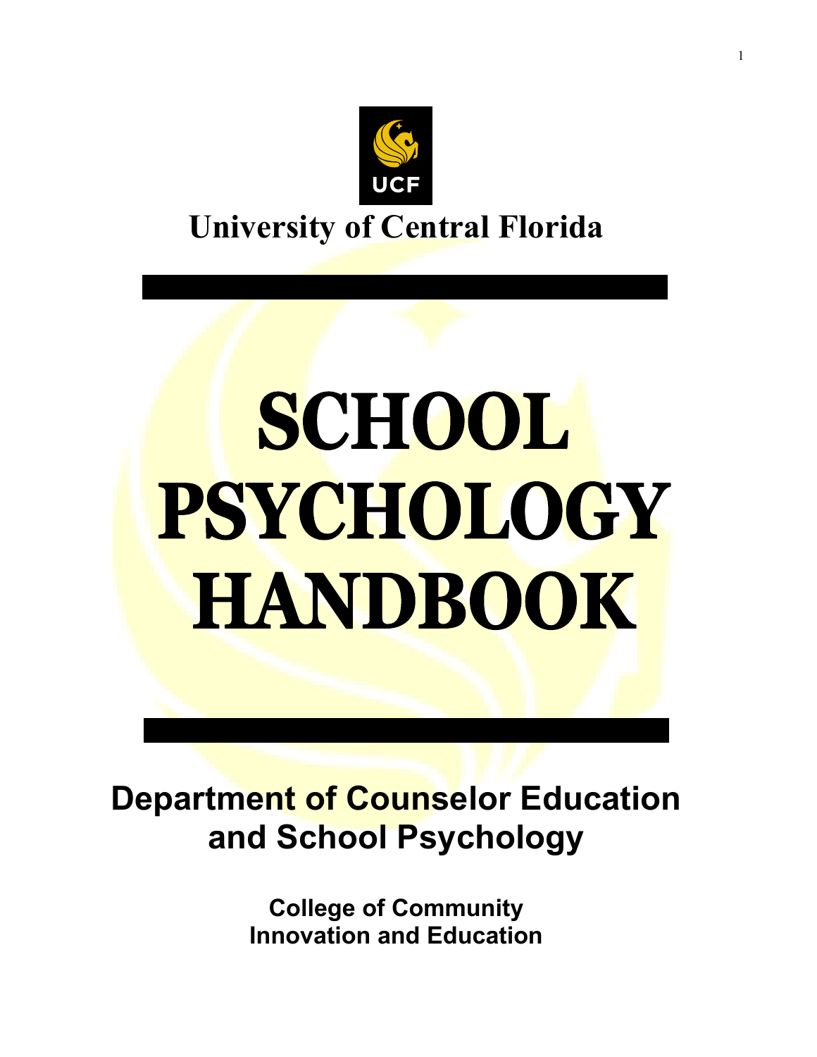UCF

# University of Central Florida

# SCHOOL PSYCHOLOGY HANDBOOK

## Department of Counselor Education and School Psychology

### College of Community Innovation and Education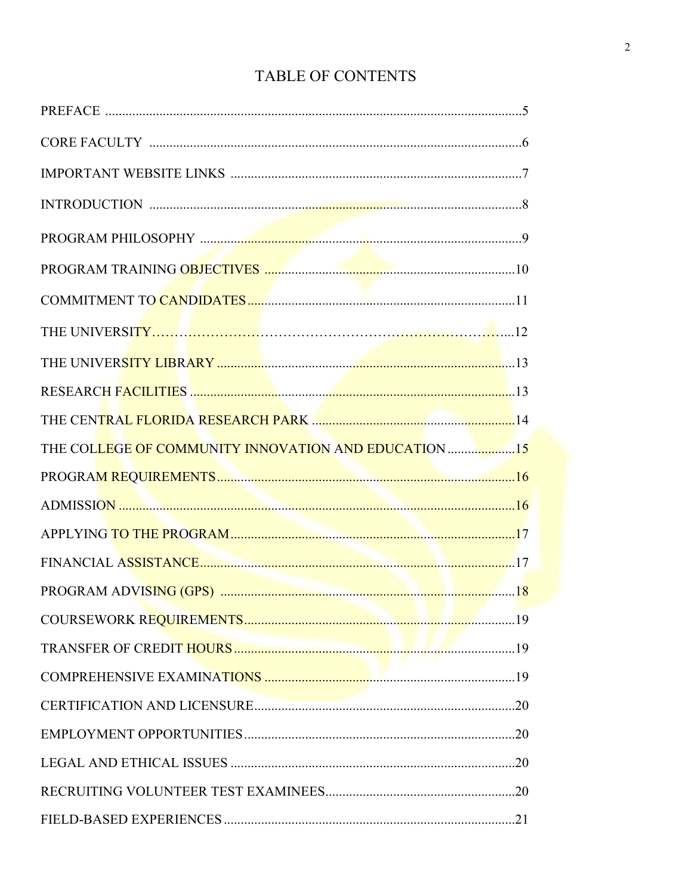# TABLE OF CONTENTS

| Section | Page |
| --- | --- |
| PREFACE | 5 |
| CORE FACULTY | 6 |
| IMPORTANT WEBSITE LINKS | 7 |
| INTRODUCTION | 8 |
| PROGRAM PHILOSOPHY | 9 |
| PROGRAM TRAINING OBJECTIVES | 10 |
| COMMITMENT TO CANDIDATES | 11 |
| THE UNIVERSITY | 12 |
| THE UNIVERSITY LIBRARY | 13 |
| RESEARCH FACILITIES | 13 |
| THE CENTRAL FLORIDA RESEARCH PARK | 14 |
| THE COLLEGE OF COMMUNITY INNOVATION AND EDUCATION | 15 |
| PROGRAM REQUIREMENTS | 16 |
| ADMISSION | 16 |
| APPLYING TO THE PROGRAM | 17 |
| FINANCIAL ASSISTANCE | 17 |
| PROGRAM ADVISING (GPS) | 18 |
| COURSEWORK REQUIREMENTS | 19 |
| TRANSFER OF CREDIT HOURS | 19 |
| COMPREHENSIVE EXAMINATIONS | 19 |
| CERTIFICATION AND LICENSURE | 20 |
| EMPLOYMENT OPPORTUNITIES | 20 |
| LEGAL AND ETHICAL ISSUES | 20 |
| RECRUITING VOLUNTEER TEST EXAMINEES | 20 |
| FIELD-BASED EXPERIENCES | 21 |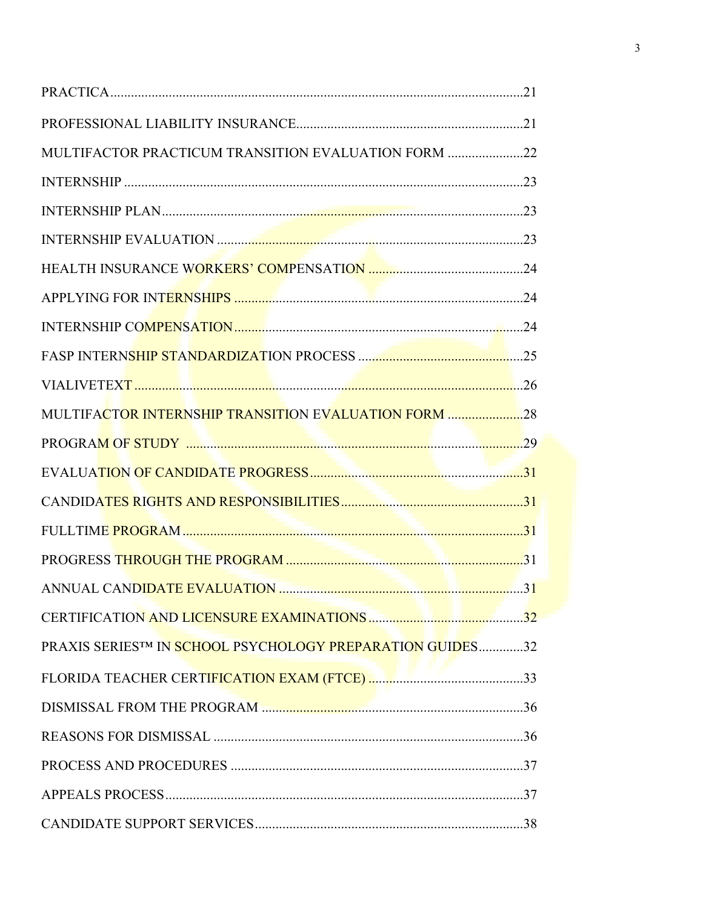PRACTICA.......................................................................................................................21

PROFESSIONAL LIABILITY INSURANCE..................................................................21

MULTIFACTOR PRACTICUM TRANSITION EVALUATION FORM ......................22

INTERNSHIP ..................................................................................................................23

INTERNSHIP PLAN........................................................................................................23

INTERNSHIP EVALUATION .........................................................................................23

HEALTH INSURANCE WORKERS' COMPENSATION ...........................................24

APPLYING FOR INTERNSHIPS ...................................................................................24

INTERNSHIP COMPENSATION....................................................................................24

FASP INTERNSHIP STANDARDIZATION PROCESS ...............................................25

VIALIVETEXT ................................................................................................................26

MULTIFACTOR INTERNSHIP TRANSITION EVALUATION FORM ......................28

PROGRAM OF STUDY .................................................................................................29

EVALUATION OF CANDIDATE PROGRESS.............................................................31

CANDIDATES RIGHTS AND RESPONSIBILITIES....................................................31

FULLTIME PROGRAM..................................................................................................31

PROGRESS THROUGH THE PROGRAM ....................................................................31

ANNUAL CANDIDATE EVALUATION ......................................................................31

CERTIFICATION AND LICENSURE EXAMINATIONS.............................................32

PRAXIS SERIES™ IN SCHOOL PSYCHOLOGY PREPARATION GUIDES.............32

FLORIDA TEACHER CERTIFICATION EXAM (FTCE) ............................................33

DISMISSAL FROM THE PROGRAM ...........................................................................36

REASONS FOR DISMISSAL .........................................................................................36

PROCESS AND PROCEDURES ....................................................................................37

APPEALS PROCESS.......................................................................................................37

CANDIDATE SUPPORT SERVICES.............................................................................38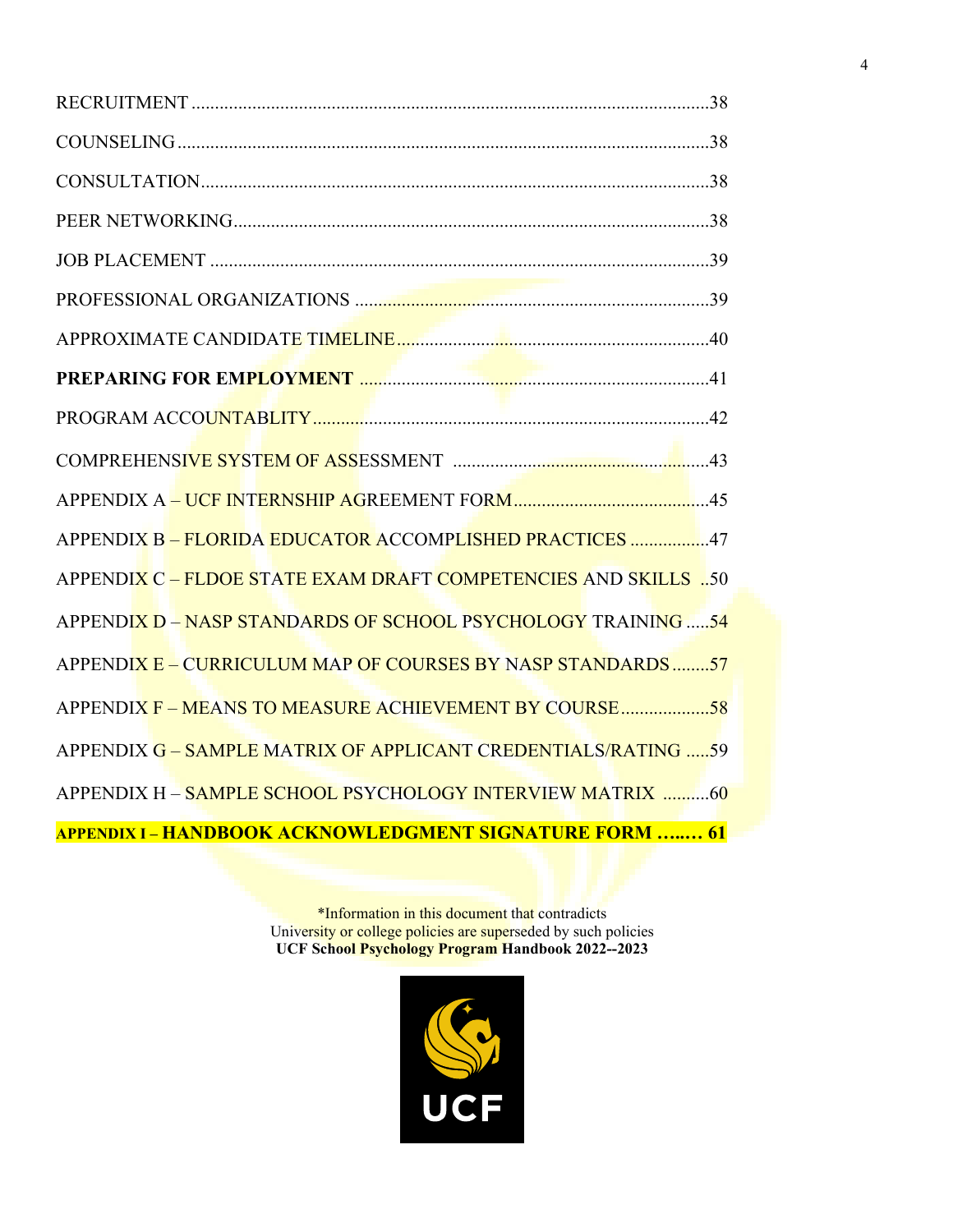RECRUITMENT ............................................................................................................38

COUNSELING ...............................................................................................................38

CONSULTATION..........................................................................................................38

PEER NETWORKING...................................................................................................38

JOB PLACEMENT ........................................................................................................39

PROFESSIONAL ORGANIZATIONS .........................................................................39

APPROXIMATE CANDIDATE TIMELINE..................................................................40

**PREPARING FOR EMPLOYMENT** ........................................................................41

PROGRAM ACCOUNTABLITY....................................................................................42

COMPREHENSIVE SYSTEM OF ASSESSMENT ......................................................43

APPENDIX A – UCF INTERNSHIP AGREEMENT FORM..........................................45

APPENDIX B – FLORIDA EDUCATOR ACCOMPLISHED PRACTICES .................47

APPENDIX C – FLDOE STATE EXAM DRAFT COMPETENCIES AND SKILLS ..50

APPENDIX D – NASP STANDARDS OF SCHOOL PSYCHOLOGY TRAINING .....54

APPENDIX E – CURRICULUM MAP OF COURSES BY NASP STANDARDS........57

APPENDIX F – MEANS TO MEASURE ACHIEVEMENT BY COURSE...................58

APPENDIX G – SAMPLE MATRIX OF APPLICANT CREDENTIALS/RATING .....59

APPENDIX H – SAMPLE SCHOOL PSYCHOLOGY INTERVIEW MATRIX ..........60

**APPENDIX I – HANDBOOK ACKNOWLEDGMENT SIGNATURE FORM …..… 61**

*Information in this document that contradicts
University or college policies are superseded by such policies
**UCF School Psychology Program Handbook 2022--2023**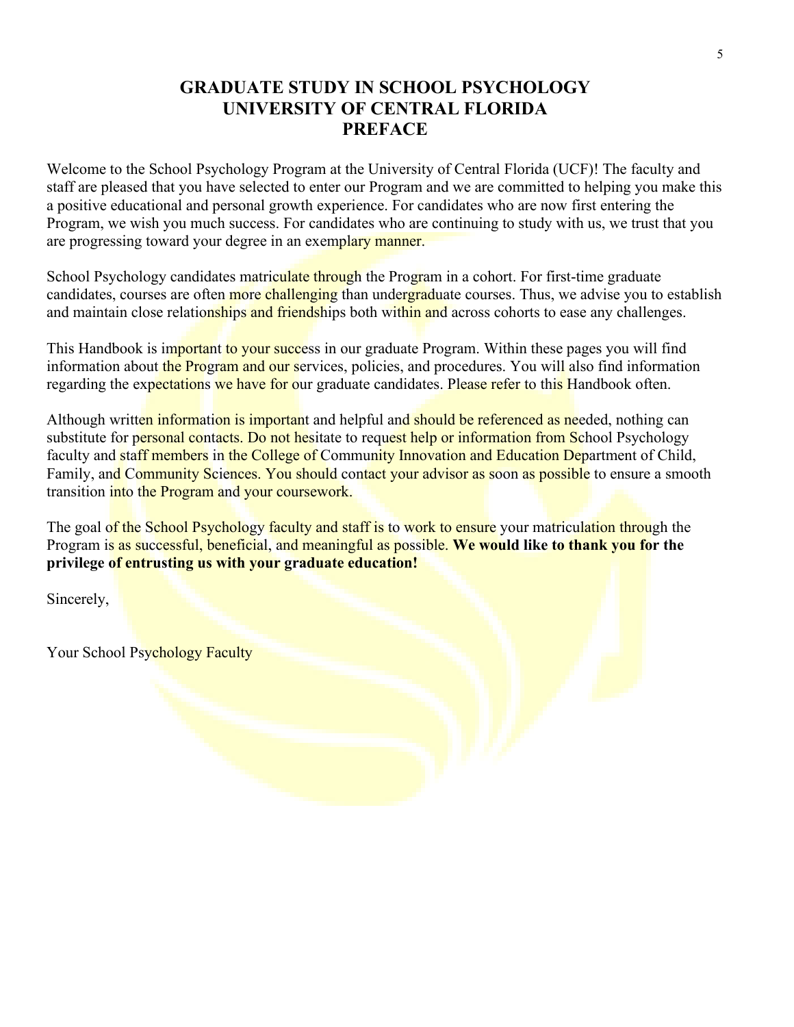# GRADUATE STUDY IN SCHOOL PSYCHOLOGY
# UNIVERSITY OF CENTRAL FLORIDA
# PREFACE

Welcome to the School Psychology Program at the University of Central Florida (UCF)! The faculty and staff are pleased that you have selected to enter our Program and we are committed to helping you make this a positive educational and personal growth experience. For candidates who are now first entering the Program, we wish you much success. For candidates who are continuing to study with us, we trust that you are progressing toward your degree in an exemplary manner.

School Psychology candidates matriculate through the Program in a cohort. For first-time graduate candidates, courses are often more challenging than undergraduate courses. Thus, we advise you to establish and maintain close relationships and friendships both within and across cohorts to ease any challenges.

This Handbook is important to your success in our graduate Program. Within these pages you will find information about the Program and our services, policies, and procedures. You will also find information regarding the expectations we have for our graduate candidates. Please refer to this Handbook often.

Although written information is important and helpful and should be referenced as needed, nothing can substitute for personal contacts. Do not hesitate to request help or information from School Psychology faculty and staff members in the College of Community Innovation and Education Department of Child, Family, and Community Sciences. You should contact your advisor as soon as possible to ensure a smooth transition into the Program and your coursework.

The goal of the School Psychology faculty and staff is to work to ensure your matriculation through the Program is as successful, beneficial, and meaningful as possible. **We would like to thank you for the privilege of entrusting us with your graduate education!**

Sincerely,

Your School Psychology Faculty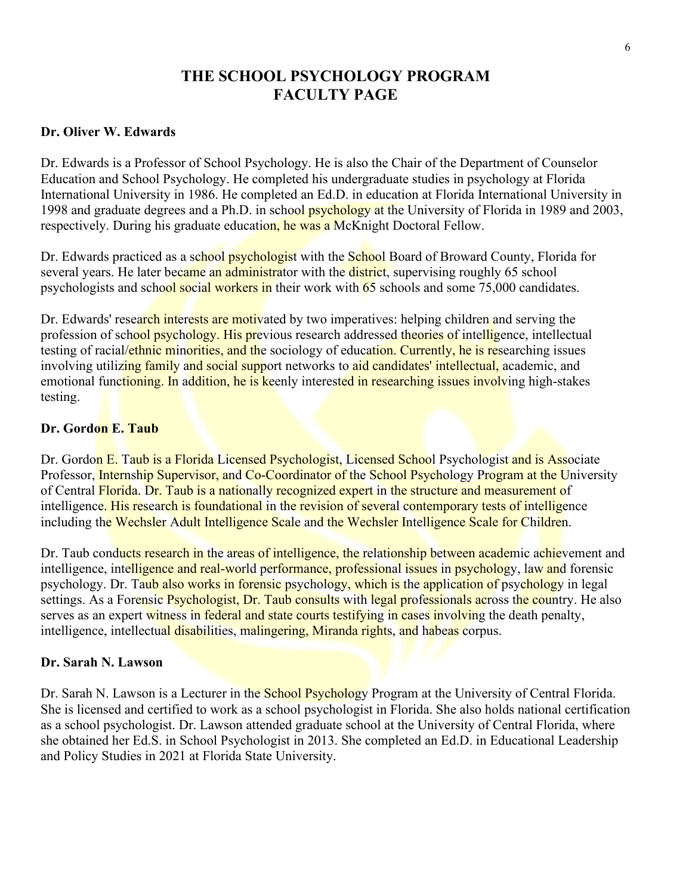# THE SCHOOL PSYCHOLOGY PROGRAM FACULTY PAGE

**Dr. Oliver W. Edwards**

Dr. Edwards is a Professor of School Psychology. He is also the Chair of the Department of Counselor Education and School Psychology. He completed his undergraduate studies in psychology at Florida International University in 1986. He completed an Ed.D. in education at Florida International University in 1998 and graduate degrees and a Ph.D. in school psychology at the University of Florida in 1989 and 2003, respectively. During his graduate education, he was a McKnight Doctoral Fellow.

Dr. Edwards practiced as a school psychologist with the School Board of Broward County, Florida for several years. He later became an administrator with the district, supervising roughly 65 school psychologists and school social workers in their work with 65 schools and some 75,000 candidates.

Dr. Edwards' research interests are motivated by two imperatives: helping children and serving the profession of school psychology. His previous research addressed theories of intelligence, intellectual testing of racial/ethnic minorities, and the sociology of education. Currently, he is researching issues involving utilizing family and social support networks to aid candidates' intellectual, academic, and emotional functioning. In addition, he is keenly interested in researching issues involving high-stakes testing.

**Dr. Gordon E. Taub**

Dr. Gordon E. Taub is a Florida Licensed Psychologist, Licensed School Psychologist and is Associate Professor, Internship Supervisor, and Co-Coordinator of the School Psychology Program at the University of Central Florida. Dr. Taub is a nationally recognized expert in the structure and measurement of intelligence. His research is foundational in the revision of several contemporary tests of intelligence including the Wechsler Adult Intelligence Scale and the Wechsler Intelligence Scale for Children.

Dr. Taub conducts research in the areas of intelligence, the relationship between academic achievement and intelligence, intelligence and real-world performance, professional issues in psychology, law and forensic psychology. Dr. Taub also works in forensic psychology, which is the application of psychology in legal settings. As a Forensic Psychologist, Dr. Taub consults with legal professionals across the country. He also serves as an expert witness in federal and state courts testifying in cases involving the death penalty, intelligence, intellectual disabilities, malingering, Miranda rights, and habeas corpus.

**Dr. Sarah N. Lawson**

Dr. Sarah N. Lawson is a Lecturer in the School Psychology Program at the University of Central Florida. She is licensed and certified to work as a school psychologist in Florida. She also holds national certification as a school psychologist. Dr. Lawson attended graduate school at the University of Central Florida, where she obtained her Ed.S. in School Psychologist in 2013. She completed an Ed.D. in Educational Leadership and Policy Studies in 2021 at Florida State University.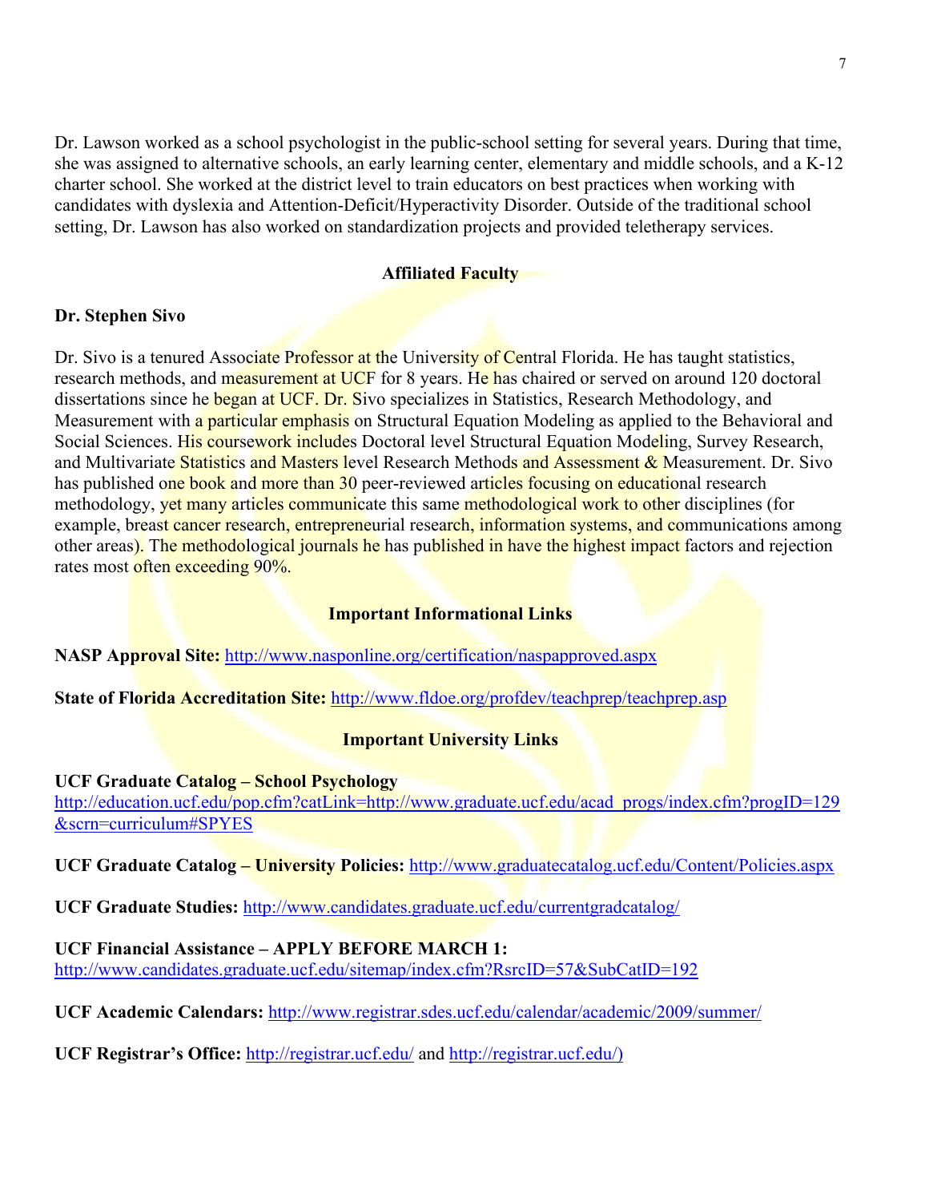Dr. Lawson worked as a school psychologist in the public-school setting for several years. During that time, she was assigned to alternative schools, an early learning center, elementary and middle schools, and a K-12 charter school. She worked at the district level to train educators on best practices when working with candidates with dyslexia and Attention-Deficit/Hyperactivity Disorder. Outside of the traditional school setting, Dr. Lawson has also worked on standardization projects and provided teletherapy services.

## Affiliated Faculty

**Dr. Stephen Sivo**

Dr. Sivo is a tenured Associate Professor at the University of Central Florida. He has taught statistics, research methods, and measurement at UCF for 8 years. He has chaired or served on around 120 doctoral dissertations since he began at UCF. Dr. Sivo specializes in Statistics, Research Methodology, and Measurement with a particular emphasis on Structural Equation Modeling as applied to the Behavioral and Social Sciences. His coursework includes Doctoral level Structural Equation Modeling, Survey Research, and Multivariate Statistics and Masters level Research Methods and Assessment & Measurement. Dr. Sivo has published one book and more than 30 peer-reviewed articles focusing on educational research methodology, yet many articles communicate this same methodological work to other disciplines (for example, breast cancer research, entrepreneurial research, information systems, and communications among other areas). The methodological journals he has published in have the highest impact factors and rejection rates most often exceeding 90%.

## Important Informational Links

**NASP Approval Site:** http://www.nasponline.org/certification/naspapproved.aspx

**State of Florida Accreditation Site:** http://www.fldoe.org/profdev/teachprep/teachprep.asp

## Important University Links

**UCF Graduate Catalog – School Psychology**
http://education.ucf.edu/pop.cfm?catLink=http://www.graduate.ucf.edu/acad_progs/index.cfm?progID=129&scrn=curriculum#SPYES

**UCF Graduate Catalog – University Policies:** http://www.graduatecatalog.ucf.edu/Content/Policies.aspx

**UCF Graduate Studies:** http://www.candidates.graduate.ucf.edu/currentgradcatalog/

**UCF Financial Assistance – APPLY BEFORE MARCH 1:**
http://www.candidates.graduate.ucf.edu/sitemap/index.cfm?RsrcID=57&SubCatID=192

**UCF Academic Calendars:** http://www.registrar.sdes.ucf.edu/calendar/academic/2009/summer/

**UCF Registrar's Office:** http://registrar.ucf.edu/ and http://registrar.ucf.edu/)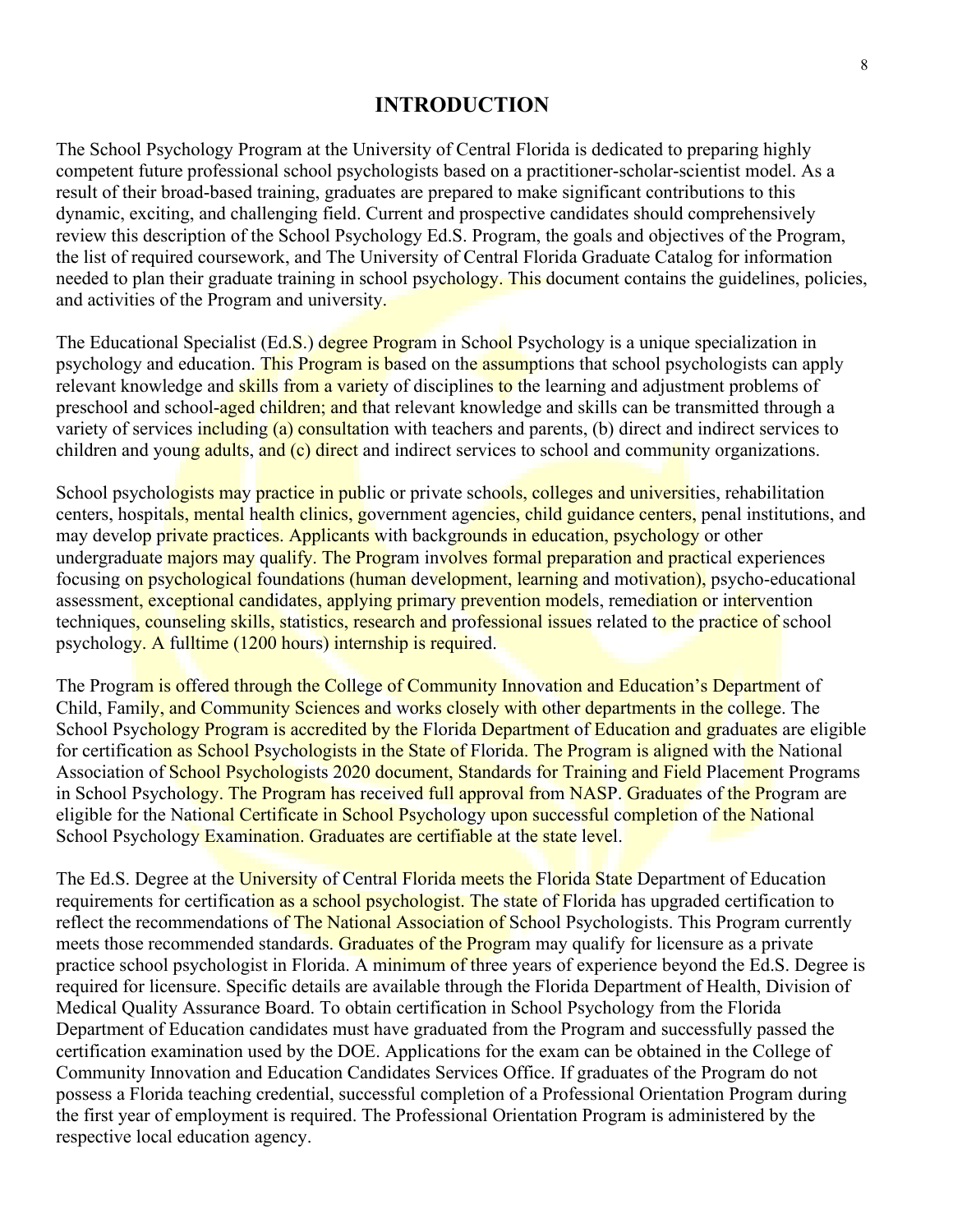# INTRODUCTION

The School Psychology Program at the University of Central Florida is dedicated to preparing highly competent future professional school psychologists based on a practitioner-scholar-scientist model. As a result of their broad-based training, graduates are prepared to make significant contributions to this dynamic, exciting, and challenging field. Current and prospective candidates should comprehensively review this description of the School Psychology Ed.S. Program, the goals and objectives of the Program, the list of required coursework, and The University of Central Florida Graduate Catalog for information needed to plan their graduate training in school psychology. This document contains the guidelines, policies, and activities of the Program and university.

The Educational Specialist (Ed.S.) degree Program in School Psychology is a unique specialization in psychology and education. This Program is based on the assumptions that school psychologists can apply relevant knowledge and skills from a variety of disciplines to the learning and adjustment problems of preschool and school-aged children; and that relevant knowledge and skills can be transmitted through a variety of services including (a) consultation with teachers and parents, (b) direct and indirect services to children and young adults, and (c) direct and indirect services to school and community organizations.

School psychologists may practice in public or private schools, colleges and universities, rehabilitation centers, hospitals, mental health clinics, government agencies, child guidance centers, penal institutions, and may develop private practices. Applicants with backgrounds in education, psychology or other undergraduate majors may qualify. The Program involves formal preparation and practical experiences focusing on psychological foundations (human development, learning and motivation), psycho-educational assessment, exceptional candidates, applying primary prevention models, remediation or intervention techniques, counseling skills, statistics, research and professional issues related to the practice of school psychology. A fulltime (1200 hours) internship is required.

The Program is offered through the College of Community Innovation and Education's Department of Child, Family, and Community Sciences and works closely with other departments in the college. The School Psychology Program is accredited by the Florida Department of Education and graduates are eligible for certification as School Psychologists in the State of Florida. The Program is aligned with the National Association of School Psychologists 2020 document, Standards for Training and Field Placement Programs in School Psychology. The Program has received full approval from NASP. Graduates of the Program are eligible for the National Certificate in School Psychology upon successful completion of the National School Psychology Examination. Graduates are certifiable at the state level.

The Ed.S. Degree at the University of Central Florida meets the Florida State Department of Education requirements for certification as a school psychologist. The state of Florida has upgraded certification to reflect the recommendations of The National Association of School Psychologists. This Program currently meets those recommended standards. Graduates of the Program may qualify for licensure as a private practice school psychologist in Florida. A minimum of three years of experience beyond the Ed.S. Degree is required for licensure. Specific details are available through the Florida Department of Health, Division of Medical Quality Assurance Board. To obtain certification in School Psychology from the Florida Department of Education candidates must have graduated from the Program and successfully passed the certification examination used by the DOE. Applications for the exam can be obtained in the College of Community Innovation and Education Candidates Services Office. If graduates of the Program do not possess a Florida teaching credential, successful completion of a Professional Orientation Program during the first year of employment is required. The Professional Orientation Program is administered by the respective local education agency.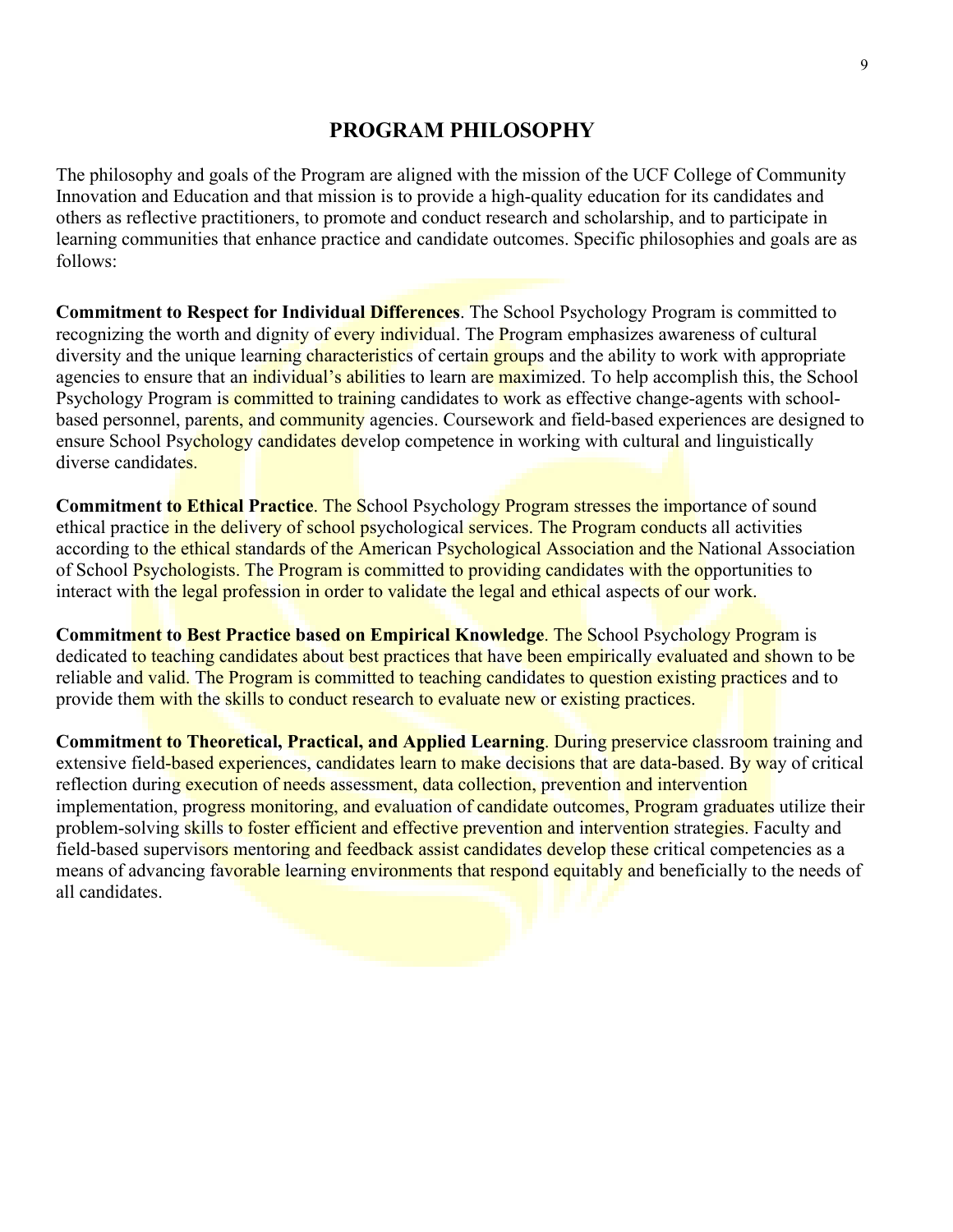# PROGRAM PHILOSOPHY

The philosophy and goals of the Program are aligned with the mission of the UCF College of Community Innovation and Education and that mission is to provide a high-quality education for its candidates and others as reflective practitioners, to promote and conduct research and scholarship, and to participate in learning communities that enhance practice and candidate outcomes. Specific philosophies and goals are as follows:

**Commitment to Respect for Individual Differences**. The School Psychology Program is committed to recognizing the worth and dignity of every individual. The Program emphasizes awareness of cultural diversity and the unique learning characteristics of certain groups and the ability to work with appropriate agencies to ensure that an individual's abilities to learn are maximized. To help accomplish this, the School Psychology Program is committed to training candidates to work as effective change-agents with school-based personnel, parents, and community agencies. Coursework and field-based experiences are designed to ensure School Psychology candidates develop competence in working with cultural and linguistically diverse candidates.

**Commitment to Ethical Practice**. The School Psychology Program stresses the importance of sound ethical practice in the delivery of school psychological services. The Program conducts all activities according to the ethical standards of the American Psychological Association and the National Association of School Psychologists. The Program is committed to providing candidates with the opportunities to interact with the legal profession in order to validate the legal and ethical aspects of our work.

**Commitment to Best Practice based on Empirical Knowledge**. The School Psychology Program is dedicated to teaching candidates about best practices that have been empirically evaluated and shown to be reliable and valid. The Program is committed to teaching candidates to question existing practices and to provide them with the skills to conduct research to evaluate new or existing practices.

**Commitment to Theoretical, Practical, and Applied Learning**. During preservice classroom training and extensive field-based experiences, candidates learn to make decisions that are data-based. By way of critical reflection during execution of needs assessment, data collection, prevention and intervention implementation, progress monitoring, and evaluation of candidate outcomes, Program graduates utilize their problem-solving skills to foster efficient and effective prevention and intervention strategies. Faculty and field-based supervisors mentoring and feedback assist candidates develop these critical competencies as a means of advancing favorable learning environments that respond equitably and beneficially to the needs of all candidates.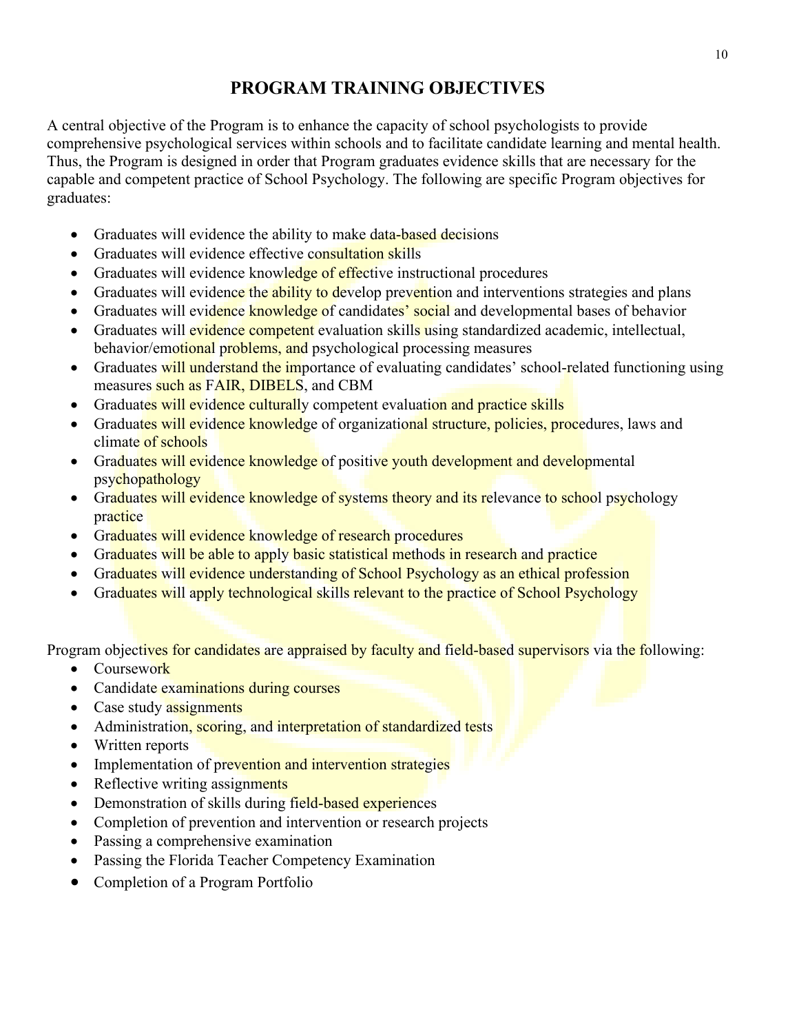# PROGRAM TRAINING OBJECTIVES

A central objective of the Program is to enhance the capacity of school psychologists to provide comprehensive psychological services within schools and to facilitate candidate learning and mental health. Thus, the Program is designed in order that Program graduates evidence skills that are necessary for the capable and competent practice of School Psychology. The following are specific Program objectives for graduates:

- Graduates will evidence the ability to make data-based decisions
- Graduates will evidence effective consultation skills
- Graduates will evidence knowledge of effective instructional procedures
- Graduates will evidence the ability to develop prevention and interventions strategies and plans
- Graduates will evidence knowledge of candidates' social and developmental bases of behavior
- Graduates will evidence competent evaluation skills using standardized academic, intellectual, behavior/emotional problems, and psychological processing measures
- Graduates will understand the importance of evaluating candidates' school-related functioning using measures such as FAIR, DIBELS, and CBM
- Graduates will evidence culturally competent evaluation and practice skills
- Graduates will evidence knowledge of organizational structure, policies, procedures, laws and climate of schools
- Graduates will evidence knowledge of positive youth development and developmental psychopathology
- Graduates will evidence knowledge of systems theory and its relevance to school psychology practice
- Graduates will evidence knowledge of research procedures
- Graduates will be able to apply basic statistical methods in research and practice
- Graduates will evidence understanding of School Psychology as an ethical profession
- Graduates will apply technological skills relevant to the practice of School Psychology

Program objectives for candidates are appraised by faculty and field-based supervisors via the following:

- Coursework
- Candidate examinations during courses
- Case study assignments
- Administration, scoring, and interpretation of standardized tests
- Written reports
- Implementation of prevention and intervention strategies
- Reflective writing assignments
- Demonstration of skills during field-based experiences
- Completion of prevention and intervention or research projects
- Passing a comprehensive examination
- Passing the Florida Teacher Competency Examination
- Completion of a Program Portfolio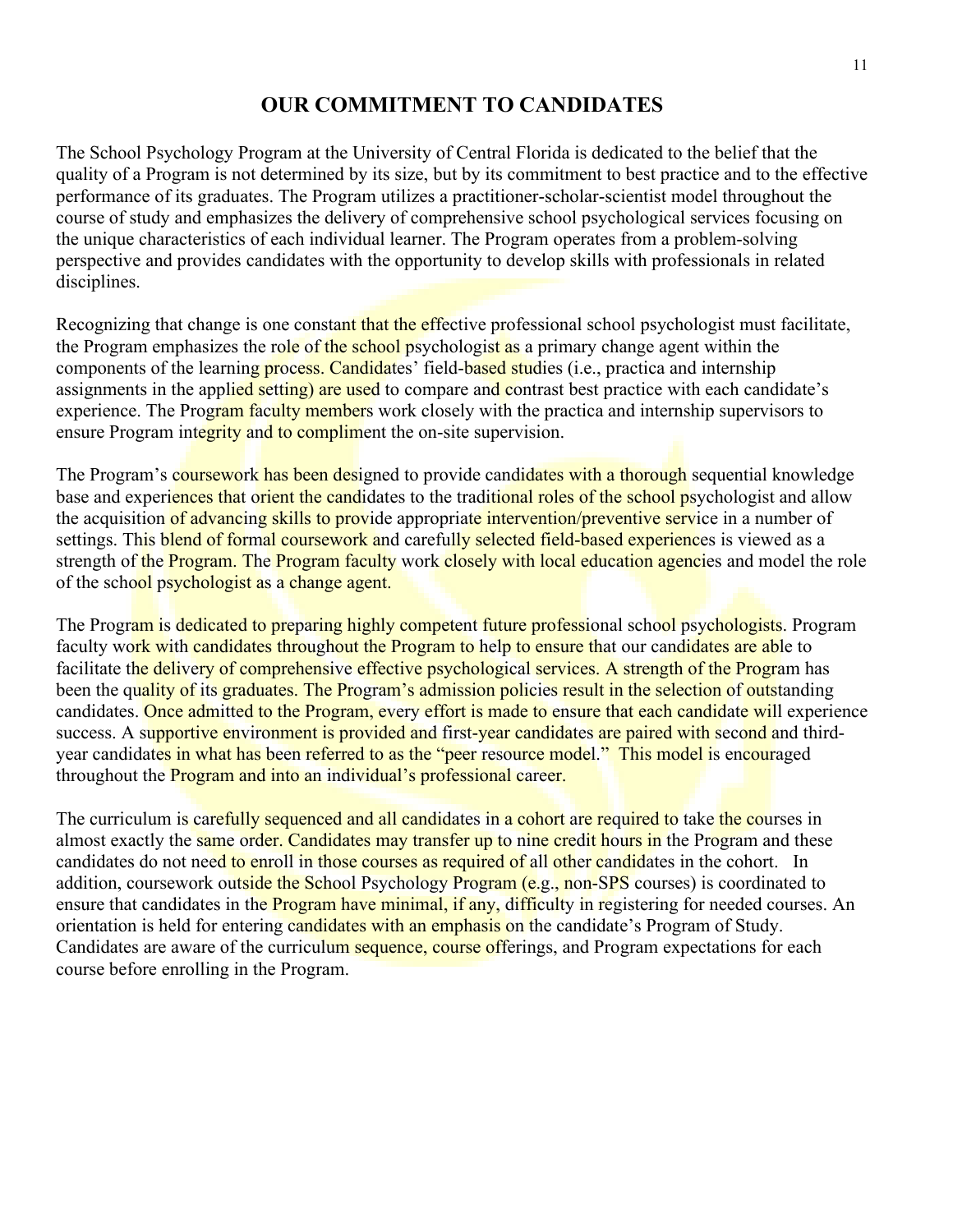# OUR COMMITMENT TO CANDIDATES

The School Psychology Program at the University of Central Florida is dedicated to the belief that the quality of a Program is not determined by its size, but by its commitment to best practice and to the effective performance of its graduates. The Program utilizes a practitioner-scholar-scientist model throughout the course of study and emphasizes the delivery of comprehensive school psychological services focusing on the unique characteristics of each individual learner. The Program operates from a problem-solving perspective and provides candidates with the opportunity to develop skills with professionals in related disciplines.

Recognizing that change is one constant that the effective professional school psychologist must facilitate, the Program emphasizes the role of the school psychologist as a primary change agent within the components of the learning process. Candidates' field-based studies (i.e., practica and internship assignments in the applied setting) are used to compare and contrast best practice with each candidate's experience. The Program faculty members work closely with the practica and internship supervisors to ensure Program integrity and to compliment the on-site supervision.

The Program's coursework has been designed to provide candidates with a thorough sequential knowledge base and experiences that orient the candidates to the traditional roles of the school psychologist and allow the acquisition of advancing skills to provide appropriate intervention/preventive service in a number of settings. This blend of formal coursework and carefully selected field-based experiences is viewed as a strength of the Program. The Program faculty work closely with local education agencies and model the role of the school psychologist as a change agent.

The Program is dedicated to preparing highly competent future professional school psychologists. Program faculty work with candidates throughout the Program to help to ensure that our candidates are able to facilitate the delivery of comprehensive effective psychological services. A strength of the Program has been the quality of its graduates. The Program's admission policies result in the selection of outstanding candidates. Once admitted to the Program, every effort is made to ensure that each candidate will experience success. A supportive environment is provided and first-year candidates are paired with second and third-year candidates in what has been referred to as the "peer resource model." This model is encouraged throughout the Program and into an individual's professional career.

The curriculum is carefully sequenced and all candidates in a cohort are required to take the courses in almost exactly the same order. Candidates may transfer up to nine credit hours in the Program and these candidates do not need to enroll in those courses as required of all other candidates in the cohort. In addition, coursework outside the School Psychology Program (e.g., non-SPS courses) is coordinated to ensure that candidates in the Program have minimal, if any, difficulty in registering for needed courses. An orientation is held for entering candidates with an emphasis on the candidate's Program of Study. Candidates are aware of the curriculum sequence, course offerings, and Program expectations for each course before enrolling in the Program.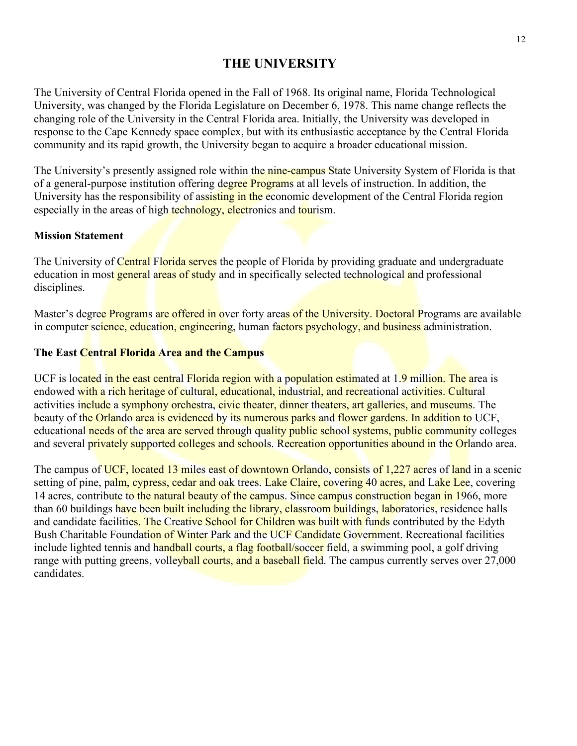# THE UNIVERSITY

The University of Central Florida opened in the Fall of 1968. Its original name, Florida Technological University, was changed by the Florida Legislature on December 6, 1978. This name change reflects the changing role of the University in the Central Florida area. Initially, the University was developed in response to the Cape Kennedy space complex, but with its enthusiastic acceptance by the Central Florida community and its rapid growth, the University began to acquire a broader educational mission.

The University's presently assigned role within the nine-campus State University System of Florida is that of a general-purpose institution offering degree Programs at all levels of instruction. In addition, the University has the responsibility of assisting in the economic development of the Central Florida region especially in the areas of high technology, electronics and tourism.

**Mission Statement**

The University of Central Florida serves the people of Florida by providing graduate and undergraduate education in most general areas of study and in specifically selected technological and professional disciplines.

Master's degree Programs are offered in over forty areas of the University. Doctoral Programs are available in computer science, education, engineering, human factors psychology, and business administration.

**The East Central Florida Area and the Campus**

UCF is located in the east central Florida region with a population estimated at 1.9 million. The area is endowed with a rich heritage of cultural, educational, industrial, and recreational activities. Cultural activities include a symphony orchestra, civic theater, dinner theaters, art galleries, and museums. The beauty of the Orlando area is evidenced by its numerous parks and flower gardens. In addition to UCF, educational needs of the area are served through quality public school systems, public community colleges and several privately supported colleges and schools. Recreation opportunities abound in the Orlando area.

The campus of UCF, located 13 miles east of downtown Orlando, consists of 1,227 acres of land in a scenic setting of pine, palm, cypress, cedar and oak trees. Lake Claire, covering 40 acres, and Lake Lee, covering 14 acres, contribute to the natural beauty of the campus. Since campus construction began in 1966, more than 60 buildings have been built including the library, classroom buildings, laboratories, residence halls and candidate facilities. The Creative School for Children was built with funds contributed by the Edyth Bush Charitable Foundation of Winter Park and the UCF Candidate Government. Recreational facilities include lighted tennis and handball courts, a flag football/soccer field, a swimming pool, a golf driving range with putting greens, volleyball courts, and a baseball field. The campus currently serves over 27,000 candidates.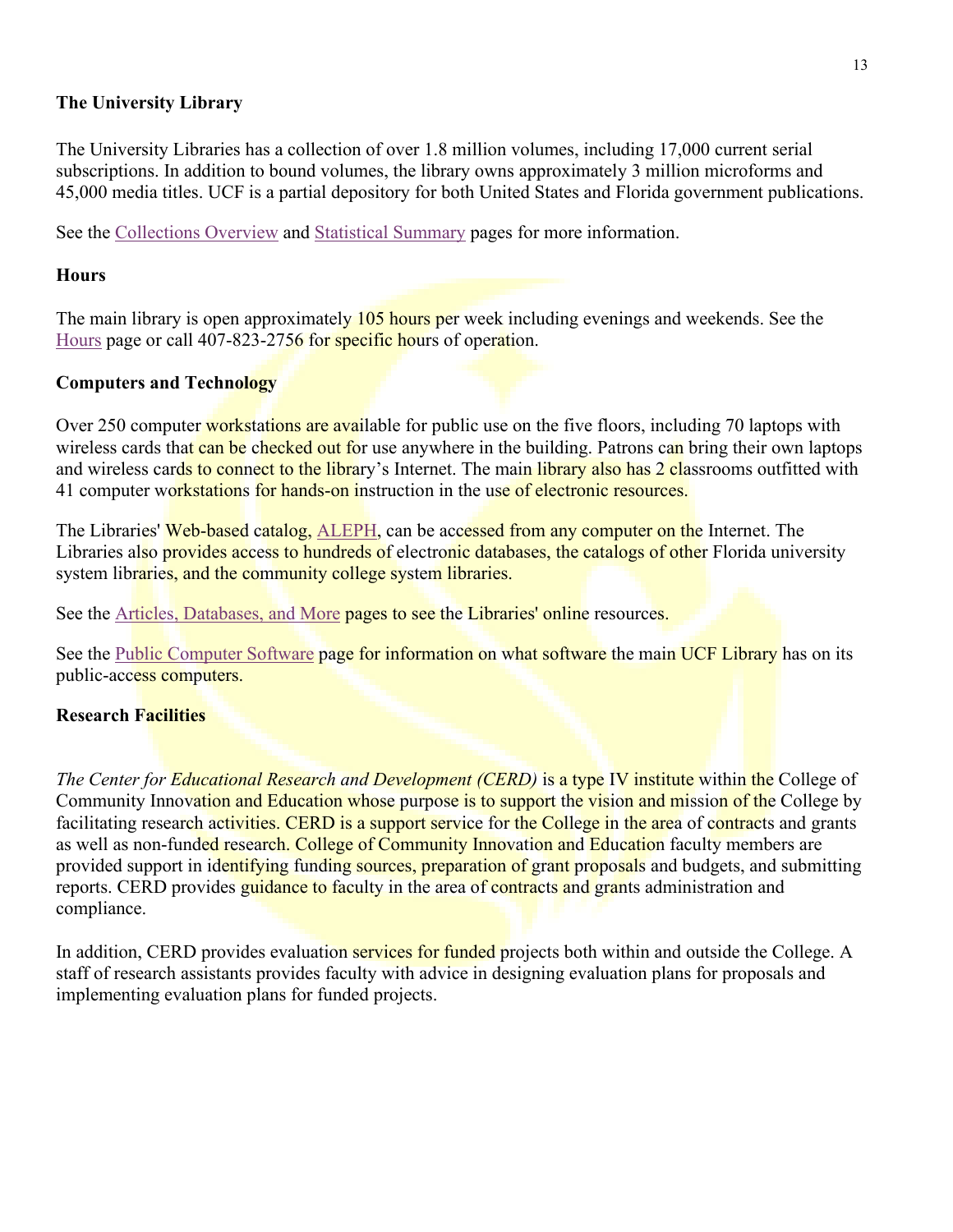## The University Library

The University Libraries has a collection of over 1.8 million volumes, including 17,000 current serial subscriptions. In addition to bound volumes, the library owns approximately 3 million microforms and 45,000 media titles. UCF is a partial depository for both United States and Florida government publications.

See the Collections Overview and Statistical Summary pages for more information.

### Hours

The main library is open approximately 105 hours per week including evenings and weekends. See the Hours page or call 407-823-2756 for specific hours of operation.

### Computers and Technology

Over 250 computer workstations are available for public use on the five floors, including 70 laptops with wireless cards that can be checked out for use anywhere in the building. Patrons can bring their own laptops and wireless cards to connect to the library's Internet. The main library also has 2 classrooms outfitted with 41 computer workstations for hands-on instruction in the use of electronic resources.

The Libraries' Web-based catalog, ALEPH, can be accessed from any computer on the Internet. The Libraries also provides access to hundreds of electronic databases, the catalogs of other Florida university system libraries, and the community college system libraries.

See the Articles, Databases, and More pages to see the Libraries' online resources.

See the Public Computer Software page for information on what software the main UCF Library has on its public-access computers.

### Research Facilities

*The Center for Educational Research and Development (CERD)* is a type IV institute within the College of Community Innovation and Education whose purpose is to support the vision and mission of the College by facilitating research activities. CERD is a support service for the College in the area of contracts and grants as well as non-funded research. College of Community Innovation and Education faculty members are provided support in identifying funding sources, preparation of grant proposals and budgets, and submitting reports. CERD provides guidance to faculty in the area of contracts and grants administration and compliance.

In addition, CERD provides evaluation services for funded projects both within and outside the College. A staff of research assistants provides faculty with advice in designing evaluation plans for proposals and implementing evaluation plans for funded projects.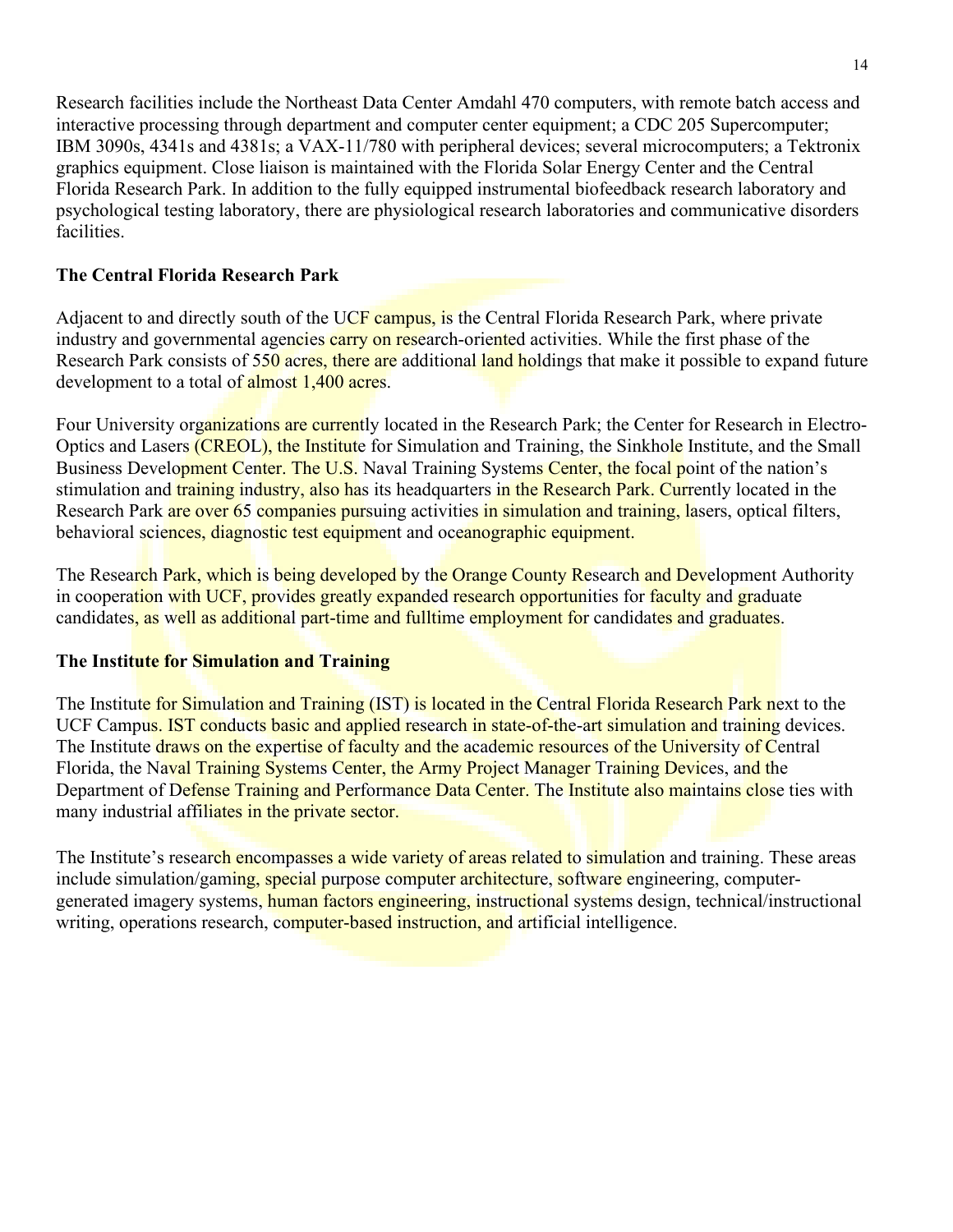Research facilities include the Northeast Data Center Amdahl 470 computers, with remote batch access and interactive processing through department and computer center equipment; a CDC 205 Supercomputer; IBM 3090s, 4341s and 4381s; a VAX-11/780 with peripheral devices; several microcomputers; a Tektronix graphics equipment. Close liaison is maintained with the Florida Solar Energy Center and the Central Florida Research Park. In addition to the fully equipped instrumental biofeedback research laboratory and psychological testing laboratory, there are physiological research laboratories and communicative disorders facilities.

**The Central Florida Research Park**

Adjacent to and directly south of the UCF campus, is the Central Florida Research Park, where private industry and governmental agencies carry on research-oriented activities. While the first phase of the Research Park consists of 550 acres, there are additional land holdings that make it possible to expand future development to a total of almost 1,400 acres.

Four University organizations are currently located in the Research Park; the Center for Research in Electro-Optics and Lasers (CREOL), the Institute for Simulation and Training, the Sinkhole Institute, and the Small Business Development Center. The U.S. Naval Training Systems Center, the focal point of the nation's stimulation and training industry, also has its headquarters in the Research Park. Currently located in the Research Park are over 65 companies pursuing activities in simulation and training, lasers, optical filters, behavioral sciences, diagnostic test equipment and oceanographic equipment.

The Research Park, which is being developed by the Orange County Research and Development Authority in cooperation with UCF, provides greatly expanded research opportunities for faculty and graduate candidates, as well as additional part-time and fulltime employment for candidates and graduates.

**The Institute for Simulation and Training**

The Institute for Simulation and Training (IST) is located in the Central Florida Research Park next to the UCF Campus. IST conducts basic and applied research in state-of-the-art simulation and training devices. The Institute draws on the expertise of faculty and the academic resources of the University of Central Florida, the Naval Training Systems Center, the Army Project Manager Training Devices, and the Department of Defense Training and Performance Data Center. The Institute also maintains close ties with many industrial affiliates in the private sector.

The Institute's research encompasses a wide variety of areas related to simulation and training. These areas include simulation/gaming, special purpose computer architecture, software engineering, computer-generated imagery systems, human factors engineering, instructional systems design, technical/instructional writing, operations research, computer-based instruction, and artificial intelligence.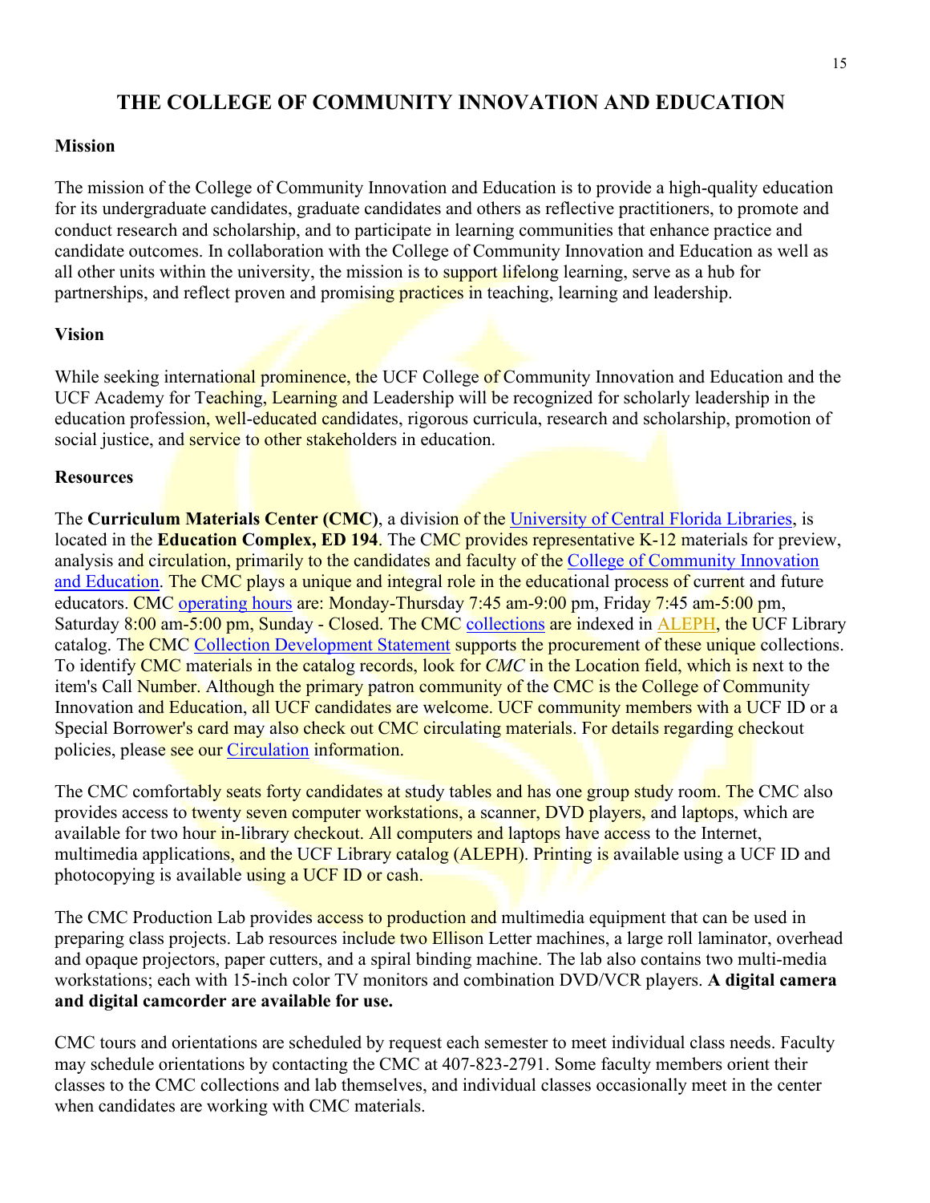# THE COLLEGE OF COMMUNITY INNOVATION AND EDUCATION

**Mission**

The mission of the College of Community Innovation and Education is to provide a high-quality education for its undergraduate candidates, graduate candidates and others as reflective practitioners, to promote and conduct research and scholarship, and to participate in learning communities that enhance practice and candidate outcomes. In collaboration with the College of Community Innovation and Education as well as all other units within the university, the mission is to support lifelong learning, serve as a hub for partnerships, and reflect proven and promising practices in teaching, learning and leadership.

**Vision**

While seeking international prominence, the UCF College of Community Innovation and Education and the UCF Academy for Teaching, Learning and Leadership will be recognized for scholarly leadership in the education profession, well-educated candidates, rigorous curricula, research and scholarship, promotion of social justice, and service to other stakeholders in education.

**Resources**

The **Curriculum Materials Center (CMC)**, a division of the University of Central Florida Libraries, is located in the **Education Complex, ED 194**. The CMC provides representative K-12 materials for preview, analysis and circulation, primarily to the candidates and faculty of the College of Community Innovation and Education. The CMC plays a unique and integral role in the educational process of current and future educators. CMC operating hours are: Monday-Thursday 7:45 am-9:00 pm, Friday 7:45 am-5:00 pm, Saturday 8:00 am-5:00 pm, Sunday - Closed. The CMC collections are indexed in ALEPH, the UCF Library catalog. The CMC Collection Development Statement supports the procurement of these unique collections. To identify CMC materials in the catalog records, look for *CMC* in the Location field, which is next to the item's Call Number. Although the primary patron community of the CMC is the College of Community Innovation and Education, all UCF candidates are welcome. UCF community members with a UCF ID or a Special Borrower's card may also check out CMC circulating materials. For details regarding checkout policies, please see our Circulation information.

The CMC comfortably seats forty candidates at study tables and has one group study room. The CMC also provides access to twenty seven computer workstations, a scanner, DVD players, and laptops, which are available for two hour in-library checkout. All computers and laptops have access to the Internet, multimedia applications, and the UCF Library catalog (ALEPH). Printing is available using a UCF ID and photocopying is available using a UCF ID or cash.

The CMC Production Lab provides access to production and multimedia equipment that can be used in preparing class projects. Lab resources include two Ellison Letter machines, a large roll laminator, overhead and opaque projectors, paper cutters, and a spiral binding machine. The lab also contains two multi-media workstations; each with 15-inch color TV monitors and combination DVD/VCR players. **A digital camera and digital camcorder are available for use.**

CMC tours and orientations are scheduled by request each semester to meet individual class needs. Faculty may schedule orientations by contacting the CMC at 407-823-2791. Some faculty members orient their classes to the CMC collections and lab themselves, and individual classes occasionally meet in the center when candidates are working with CMC materials.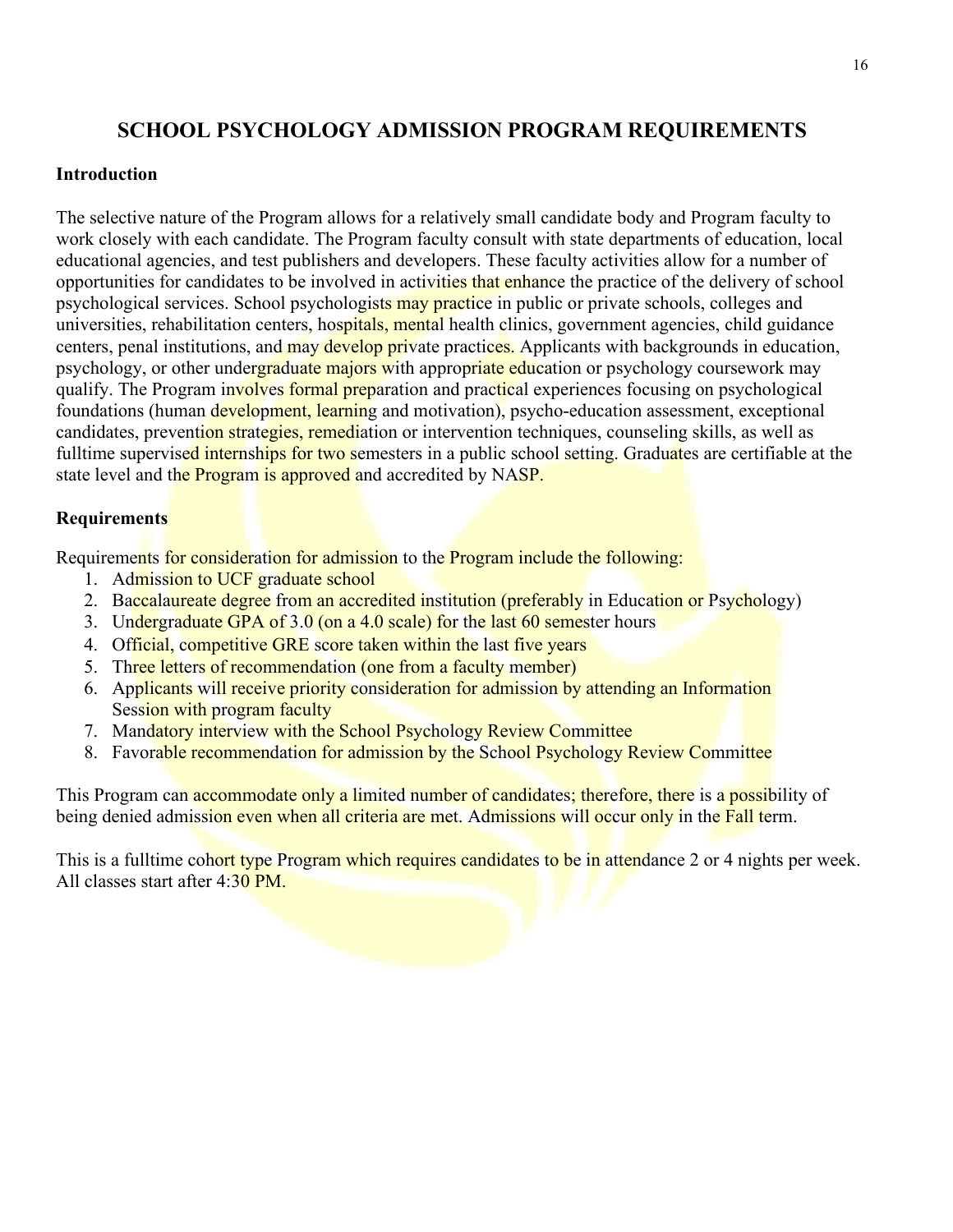# SCHOOL PSYCHOLOGY ADMISSION PROGRAM REQUIREMENTS

## Introduction

The selective nature of the Program allows for a relatively small candidate body and Program faculty to work closely with each candidate. The Program faculty consult with state departments of education, local educational agencies, and test publishers and developers. These faculty activities allow for a number of opportunities for candidates to be involved in activities that enhance the practice of the delivery of school psychological services. School psychologists may practice in public or private schools, colleges and universities, rehabilitation centers, hospitals, mental health clinics, government agencies, child guidance centers, penal institutions, and may develop private practices. Applicants with backgrounds in education, psychology, or other undergraduate majors with appropriate education or psychology coursework may qualify. The Program involves formal preparation and practical experiences focusing on psychological foundations (human development, learning and motivation), psycho-education assessment, exceptional candidates, prevention strategies, remediation or intervention techniques, counseling skills, as well as fulltime supervised internships for two semesters in a public school setting. Graduates are certifiable at the state level and the Program is approved and accredited by NASP.

## Requirements

Requirements for consideration for admission to the Program include the following:

1. Admission to UCF graduate school
2. Baccalaureate degree from an accredited institution (preferably in Education or Psychology)
3. Undergraduate GPA of 3.0 (on a 4.0 scale) for the last 60 semester hours
4. Official, competitive GRE score taken within the last five years
5. Three letters of recommendation (one from a faculty member)
6. Applicants will receive priority consideration for admission by attending an Information Session with program faculty
7. Mandatory interview with the School Psychology Review Committee
8. Favorable recommendation for admission by the School Psychology Review Committee

This Program can accommodate only a limited number of candidates; therefore, there is a possibility of being denied admission even when all criteria are met. Admissions will occur only in the Fall term.

This is a fulltime cohort type Program which requires candidates to be in attendance 2 or 4 nights per week. All classes start after 4:30 PM.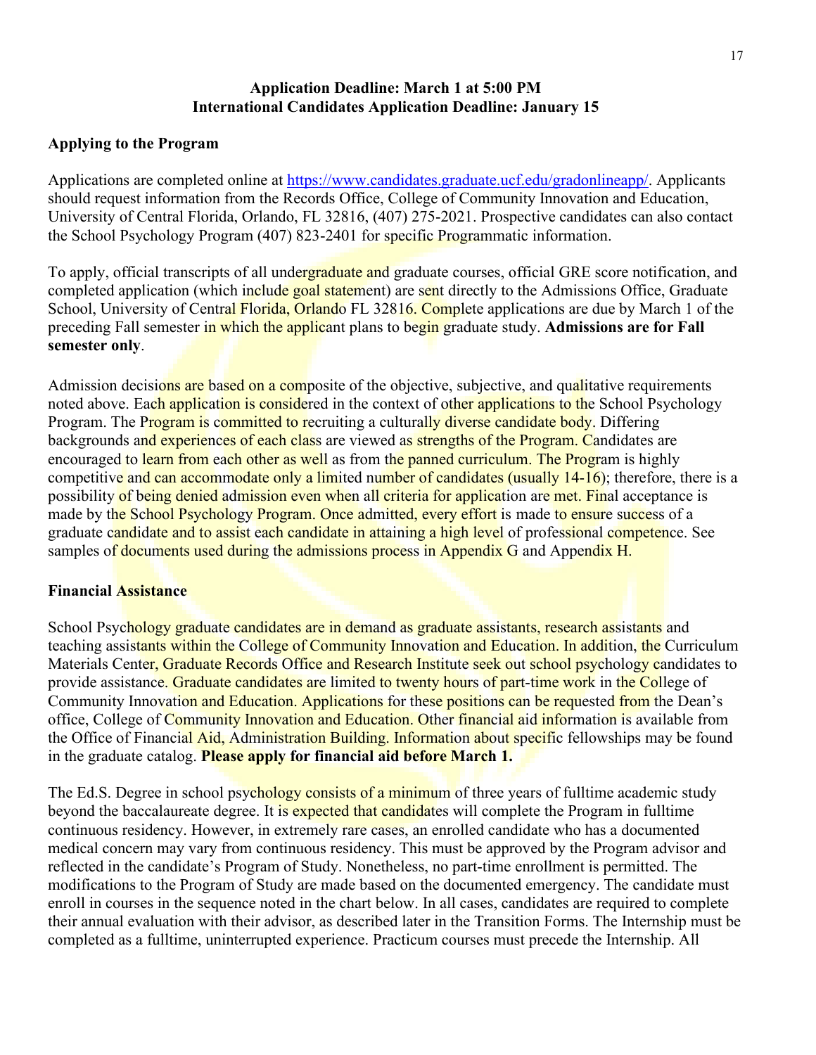**Application Deadline: March 1 at 5:00 PM**
**International Candidates Application Deadline: January 15**

## Applying to the Program

Applications are completed online at https://www.candidates.graduate.ucf.edu/gradonlineapp/. Applicants should request information from the Records Office, College of Community Innovation and Education, University of Central Florida, Orlando, FL 32816, (407) 275-2021. Prospective candidates can also contact the School Psychology Program (407) 823-2401 for specific Programmatic information.

To apply, official transcripts of all undergraduate and graduate courses, official GRE score notification, and completed application (which include goal statement) are sent directly to the Admissions Office, Graduate School, University of Central Florida, Orlando FL 32816. Complete applications are due by March 1 of the preceding Fall semester in which the applicant plans to begin graduate study. **Admissions are for Fall semester only**.

Admission decisions are based on a composite of the objective, subjective, and qualitative requirements noted above. Each application is considered in the context of other applications to the School Psychology Program. The Program is committed to recruiting a culturally diverse candidate body. Differing backgrounds and experiences of each class are viewed as strengths of the Program. Candidates are encouraged to learn from each other as well as from the panned curriculum. The Program is highly competitive and can accommodate only a limited number of candidates (usually 14-16); therefore, there is a possibility of being denied admission even when all criteria for application are met. Final acceptance is made by the School Psychology Program. Once admitted, every effort is made to ensure success of a graduate candidate and to assist each candidate in attaining a high level of professional competence. See samples of documents used during the admissions process in Appendix G and Appendix H.

## Financial Assistance

School Psychology graduate candidates are in demand as graduate assistants, research assistants and teaching assistants within the College of Community Innovation and Education. In addition, the Curriculum Materials Center, Graduate Records Office and Research Institute seek out school psychology candidates to provide assistance. Graduate candidates are limited to twenty hours of part-time work in the College of Community Innovation and Education. Applications for these positions can be requested from the Dean's office, College of Community Innovation and Education. Other financial aid information is available from the Office of Financial Aid, Administration Building. Information about specific fellowships may be found in the graduate catalog. **Please apply for financial aid before March 1.**

The Ed.S. Degree in school psychology consists of a minimum of three years of fulltime academic study beyond the baccalaureate degree. It is expected that candidates will complete the Program in fulltime continuous residency. However, in extremely rare cases, an enrolled candidate who has a documented medical concern may vary from continuous residency. This must be approved by the Program advisor and reflected in the candidate's Program of Study. Nonetheless, no part-time enrollment is permitted. The modifications to the Program of Study are made based on the documented emergency. The candidate must enroll in courses in the sequence noted in the chart below. In all cases, candidates are required to complete their annual evaluation with their advisor, as described later in the Transition Forms. The Internship must be completed as a fulltime, uninterrupted experience. Practicum courses must precede the Internship. All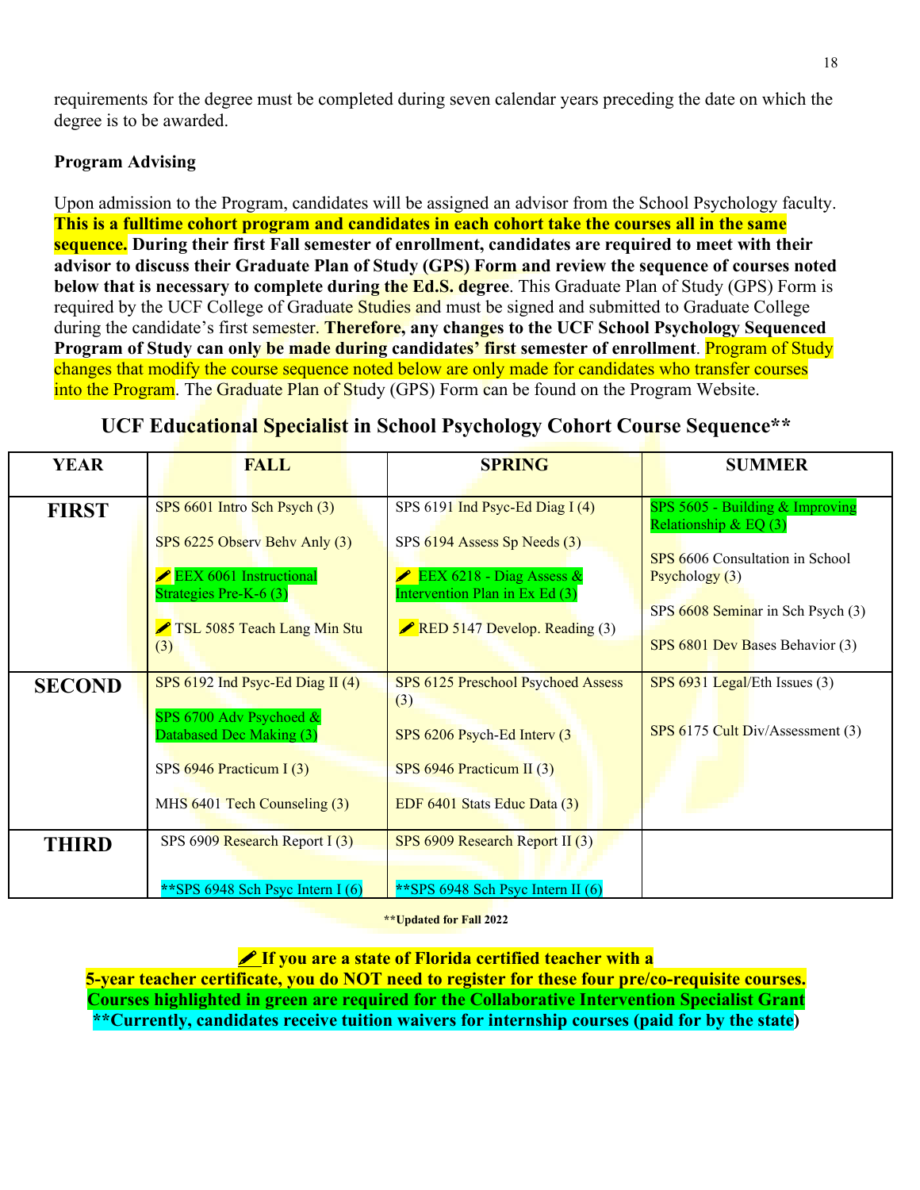requirements for the degree must be completed during seven calendar years preceding the date on which the degree is to be awarded.

**Program Advising**

Upon admission to the Program, candidates will be assigned an advisor from the School Psychology faculty. **This is a fulltime cohort program and candidates in each cohort take the courses all in the same sequence. During their first Fall semester of enrollment, candidates are required to meet with their advisor to discuss their Graduate Plan of Study (GPS) Form and review the sequence of courses noted below that is necessary to complete during the Ed.S. degree**. This Graduate Plan of Study (GPS) Form is required by the UCF College of Graduate Studies and must be signed and submitted to Graduate College during the candidate's first semester. **Therefore, any changes to the UCF School Psychology Sequenced Program of Study can only be made during candidates' first semester of enrollment**. Program of Study changes that modify the course sequence noted below are only made for candidates who transfer courses into the Program. The Graduate Plan of Study (GPS) Form can be found on the Program Website.

## UCF Educational Specialist in School Psychology Cohort Course Sequence**

| YEAR | FALL | SPRING | SUMMER |
|---|---|---|---|
| **FIRST** | SPS 6601 Intro Sch Psych (3)<br>SPS 6225 Observ Behv Anly (3)<br>✎ EEX 6061 Instructional Strategies Pre-K-6 (3)<br>✎ TSL 5085 Teach Lang Min Stu (3) | SPS 6191 Ind Psyc-Ed Diag I (4)<br>SPS 6194 Assess Sp Needs (3)<br>✎ EEX 6218 - Diag Assess & Intervention Plan in Ex Ed (3)<br>✎ RED 5147 Develop. Reading (3) | SPS 5605 - Building & Improving Relationship & EQ (3)<br>SPS 6606 Consultation in School Psychology (3)<br>SPS 6608 Seminar in Sch Psych (3)<br>SPS 6801 Dev Bases Behavior (3) |
| **SECOND** | SPS 6192 Ind Psyc-Ed Diag II (4)<br>SPS 6700 Adv Psychoed & Databased Dec Making (3)<br>SPS 6946 Practicum I (3)<br>MHS 6401 Tech Counseling (3) | SPS 6125 Preschool Psychoed Assess (3)<br>SPS 6206 Psych-Ed Interv (3<br>SPS 6946 Practicum II (3)<br>EDF 6401 Stats Educ Data (3) | SPS 6931 Legal/Eth Issues (3)<br>SPS 6175 Cult Div/Assessment (3) |
| **THIRD** | SPS 6909 Research Report I (3)<br>**SPS 6948 Sch Psyc Intern I (6) | SPS 6909 Research Report II (3)<br>**SPS 6948 Sch Psyc Intern II (6) | |

****Updated for Fall 2022**

**✎ If you are a state of Florida certified teacher with a 5-year teacher certificate, you do NOT need to register for these four pre/co-requisite courses.**
**Courses highlighted in green are required for the Collaborative Intervention Specialist Grant**
****Currently, candidates receive tuition waivers for internship courses (paid for by the state)**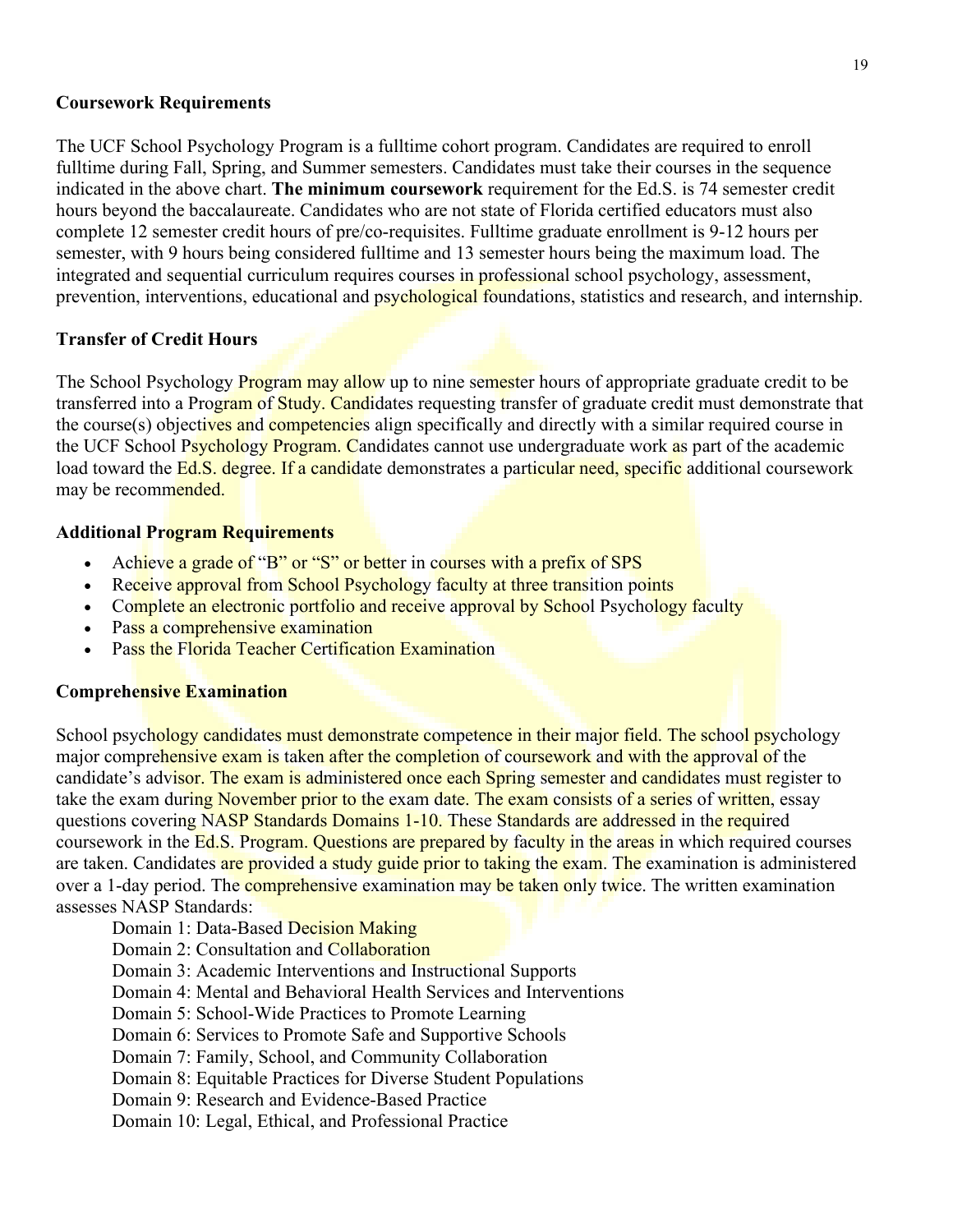### Coursework Requirements

The UCF School Psychology Program is a fulltime cohort program. Candidates are required to enroll fulltime during Fall, Spring, and Summer semesters. Candidates must take their courses in the sequence indicated in the above chart. **The minimum coursework** requirement for the Ed.S. is 74 semester credit hours beyond the baccalaureate. Candidates who are not state of Florida certified educators must also complete 12 semester credit hours of pre/co-requisites. Fulltime graduate enrollment is 9-12 hours per semester, with 9 hours being considered fulltime and 13 semester hours being the maximum load. The integrated and sequential curriculum requires courses in professional school psychology, assessment, prevention, interventions, educational and psychological foundations, statistics and research, and internship.

### Transfer of Credit Hours

The School Psychology Program may allow up to nine semester hours of appropriate graduate credit to be transferred into a Program of Study. Candidates requesting transfer of graduate credit must demonstrate that the course(s) objectives and competencies align specifically and directly with a similar required course in the UCF School Psychology Program. Candidates cannot use undergraduate work as part of the academic load toward the Ed.S. degree. If a candidate demonstrates a particular need, specific additional coursework may be recommended.

### Additional Program Requirements

- Achieve a grade of "B" or "S" or better in courses with a prefix of SPS
- Receive approval from School Psychology faculty at three transition points
- Complete an electronic portfolio and receive approval by School Psychology faculty
- Pass a comprehensive examination
- Pass the Florida Teacher Certification Examination

### Comprehensive Examination

School psychology candidates must demonstrate competence in their major field. The school psychology major comprehensive exam is taken after the completion of coursework and with the approval of the candidate's advisor. The exam is administered once each Spring semester and candidates must register to take the exam during November prior to the exam date. The exam consists of a series of written, essay questions covering NASP Standards Domains 1-10. These Standards are addressed in the required coursework in the Ed.S. Program. Questions are prepared by faculty in the areas in which required courses are taken. Candidates are provided a study guide prior to taking the exam. The examination is administered over a 1-day period. The comprehensive examination may be taken only twice. The written examination assesses NASP Standards:

Domain 1: Data-Based Decision Making
Domain 2: Consultation and Collaboration
Domain 3: Academic Interventions and Instructional Supports
Domain 4: Mental and Behavioral Health Services and Interventions
Domain 5: School-Wide Practices to Promote Learning
Domain 6: Services to Promote Safe and Supportive Schools
Domain 7: Family, School, and Community Collaboration
Domain 8: Equitable Practices for Diverse Student Populations
Domain 9: Research and Evidence-Based Practice
Domain 10: Legal, Ethical, and Professional Practice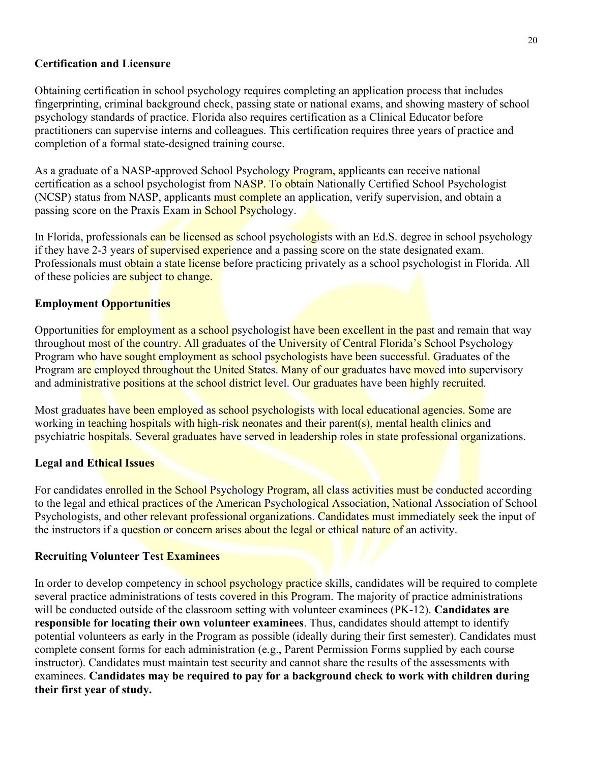## Certification and Licensure

Obtaining certification in school psychology requires completing an application process that includes fingerprinting, criminal background check, passing state or national exams, and showing mastery of school psychology standards of practice. Florida also requires certification as a Clinical Educator before practitioners can supervise interns and colleagues. This certification requires three years of practice and completion of a formal state-designed training course.

As a graduate of a NASP-approved School Psychology Program, applicants can receive national certification as a school psychologist from NASP. To obtain Nationally Certified School Psychologist (NCSP) status from NASP, applicants must complete an application, verify supervision, and obtain a passing score on the Praxis Exam in School Psychology.

In Florida, professionals can be licensed as school psychologists with an Ed.S. degree in school psychology if they have 2-3 years of supervised experience and a passing score on the state designated exam. Professionals must obtain a state license before practicing privately as a school psychologist in Florida. All of these policies are subject to change.

## Employment Opportunities

Opportunities for employment as a school psychologist have been excellent in the past and remain that way throughout most of the country. All graduates of the University of Central Florida's School Psychology Program who have sought employment as school psychologists have been successful. Graduates of the Program are employed throughout the United States. Many of our graduates have moved into supervisory and administrative positions at the school district level. Our graduates have been highly recruited.

Most graduates have been employed as school psychologists with local educational agencies. Some are working in teaching hospitals with high-risk neonates and their parent(s), mental health clinics and psychiatric hospitals. Several graduates have served in leadership roles in state professional organizations.

## Legal and Ethical Issues

For candidates enrolled in the School Psychology Program, all class activities must be conducted according to the legal and ethical practices of the American Psychological Association, National Association of School Psychologists, and other relevant professional organizations. Candidates must immediately seek the input of the instructors if a question or concern arises about the legal or ethical nature of an activity.

## Recruiting Volunteer Test Examinees

In order to develop competency in school psychology practice skills, candidates will be required to complete several practice administrations of tests covered in this Program. The majority of practice administrations will be conducted outside of the classroom setting with volunteer examinees (PK-12). **Candidates are responsible for locating their own volunteer examinees**. Thus, candidates should attempt to identify potential volunteers as early in the Program as possible (ideally during their first semester). Candidates must complete consent forms for each administration (e.g., Parent Permission Forms supplied by each course instructor). Candidates must maintain test security and cannot share the results of the assessments with examinees. **Candidates may be required to pay for a background check to work with children during their first year of study.**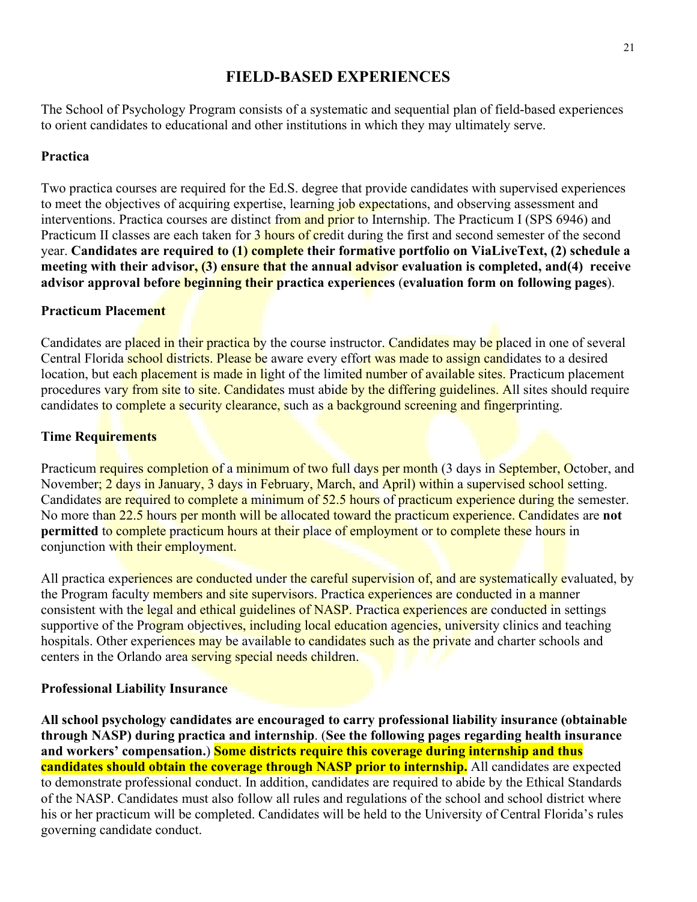# FIELD-BASED EXPERIENCES

The School of Psychology Program consists of a systematic and sequential plan of field-based experiences to orient candidates to educational and other institutions in which they may ultimately serve.

### Practica

Two practica courses are required for the Ed.S. degree that provide candidates with supervised experiences to meet the objectives of acquiring expertise, learning job expectations, and observing assessment and interventions. Practica courses are distinct from and prior to Internship. The Practicum I (SPS 6946) and Practicum II classes are each taken for 3 hours of credit during the first and second semester of the second year. **Candidates are required to (1) complete their formative portfolio on ViaLiveText, (2) schedule a meeting with their advisor, (3) ensure that the annual advisor evaluation is completed, and(4) receive advisor approval before beginning their practica experiences** (**evaluation form on following pages**).

### Practicum Placement

Candidates are placed in their practica by the course instructor. Candidates may be placed in one of several Central Florida school districts. Please be aware every effort was made to assign candidates to a desired location, but each placement is made in light of the limited number of available sites. Practicum placement procedures vary from site to site. Candidates must abide by the differing guidelines. All sites should require candidates to complete a security clearance, such as a background screening and fingerprinting.

### Time Requirements

Practicum requires completion of a minimum of two full days per month (3 days in September, October, and November; 2 days in January, 3 days in February, March, and April) within a supervised school setting. Candidates are required to complete a minimum of 52.5 hours of practicum experience during the semester. No more than 22.5 hours per month will be allocated toward the practicum experience. Candidates are **not permitted** to complete practicum hours at their place of employment or to complete these hours in conjunction with their employment.

All practica experiences are conducted under the careful supervision of, and are systematically evaluated, by the Program faculty members and site supervisors. Practica experiences are conducted in a manner consistent with the legal and ethical guidelines of NASP. Practica experiences are conducted in settings supportive of the Program objectives, including local education agencies, university clinics and teaching hospitals. Other experiences may be available to candidates such as the private and charter schools and centers in the Orlando area serving special needs children.

### Professional Liability Insurance

**All school psychology candidates are encouraged to carry professional liability insurance (obtainable through NASP) during practica and internship**. (**See the following pages regarding health insurance and workers' compensation.**) **Some districts require this coverage during internship and thus candidates should obtain the coverage through NASP prior to internship.** All candidates are expected to demonstrate professional conduct. In addition, candidates are required to abide by the Ethical Standards of the NASP. Candidates must also follow all rules and regulations of the school and school district where his or her practicum will be completed. Candidates will be held to the University of Central Florida's rules governing candidate conduct.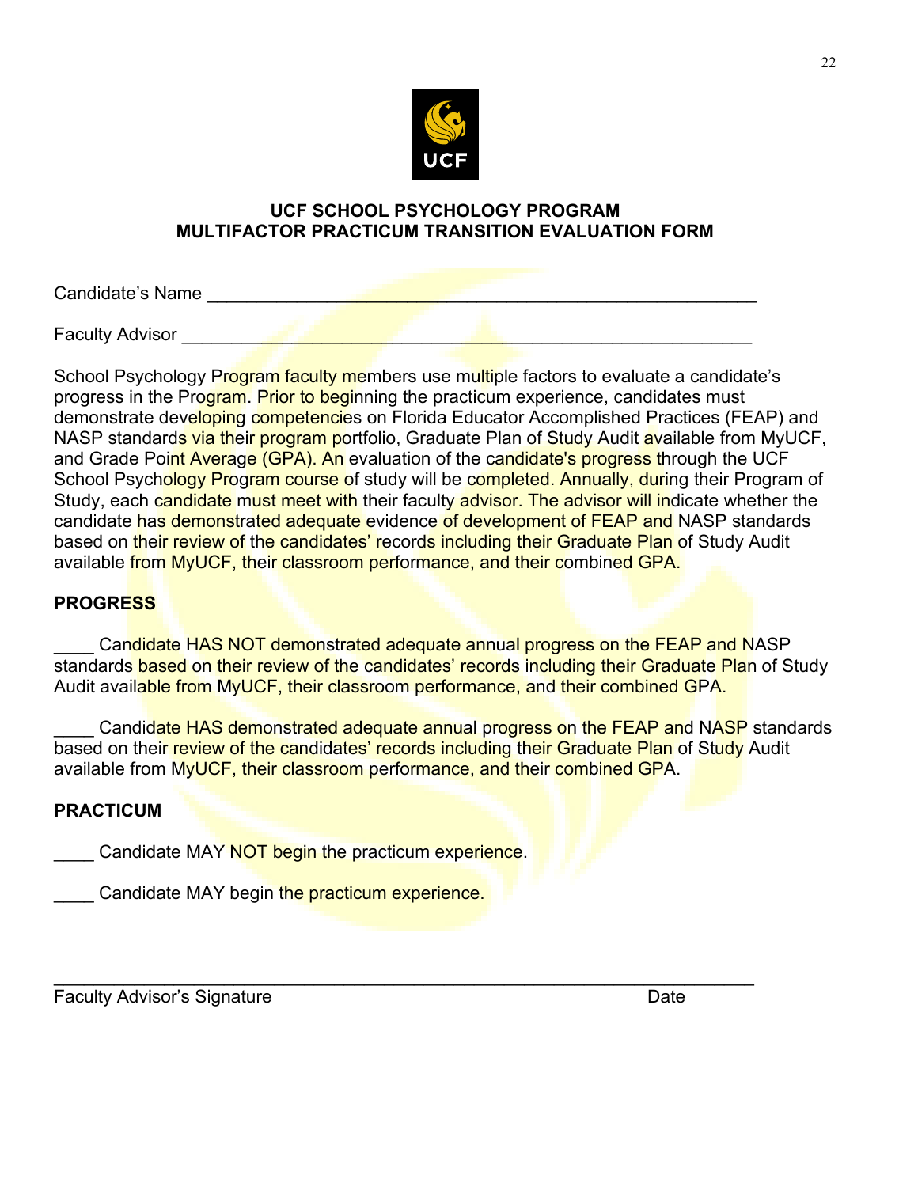**UCF SCHOOL PSYCHOLOGY PROGRAM**
**MULTIFACTOR PRACTICUM TRANSITION EVALUATION FORM**

Candidate's Name ______________________________________________________

Faculty Advisor ________________________________________________________

School Psychology Program faculty members use multiple factors to evaluate a candidate's progress in the Program. Prior to beginning the practicum experience, candidates must demonstrate developing competencies on Florida Educator Accomplished Practices (FEAP) and NASP standards via their program portfolio, Graduate Plan of Study Audit available from MyUCF, and Grade Point Average (GPA). An evaluation of the candidate's progress through the UCF School Psychology Program course of study will be completed. Annually, during their Program of Study, each candidate must meet with their faculty advisor. The advisor will indicate whether the candidate has demonstrated adequate evidence of development of FEAP and NASP standards based on their review of the candidates' records including their Graduate Plan of Study Audit available from MyUCF, their classroom performance, and their combined GPA.

**PROGRESS**

____ Candidate HAS NOT demonstrated adequate annual progress on the FEAP and NASP standards based on their review of the candidates' records including their Graduate Plan of Study Audit available from MyUCF, their classroom performance, and their combined GPA.

____ Candidate HAS demonstrated adequate annual progress on the FEAP and NASP standards based on their review of the candidates' records including their Graduate Plan of Study Audit available from MyUCF, their classroom performance, and their combined GPA.

**PRACTICUM**

____ Candidate MAY NOT begin the practicum experience.

____ Candidate MAY begin the practicum experience.

__________________________________________________________________

Faculty Advisor's Signature Date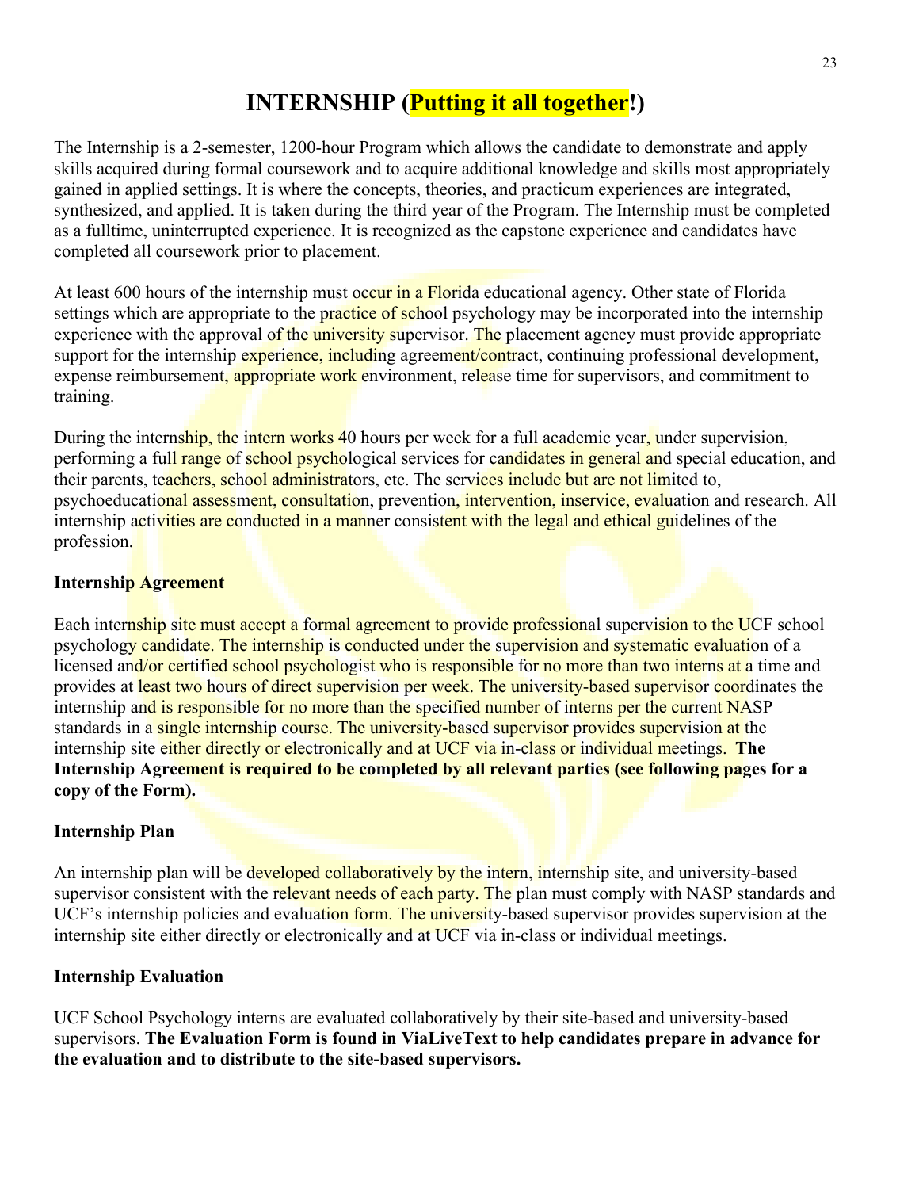# INTERNSHIP (Putting it all together!)

The Internship is a 2-semester, 1200-hour Program which allows the candidate to demonstrate and apply skills acquired during formal coursework and to acquire additional knowledge and skills most appropriately gained in applied settings. It is where the concepts, theories, and practicum experiences are integrated, synthesized, and applied. It is taken during the third year of the Program. The Internship must be completed as a fulltime, uninterrupted experience. It is recognized as the capstone experience and candidates have completed all coursework prior to placement.

At least 600 hours of the internship must occur in a Florida educational agency. Other state of Florida settings which are appropriate to the practice of school psychology may be incorporated into the internship experience with the approval of the university supervisor. The placement agency must provide appropriate support for the internship experience, including agreement/contract, continuing professional development, expense reimbursement, appropriate work environment, release time for supervisors, and commitment to training.

During the internship, the intern works 40 hours per week for a full academic year, under supervision, performing a full range of school psychological services for candidates in general and special education, and their parents, teachers, school administrators, etc. The services include but are not limited to, psychoeducational assessment, consultation, prevention, intervention, inservice, evaluation and research. All internship activities are conducted in a manner consistent with the legal and ethical guidelines of the profession.

### Internship Agreement

Each internship site must accept a formal agreement to provide professional supervision to the UCF school psychology candidate. The internship is conducted under the supervision and systematic evaluation of a licensed and/or certified school psychologist who is responsible for no more than two interns at a time and provides at least two hours of direct supervision per week. The university-based supervisor coordinates the internship and is responsible for no more than the specified number of interns per the current NASP standards in a single internship course. The university-based supervisor provides supervision at the internship site either directly or electronically and at UCF via in-class or individual meetings. **The Internship Agreement is required to be completed by all relevant parties (see following pages for a copy of the Form).**

### Internship Plan

An internship plan will be developed collaboratively by the intern, internship site, and university-based supervisor consistent with the relevant needs of each party. The plan must comply with NASP standards and UCF's internship policies and evaluation form. The university-based supervisor provides supervision at the internship site either directly or electronically and at UCF via in-class or individual meetings.

### Internship Evaluation

UCF School Psychology interns are evaluated collaboratively by their site-based and university-based supervisors. **The Evaluation Form is found in ViaLiveText to help candidates prepare in advance for the evaluation and to distribute to the site-based supervisors.**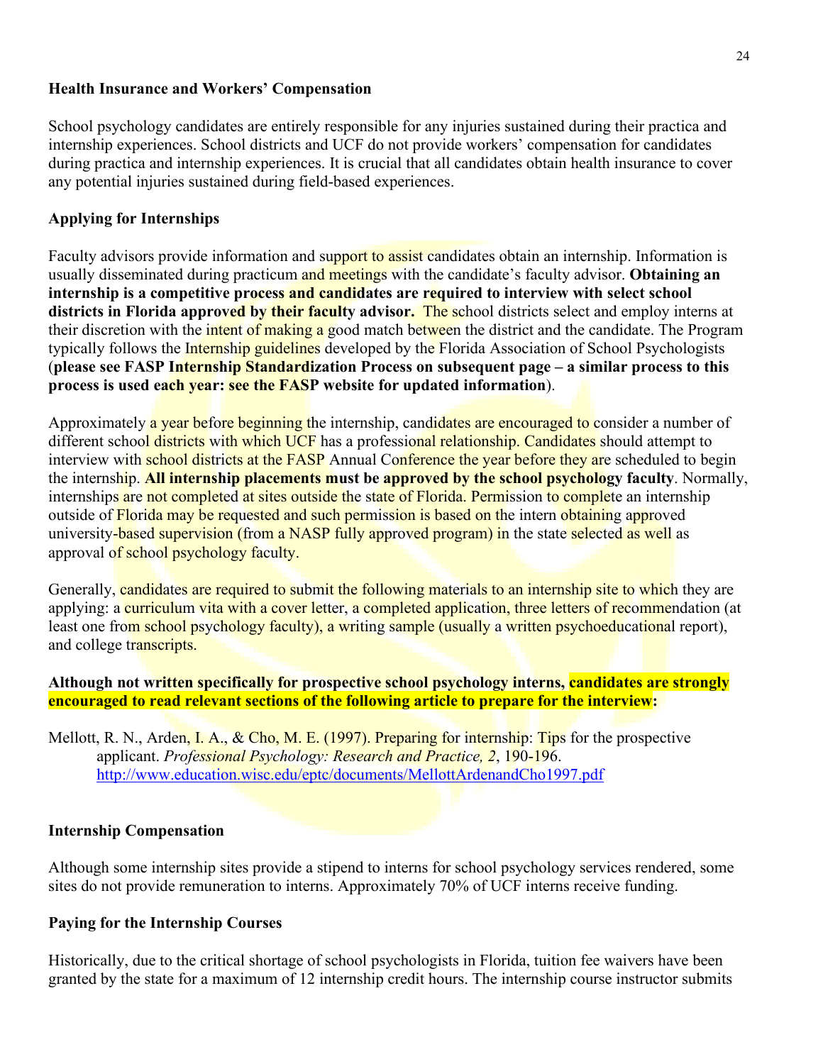**Health Insurance and Workers' Compensation**

School psychology candidates are entirely responsible for any injuries sustained during their practica and internship experiences. School districts and UCF do not provide workers' compensation for candidates during practica and internship experiences. It is crucial that all candidates obtain health insurance to cover any potential injuries sustained during field-based experiences.

**Applying for Internships**

Faculty advisors provide information and support to assist candidates obtain an internship. Information is usually disseminated during practicum and meetings with the candidate's faculty advisor. **Obtaining an internship is a competitive process and candidates are required to interview with select school districts in Florida approved by their faculty advisor.** The school districts select and employ interns at their discretion with the intent of making a good match between the district and the candidate. The Program typically follows the Internship guidelines developed by the Florida Association of School Psychologists (**please see FASP Internship Standardization Process on subsequent page – a similar process to this process is used each year: see the FASP website for updated information**).

Approximately a year before beginning the internship, candidates are encouraged to consider a number of different school districts with which UCF has a professional relationship. Candidates should attempt to interview with school districts at the FASP Annual Conference the year before they are scheduled to begin the internship. **All internship placements must be approved by the school psychology faculty**. Normally, internships are not completed at sites outside the state of Florida. Permission to complete an internship outside of Florida may be requested and such permission is based on the intern obtaining approved university-based supervision (from a NASP fully approved program) in the state selected as well as approval of school psychology faculty.

Generally, candidates are required to submit the following materials to an internship site to which they are applying: a curriculum vita with a cover letter, a completed application, three letters of recommendation (at least one from school psychology faculty), a writing sample (usually a written psychoeducational report), and college transcripts.

**Although not written specifically for prospective school psychology interns, candidates are strongly encouraged to read relevant sections of the following article to prepare for the interview:**

Mellott, R. N., Arden, I. A., & Cho, M. E. (1997). Preparing for internship: Tips for the prospective applicant. *Professional Psychology: Research and Practice, 2*, 190-196. http://www.education.wisc.edu/eptc/documents/MellottArdenandCho1997.pdf

**Internship Compensation**

Although some internship sites provide a stipend to interns for school psychology services rendered, some sites do not provide remuneration to interns. Approximately 70% of UCF interns receive funding.

**Paying for the Internship Courses**

Historically, due to the critical shortage of school psychologists in Florida, tuition fee waivers have been granted by the state for a maximum of 12 internship credit hours. The internship course instructor submits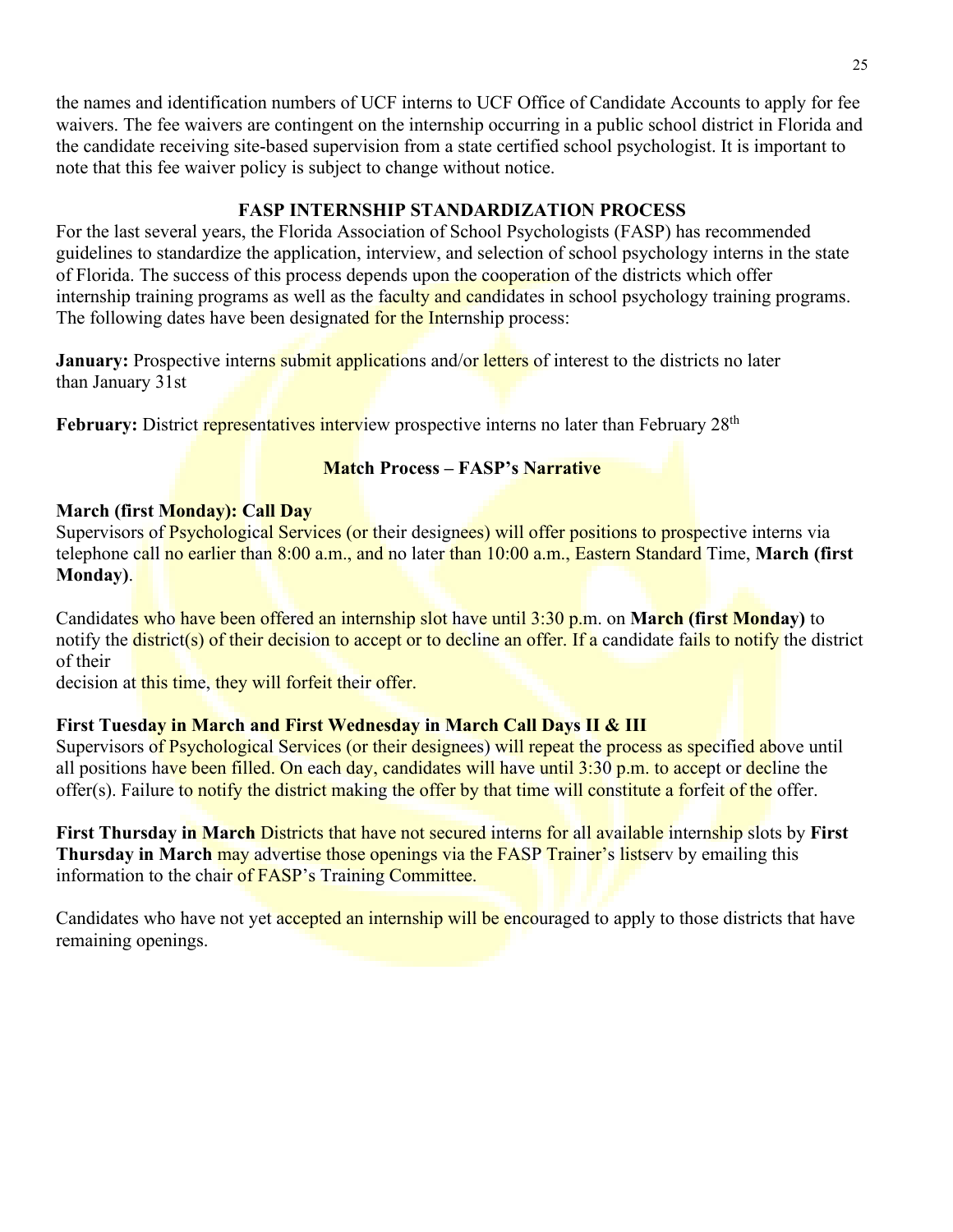the names and identification numbers of UCF interns to UCF Office of Candidate Accounts to apply for fee waivers. The fee waivers are contingent on the internship occurring in a public school district in Florida and the candidate receiving site-based supervision from a state certified school psychologist. It is important to note that this fee waiver policy is subject to change without notice.

## FASP INTERNSHIP STANDARDIZATION PROCESS

For the last several years, the Florida Association of School Psychologists (FASP) has recommended guidelines to standardize the application, interview, and selection of school psychology interns in the state of Florida. The success of this process depends upon the cooperation of the districts which offer internship training programs as well as the faculty and candidates in school psychology training programs. The following dates have been designated for the Internship process:

**January:** Prospective interns submit applications and/or letters of interest to the districts no later than January 31st

**February:** District representatives interview prospective interns no later than February 28th

### Match Process – FASP's Narrative

**March (first Monday): Call Day**
Supervisors of Psychological Services (or their designees) will offer positions to prospective interns via telephone call no earlier than 8:00 a.m., and no later than 10:00 a.m., Eastern Standard Time, **March (first Monday)**.

Candidates who have been offered an internship slot have until 3:30 p.m. on **March (first Monday)** to notify the district(s) of their decision to accept or to decline an offer. If a candidate fails to notify the district of their decision at this time, they will forfeit their offer.

**First Tuesday in March and First Wednesday in March Call Days II & III**
Supervisors of Psychological Services (or their designees) will repeat the process as specified above until all positions have been filled. On each day, candidates will have until 3:30 p.m. to accept or decline the offer(s). Failure to notify the district making the offer by that time will constitute a forfeit of the offer.

**First Thursday in March** Districts that have not secured interns for all available internship slots by **First Thursday in March** may advertise those openings via the FASP Trainer's listserv by emailing this information to the chair of FASP's Training Committee.

Candidates who have not yet accepted an internship will be encouraged to apply to those districts that have remaining openings.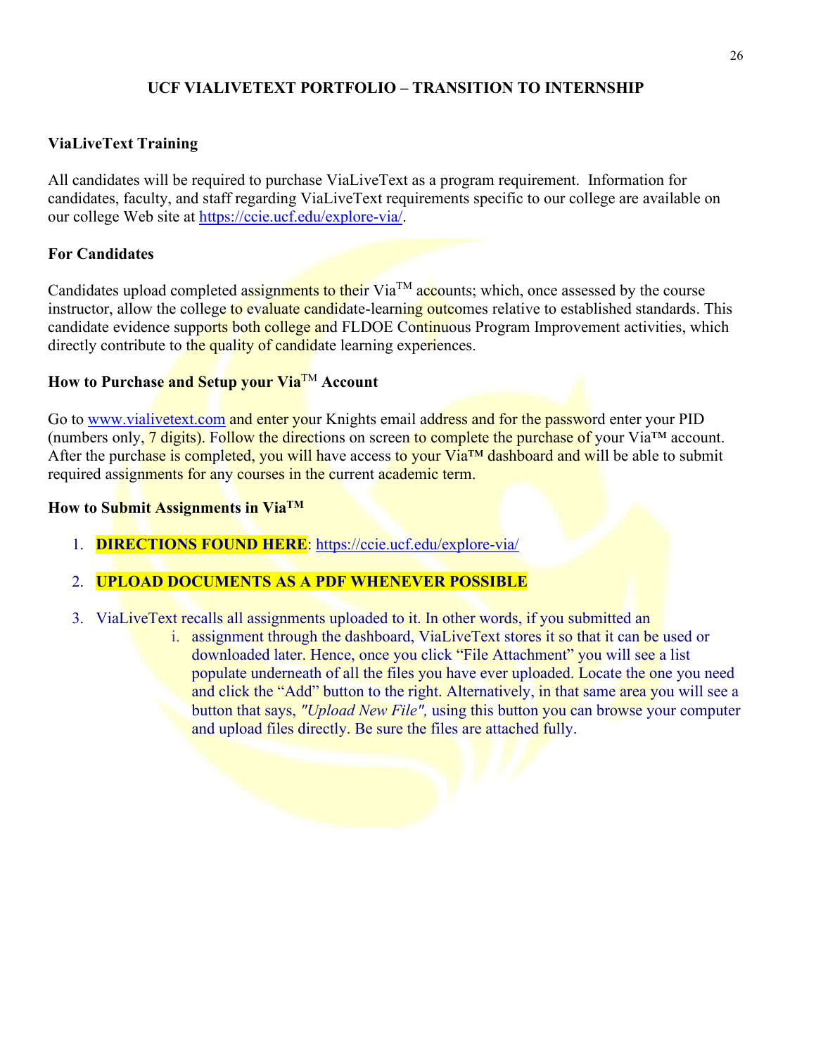## UCF VIALIVETEXT PORTFOLIO – TRANSITION TO INTERNSHIP

### ViaLiveText Training

All candidates will be required to purchase ViaLiveText as a program requirement. Information for candidates, faculty, and staff regarding ViaLiveText requirements specific to our college are available on our college Web site at https://ccie.ucf.edu/explore-via/.

### For Candidates

Candidates upload completed assignments to their Via™ accounts; which, once assessed by the course instructor, allow the college to evaluate candidate-learning outcomes relative to established standards. This candidate evidence supports both college and FLDOE Continuous Program Improvement activities, which directly contribute to the quality of candidate learning experiences.

### How to Purchase and Setup your Via™ Account

Go to www.vialivetext.com and enter your Knights email address and for the password enter your PID (numbers only, 7 digits). Follow the directions on screen to complete the purchase of your Via™ account. After the purchase is completed, you will have access to your Via™ dashboard and will be able to submit required assignments for any courses in the current academic term.

### How to Submit Assignments in Via™

1. **DIRECTIONS FOUND HERE**: https://ccie.ucf.edu/explore-via/
2. **UPLOAD DOCUMENTS AS A PDF WHENEVER POSSIBLE**
3. ViaLiveText recalls all assignments uploaded to it. In other words, if you submitted an
    i. assignment through the dashboard, ViaLiveText stores it so that it can be used or downloaded later. Hence, once you click "File Attachment" you will see a list populate underneath of all the files you have ever uploaded. Locate the one you need and click the "Add" button to the right. Alternatively, in that same area you will see a button that says, *"Upload New File",* using this button you can browse your computer and upload files directly. Be sure the files are attached fully.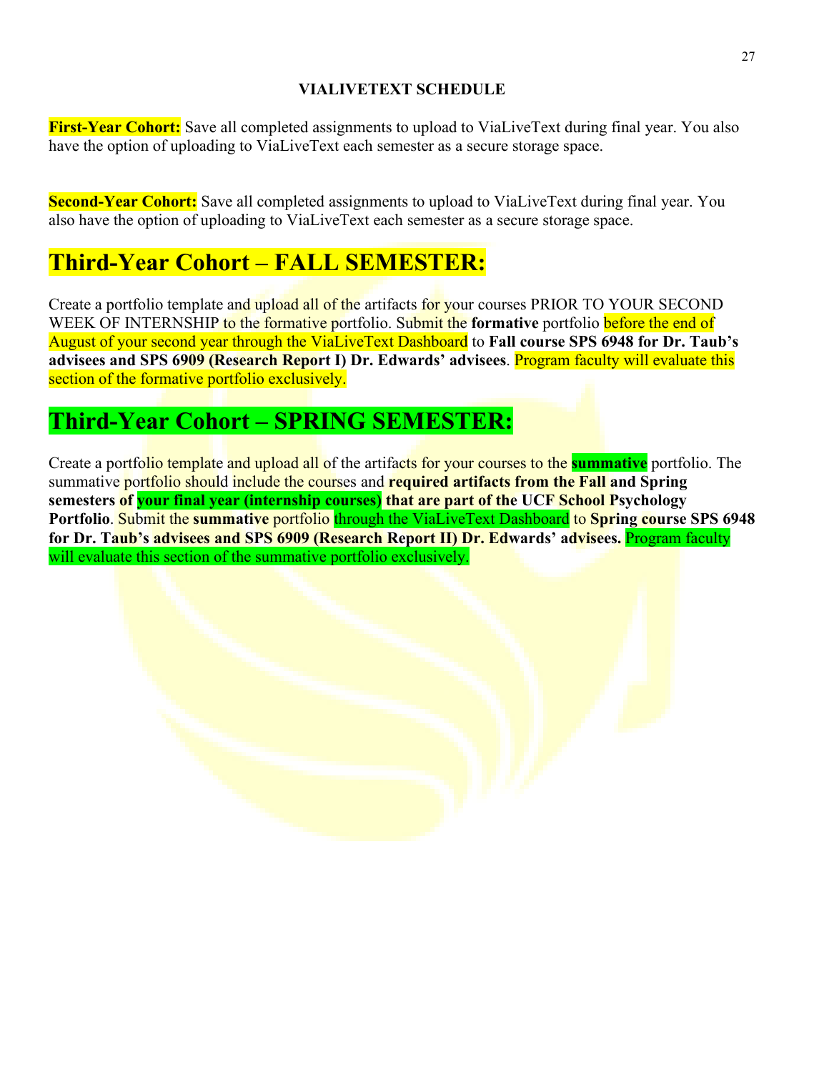**VIALIVETEXT SCHEDULE**

**First-Year Cohort:** Save all completed assignments to upload to ViaLiveText during final year. You also have the option of uploading to ViaLiveText each semester as a secure storage space.

**Second-Year Cohort:** Save all completed assignments to upload to ViaLiveText during final year. You also have the option of uploading to ViaLiveText each semester as a secure storage space.

# Third-Year Cohort – FALL SEMESTER:

Create a portfolio template and upload all of the artifacts for your courses PRIOR TO YOUR SECOND WEEK OF INTERNSHIP to the formative portfolio. Submit the **formative** portfolio before the end of August of your second year through the ViaLiveText Dashboard to **Fall course SPS 6948 for Dr. Taub's advisees and SPS 6909 (Research Report I) Dr. Edwards' advisees**. Program faculty will evaluate this section of the formative portfolio exclusively.

# Third-Year Cohort – SPRING SEMESTER:

Create a portfolio template and upload all of the artifacts for your courses to the **summative** portfolio. The summative portfolio should include the courses and **required artifacts from the Fall and Spring semesters of your final year (internship courses) that are part of the UCF School Psychology Portfolio**. Submit the **summative** portfolio through the ViaLiveText Dashboard to **Spring course SPS 6948 for Dr. Taub's advisees and SPS 6909 (Research Report II) Dr. Edwards' advisees.** Program faculty will evaluate this section of the summative portfolio exclusively.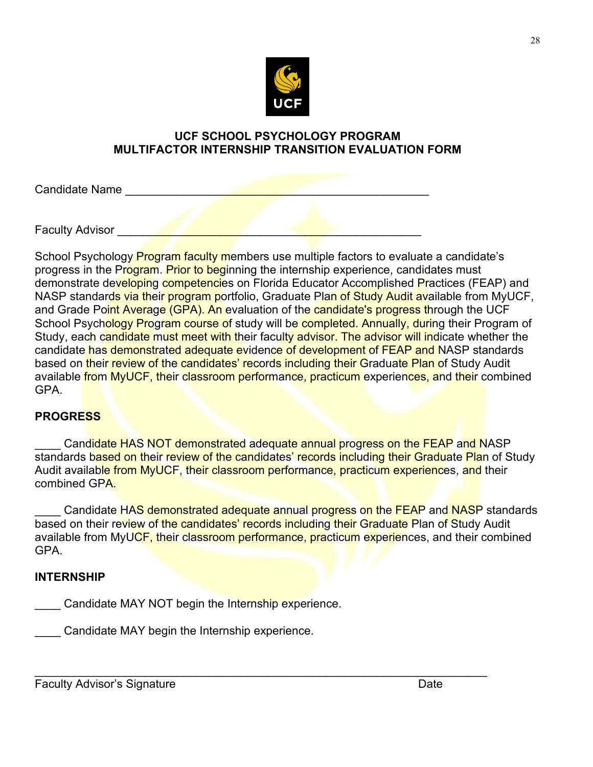## UCF SCHOOL PSYCHOLOGY PROGRAM
## MULTIFACTOR INTERNSHIP TRANSITION EVALUATION FORM

Candidate Name ______________________________________________

Faculty Advisor ______________________________________________

School Psychology Program faculty members use multiple factors to evaluate a candidate's progress in the Program. Prior to beginning the internship experience, candidates must demonstrate developing competencies on Florida Educator Accomplished Practices (FEAP) and NASP standards via their program portfolio, Graduate Plan of Study Audit available from MyUCF, and Grade Point Average (GPA). An evaluation of the candidate's progress through the UCF School Psychology Program course of study will be completed. Annually, during their Program of Study, each candidate must meet with their faculty advisor. The advisor will indicate whether the candidate has demonstrated adequate evidence of development of FEAP and NASP standards based on their review of the candidates' records including their Graduate Plan of Study Audit available from MyUCF, their classroom performance, practicum experiences, and their combined GPA.

**PROGRESS**

____ Candidate HAS NOT demonstrated adequate annual progress on the FEAP and NASP standards based on their review of the candidates' records including their Graduate Plan of Study Audit available from MyUCF, their classroom performance, practicum experiences, and their combined GPA.

____ Candidate HAS demonstrated adequate annual progress on the FEAP and NASP standards based on their review of the candidates' records including their Graduate Plan of Study Audit available from MyUCF, their classroom performance, practicum experiences, and their combined GPA.

**INTERNSHIP**

____ Candidate MAY NOT begin the Internship experience.

____ Candidate MAY begin the Internship experience.

________________________________________________________________

Faculty Advisor's Signature                                                                 Date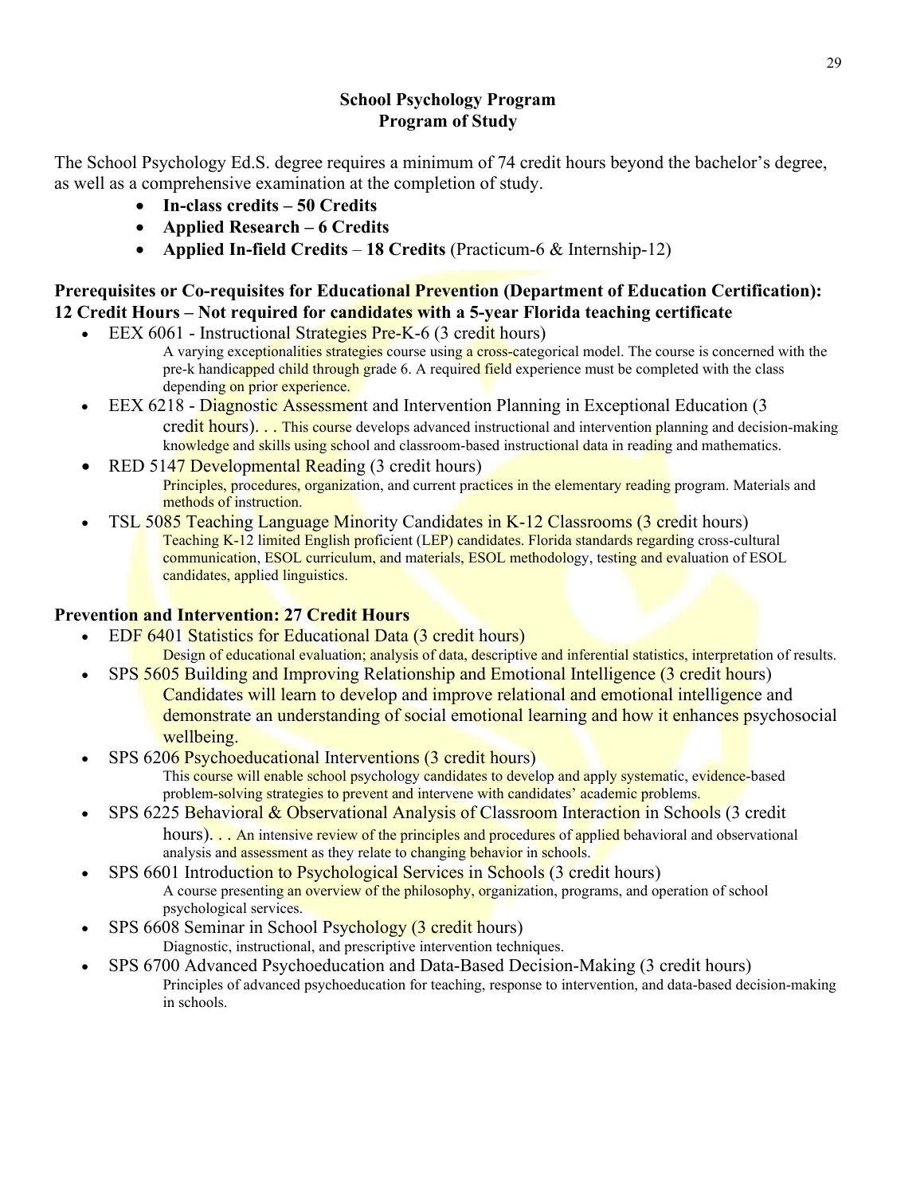## School Psychology Program
## Program of Study

The School Psychology Ed.S. degree requires a minimum of 74 credit hours beyond the bachelor's degree, as well as a comprehensive examination at the completion of study.

- **In-class credits – 50 Credits**
- **Applied Research – 6 Credits**
- **Applied In-field Credits** – **18 Credits** (Practicum-6 & Internship-12)

### Prerequisites or Co-requisites for Educational Prevention (Department of Education Certification): 12 Credit Hours – Not required for candidates with a 5-year Florida teaching certificate

- EEX 6061 - Instructional Strategies Pre-K-6 (3 credit hours)
  A varying exceptionalities strategies course using a cross-categorical model. The course is concerned with the pre-k handicapped child through grade 6. A required field experience must be completed with the class depending on prior experience.
- EEX 6218 - Diagnostic Assessment and Intervention Planning in Exceptional Education (3 credit hours). . . This course develops advanced instructional and intervention planning and decision-making knowledge and skills using school and classroom-based instructional data in reading and mathematics.
- RED 5147 Developmental Reading (3 credit hours)
  Principles, procedures, organization, and current practices in the elementary reading program. Materials and methods of instruction.
- TSL 5085 Teaching Language Minority Candidates in K-12 Classrooms (3 credit hours)
  Teaching K-12 limited English proficient (LEP) candidates. Florida standards regarding cross-cultural communication, ESOL curriculum, and materials, ESOL methodology, testing and evaluation of ESOL candidates, applied linguistics.

### Prevention and Intervention: 27 Credit Hours

- EDF 6401 Statistics for Educational Data (3 credit hours)
  Design of educational evaluation; analysis of data, descriptive and inferential statistics, interpretation of results.
- SPS 5605 Building and Improving Relationship and Emotional Intelligence (3 credit hours)
  Candidates will learn to develop and improve relational and emotional intelligence and demonstrate an understanding of social emotional learning and how it enhances psychosocial wellbeing.
- SPS 6206 Psychoeducational Interventions (3 credit hours)
  This course will enable school psychology candidates to develop and apply systematic, evidence-based problem-solving strategies to prevent and intervene with candidates' academic problems.
- SPS 6225 Behavioral & Observational Analysis of Classroom Interaction in Schools (3 credit hours). . . An intensive review of the principles and procedures of applied behavioral and observational analysis and assessment as they relate to changing behavior in schools.
- SPS 6601 Introduction to Psychological Services in Schools (3 credit hours)
  A course presenting an overview of the philosophy, organization, programs, and operation of school psychological services.
- SPS 6608 Seminar in School Psychology (3 credit hours)
  Diagnostic, instructional, and prescriptive intervention techniques.
- SPS 6700 Advanced Psychoeducation and Data-Based Decision-Making (3 credit hours)
  Principles of advanced psychoeducation for teaching, response to intervention, and data-based decision-making in schools.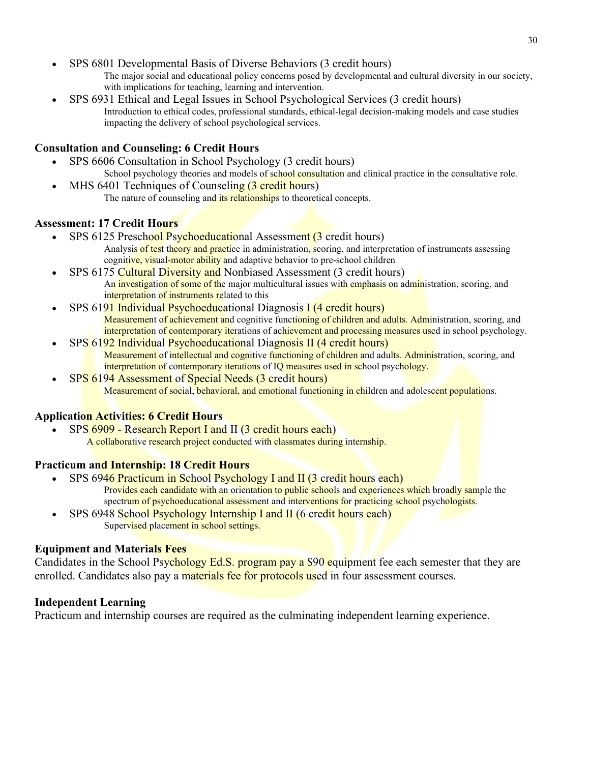- SPS 6801 Developmental Basis of Diverse Behaviors (3 credit hours)
  The major social and educational policy concerns posed by developmental and cultural diversity in our society, with implications for teaching, learning and intervention.
- SPS 6931 Ethical and Legal Issues in School Psychological Services (3 credit hours)
  Introduction to ethical codes, professional standards, ethical-legal decision-making models and case studies impacting the delivery of school psychological services.

**Consultation and Counseling: 6 Credit Hours**

- SPS 6606 Consultation in School Psychology (3 credit hours)
  School psychology theories and models of school consultation and clinical practice in the consultative role.
- MHS 6401 Techniques of Counseling (3 credit hours)
  The nature of counseling and its relationships to theoretical concepts.

**Assessment: 17 Credit Hours**

- SPS 6125 Preschool Psychoeducational Assessment (3 credit hours)
  Analysis of test theory and practice in administration, scoring, and interpretation of instruments assessing cognitive, visual-motor ability and adaptive behavior to pre-school children
- SPS 6175 Cultural Diversity and Nonbiased Assessment (3 credit hours)
  An investigation of some of the major multicultural issues with emphasis on administration, scoring, and interpretation of instruments related to this
- SPS 6191 Individual Psychoeducational Diagnosis I (4 credit hours)
  Measurement of achievement and cognitive functioning of children and adults. Administration, scoring, and interpretation of contemporary iterations of achievement and processing measures used in school psychology.
- SPS 6192 Individual Psychoeducational Diagnosis II (4 credit hours)
  Measurement of intellectual and cognitive functioning of children and adults. Administration, scoring, and interpretation of contemporary iterations of IQ measures used in school psychology.
- SPS 6194 Assessment of Special Needs (3 credit hours)
  Measurement of social, behavioral, and emotional functioning in children and adolescent populations.

**Application Activities: 6 Credit Hours**

- SPS 6909 - Research Report I and II (3 credit hours each)
  A collaborative research project conducted with classmates during internship.

**Practicum and Internship: 18 Credit Hours**

- SPS 6946 Practicum in School Psychology I and II (3 credit hours each)
  Provides each candidate with an orientation to public schools and experiences which broadly sample the spectrum of psychoeducational assessment and interventions for practicing school psychologists.
- SPS 6948 School Psychology Internship I and II (6 credit hours each)
  Supervised placement in school settings.

**Equipment and Materials Fees**

Candidates in the School Psychology Ed.S. program pay a $90 equipment fee each semester that they are enrolled. Candidates also pay a materials fee for protocols used in four assessment courses.

**Independent Learning**

Practicum and internship courses are required as the culminating independent learning experience.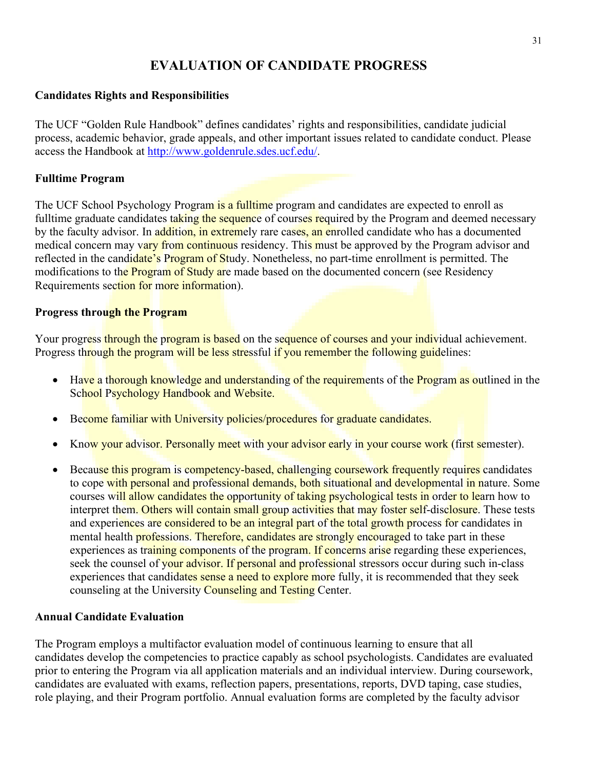# EVALUATION OF CANDIDATE PROGRESS

### Candidates Rights and Responsibilities

The UCF "Golden Rule Handbook" defines candidates' rights and responsibilities, candidate judicial process, academic behavior, grade appeals, and other important issues related to candidate conduct. Please access the Handbook at [http://www.goldenrule.sdes.ucf.edu/](http://www.goldenrule.sdes.ucf.edu/).

### Fulltime Program

The UCF School Psychology Program is a fulltime program and candidates are expected to enroll as fulltime graduate candidates taking the sequence of courses required by the Program and deemed necessary by the faculty advisor. In addition, in extremely rare cases, an enrolled candidate who has a documented medical concern may vary from continuous residency. This must be approved by the Program advisor and reflected in the candidate's Program of Study. Nonetheless, no part-time enrollment is permitted. The modifications to the Program of Study are made based on the documented concern (see Residency Requirements section for more information).

### Progress through the Program

Your progress through the program is based on the sequence of courses and your individual achievement. Progress through the program will be less stressful if you remember the following guidelines:

- Have a thorough knowledge and understanding of the requirements of the Program as outlined in the School Psychology Handbook and Website.
- Become familiar with University policies/procedures for graduate candidates.
- Know your advisor. Personally meet with your advisor early in your course work (first semester).
- Because this program is competency-based, challenging coursework frequently requires candidates to cope with personal and professional demands, both situational and developmental in nature. Some courses will allow candidates the opportunity of taking psychological tests in order to learn how to interpret them. Others will contain small group activities that may foster self-disclosure. These tests and experiences are considered to be an integral part of the total growth process for candidates in mental health professions. Therefore, candidates are strongly encouraged to take part in these experiences as training components of the program. If concerns arise regarding these experiences, seek the counsel of your advisor. If personal and professional stressors occur during such in-class experiences that candidates sense a need to explore more fully, it is recommended that they seek counseling at the University Counseling and Testing Center.

### Annual Candidate Evaluation

The Program employs a multifactor evaluation model of continuous learning to ensure that all candidates develop the competencies to practice capably as school psychologists. Candidates are evaluated prior to entering the Program via all application materials and an individual interview. During coursework, candidates are evaluated with exams, reflection papers, presentations, reports, DVD taping, case studies, role playing, and their Program portfolio. Annual evaluation forms are completed by the faculty advisor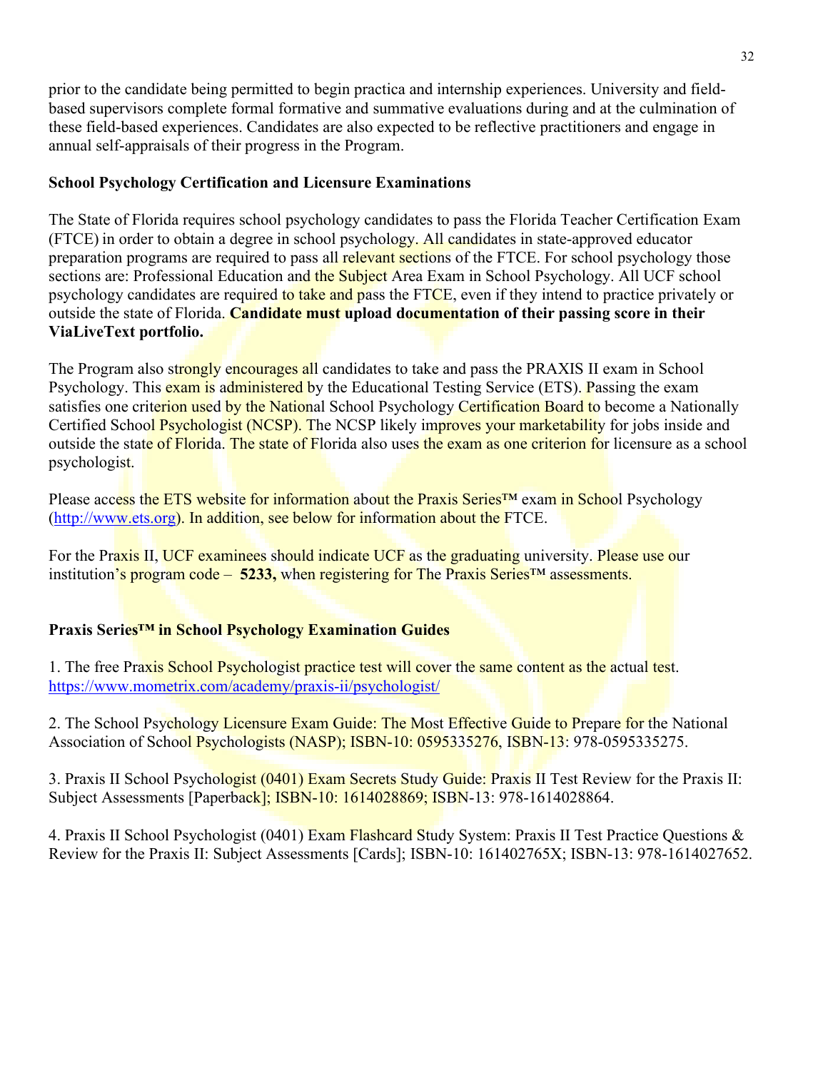prior to the candidate being permitted to begin practica and internship experiences. University and field-based supervisors complete formal formative and summative evaluations during and at the culmination of these field-based experiences. Candidates are also expected to be reflective practitioners and engage in annual self-appraisals of their progress in the Program.

**School Psychology Certification and Licensure Examinations**

The State of Florida requires school psychology candidates to pass the Florida Teacher Certification Exam (FTCE) in order to obtain a degree in school psychology. All candidates in state-approved educator preparation programs are required to pass all relevant sections of the FTCE. For school psychology those sections are: Professional Education and the Subject Area Exam in School Psychology. All UCF school psychology candidates are required to take and pass the FTCE, even if they intend to practice privately or outside the state of Florida. **Candidate must upload documentation of their passing score in their ViaLiveText portfolio.**

The Program also strongly encourages all candidates to take and pass the PRAXIS II exam in School Psychology. This exam is administered by the Educational Testing Service (ETS). Passing the exam satisfies one criterion used by the National School Psychology Certification Board to become a Nationally Certified School Psychologist (NCSP). The NCSP likely improves your marketability for jobs inside and outside the state of Florida. The state of Florida also uses the exam as one criterion for licensure as a school psychologist.

Please access the ETS website for information about the Praxis Series™ exam in School Psychology (http://www.ets.org). In addition, see below for information about the FTCE.

For the Praxis II, UCF examinees should indicate UCF as the graduating university. Please use our institution's program code – **5233,** when registering for The Praxis Series™ assessments.

**Praxis Series™ in School Psychology Examination Guides**

1. The free Praxis School Psychologist practice test will cover the same content as the actual test. https://www.mometrix.com/academy/praxis-ii/psychologist/

2. The School Psychology Licensure Exam Guide: The Most Effective Guide to Prepare for the National Association of School Psychologists (NASP); ISBN-10: 0595335276, ISBN-13: 978-0595335275.

3. Praxis II School Psychologist (0401) Exam Secrets Study Guide: Praxis II Test Review for the Praxis II: Subject Assessments [Paperback]; ISBN-10: 1614028869; ISBN-13: 978-1614028864.

4. Praxis II School Psychologist (0401) Exam Flashcard Study System: Praxis II Test Practice Questions & Review for the Praxis II: Subject Assessments [Cards]; ISBN-10: 161402765X; ISBN-13: 978-1614027652.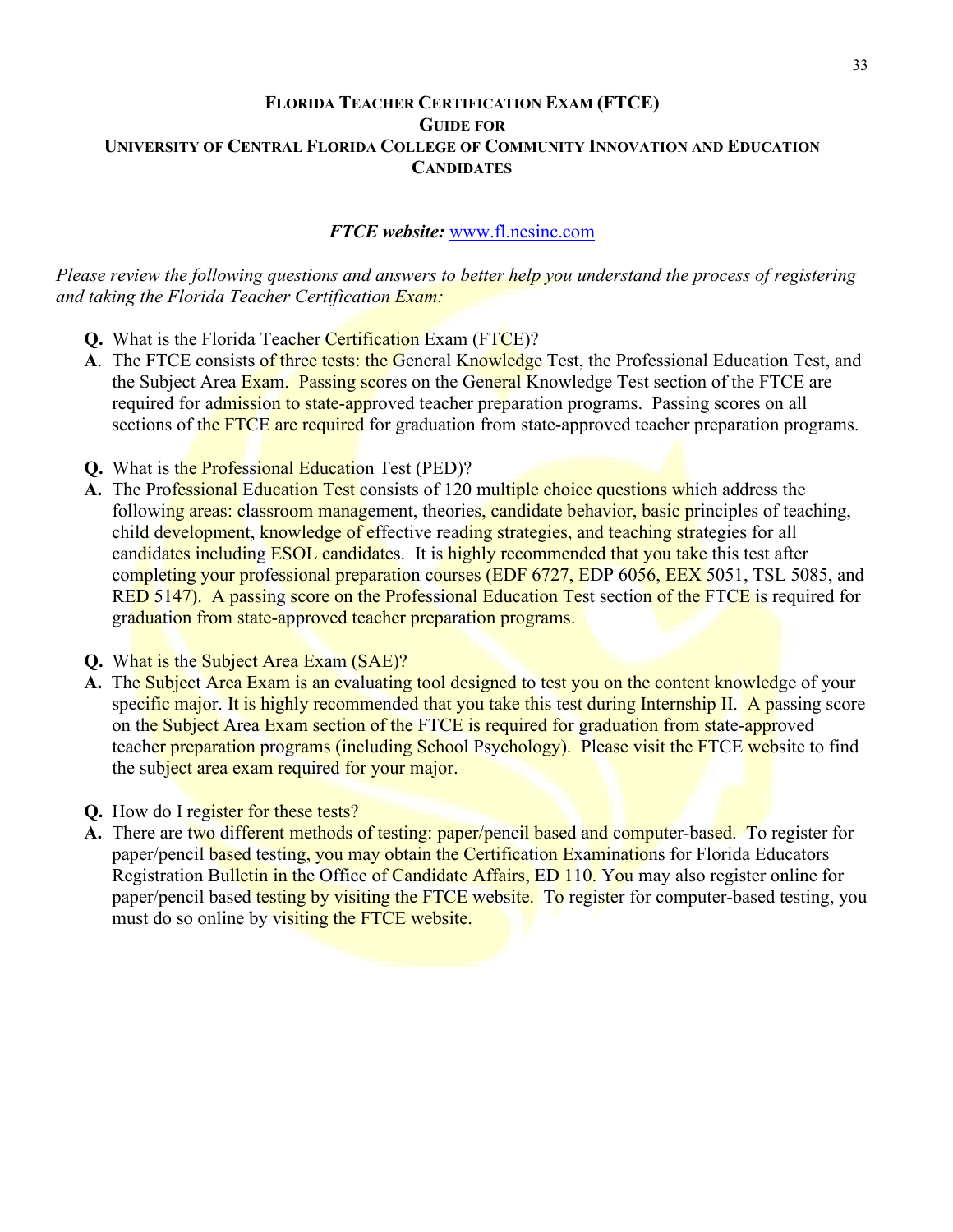# Florida Teacher Certification Exam (FTCE) Guide for University of Central Florida College of Community Innovation and Education Candidates

***FTCE website:*** www.fl.nesinc.com

*Please review the following questions and answers to better help you understand the process of registering and taking the Florida Teacher Certification Exam:*

**Q.** What is the Florida Teacher Certification Exam (FTCE)?
**A**. The FTCE consists of three tests: the General Knowledge Test, the Professional Education Test, and the Subject Area Exam. Passing scores on the General Knowledge Test section of the FTCE are required for admission to state-approved teacher preparation programs. Passing scores on all sections of the FTCE are required for graduation from state-approved teacher preparation programs.

**Q.** What is the Professional Education Test (PED)?
**A.** The Professional Education Test consists of 120 multiple choice questions which address the following areas: classroom management, theories, candidate behavior, basic principles of teaching, child development, knowledge of effective reading strategies, and teaching strategies for all candidates including ESOL candidates. It is highly recommended that you take this test after completing your professional preparation courses (EDF 6727, EDP 6056, EEX 5051, TSL 5085, and RED 5147). A passing score on the Professional Education Test section of the FTCE is required for graduation from state-approved teacher preparation programs.

**Q.** What is the Subject Area Exam (SAE)?
**A.** The Subject Area Exam is an evaluating tool designed to test you on the content knowledge of your specific major. It is highly recommended that you take this test during Internship II. A passing score on the Subject Area Exam section of the FTCE is required for graduation from state-approved teacher preparation programs (including School Psychology). Please visit the FTCE website to find the subject area exam required for your major.

**Q.** How do I register for these tests?
**A.** There are two different methods of testing: paper/pencil based and computer-based. To register for paper/pencil based testing, you may obtain the Certification Examinations for Florida Educators Registration Bulletin in the Office of Candidate Affairs, ED 110. You may also register online for paper/pencil based testing by visiting the FTCE website. To register for computer-based testing, you must do so online by visiting the FTCE website.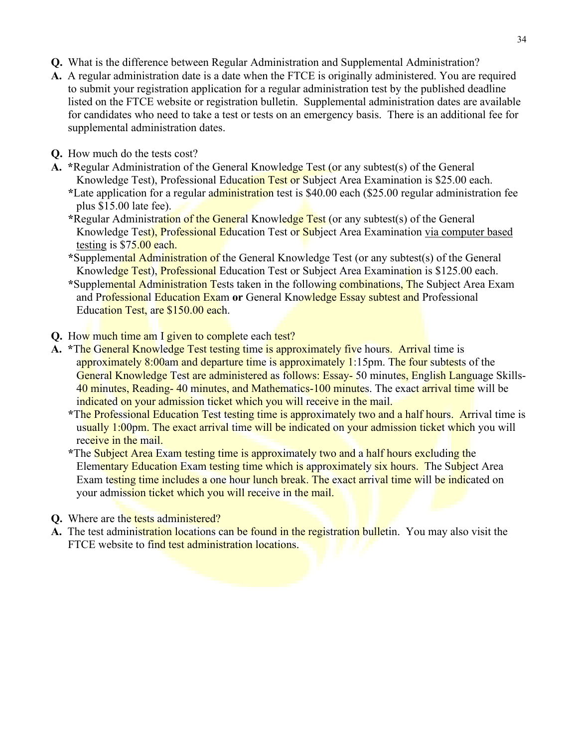**Q.** What is the difference between Regular Administration and Supplemental Administration?

**A.** A regular administration date is a date when the FTCE is originally administered. You are required to submit your registration application for a regular administration test by the published deadline listed on the FTCE website or registration bulletin. Supplemental administration dates are available for candidates who need to take a test or tests on an emergency basis. There is an additional fee for supplemental administration dates.

**Q.** How much do the tests cost?

**A.** *Regular Administration of the General Knowledge Test (or any subtest(s) of the General Knowledge Test), Professional Education Test or Subject Area Examination is $25.00 each.

*Late application for a regular administration test is $40.00 each ($25.00 regular administration fee plus $15.00 late fee).

*Regular Administration of the General Knowledge Test (or any subtest(s) of the General Knowledge Test), Professional Education Test or Subject Area Examination <u>via computer based testing</u> is $75.00 each.

*Supplemental Administration of the General Knowledge Test (or any subtest(s) of the General Knowledge Test), Professional Education Test or Subject Area Examination is $125.00 each.

*Supplemental Administration Tests taken in the following combinations, The Subject Area Exam and Professional Education Exam **or** General Knowledge Essay subtest and Professional Education Test, are $150.00 each.

**Q.** How much time am I given to complete each test?

**A.** *The General Knowledge Test testing time is approximately five hours. Arrival time is approximately 8:00am and departure time is approximately 1:15pm. The four subtests of the General Knowledge Test are administered as follows: Essay- 50 minutes, English Language Skills- 40 minutes, Reading- 40 minutes, and Mathematics-100 minutes. The exact arrival time will be indicated on your admission ticket which you will receive in the mail.

*The Professional Education Test testing time is approximately two and a half hours. Arrival time is usually 1:00pm. The exact arrival time will be indicated on your admission ticket which you will receive in the mail.

*The Subject Area Exam testing time is approximately two and a half hours excluding the Elementary Education Exam testing time which is approximately six hours. The Subject Area Exam testing time includes a one hour lunch break. The exact arrival time will be indicated on your admission ticket which you will receive in the mail.

**Q.** Where are the tests administered?

**A.** The test administration locations can be found in the registration bulletin. You may also visit the FTCE website to find test administration locations.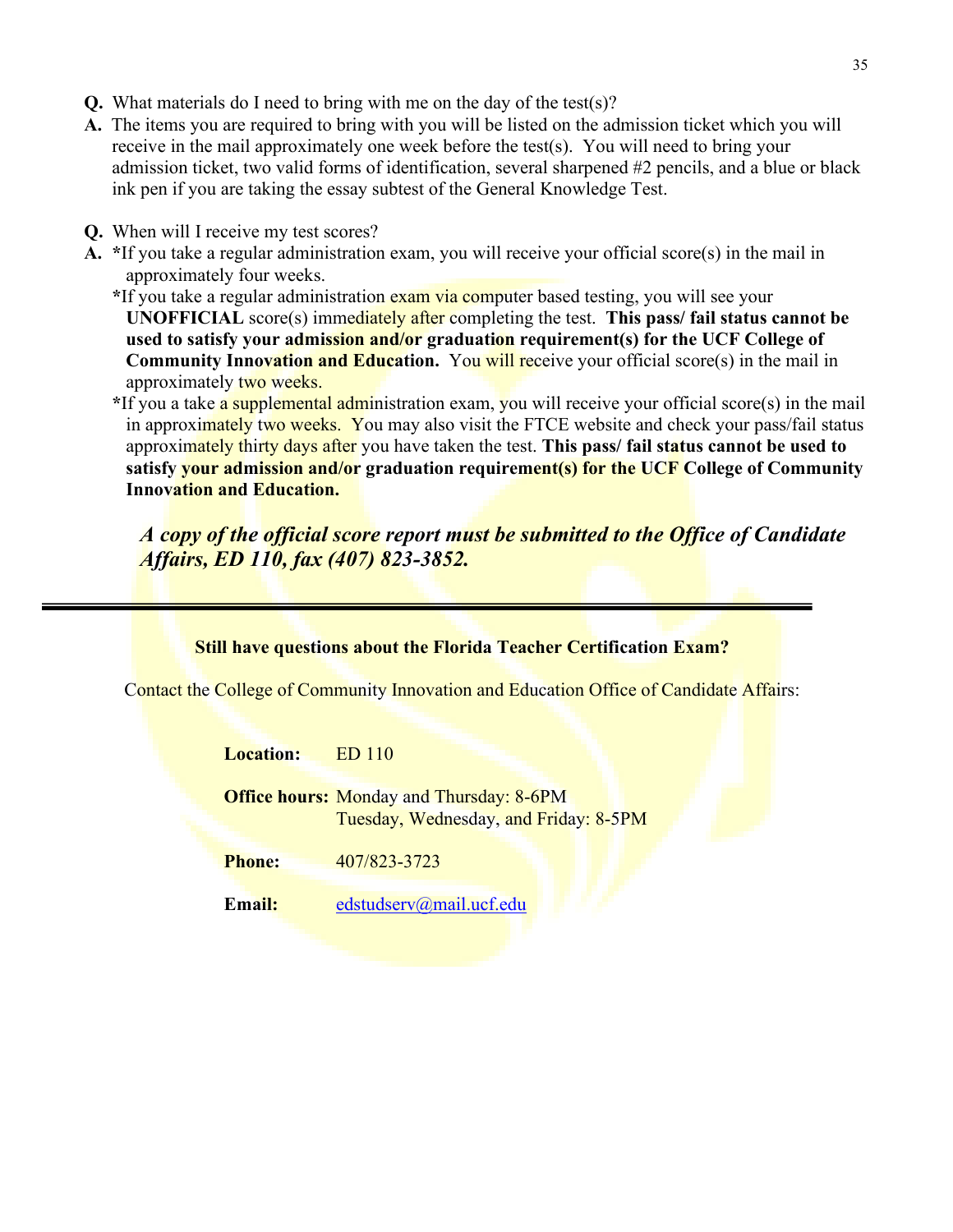**Q.** What materials do I need to bring with me on the day of the test(s)?

**A.** The items you are required to bring with you will be listed on the admission ticket which you will receive in the mail approximately one week before the test(s). You will need to bring your admission ticket, two valid forms of identification, several sharpened #2 pencils, and a blue or black ink pen if you are taking the essay subtest of the General Knowledge Test.

**Q.** When will I receive my test scores?

**A.** *If you take a regular administration exam, you will receive your official score(s) in the mail in approximately four weeks.

*If you take a regular administration exam via computer based testing, you will see your **UNOFFICIAL** score(s) immediately after completing the test. **This pass/ fail status cannot be used to satisfy your admission and/or graduation requirement(s) for the UCF College of Community Innovation and Education.** You will receive your official score(s) in the mail in approximately two weeks.

*If you a take a supplemental administration exam, you will receive your official score(s) in the mail in approximately two weeks. You may also visit the FTCE website and check your pass/fail status approximately thirty days after you have taken the test. **This pass/ fail status cannot be used to satisfy your admission and/or graduation requirement(s) for the UCF College of Community Innovation and Education.**

***A copy of the official score report must be submitted to the Office of Candidate Affairs, ED 110, fax (407) 823-3852.***

---

**Still have questions about the Florida Teacher Certification Exam?**

Contact the College of Community Innovation and Education Office of Candidate Affairs:

**Location:** ED 110

**Office hours:** Monday and Thursday: 8-6PM
Tuesday, Wednesday, and Friday: 8-5PM

**Phone:** 407/823-3723

**Email:** edstudserv@mail.ucf.edu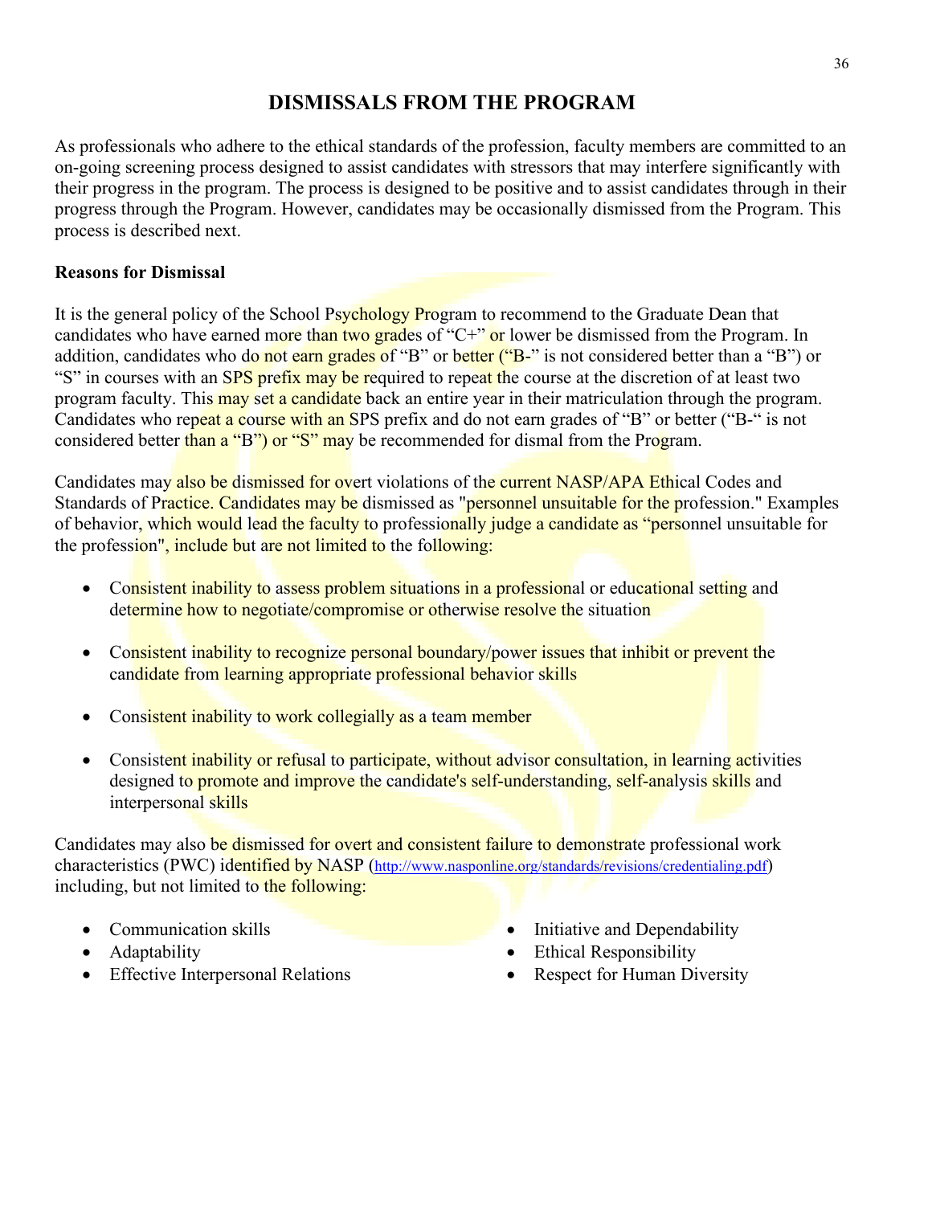# DISMISSALS FROM THE PROGRAM

As professionals who adhere to the ethical standards of the profession, faculty members are committed to an on-going screening process designed to assist candidates with stressors that may interfere significantly with their progress in the program. The process is designed to be positive and to assist candidates through in their progress through the Program. However, candidates may be occasionally dismissed from the Program. This process is described next.

**Reasons for Dismissal**

It is the general policy of the School Psychology Program to recommend to the Graduate Dean that candidates who have earned more than two grades of "C+" or lower be dismissed from the Program. In addition, candidates who do not earn grades of "B" or better ("B-" is not considered better than a "B") or "S" in courses with an SPS prefix may be required to repeat the course at the discretion of at least two program faculty. This may set a candidate back an entire year in their matriculation through the program. Candidates who repeat a course with an SPS prefix and do not earn grades of "B" or better ("B-" is not considered better than a "B") or "S" may be recommended for dismal from the Program.

Candidates may also be dismissed for overt violations of the current NASP/APA Ethical Codes and Standards of Practice. Candidates may be dismissed as "personnel unsuitable for the profession." Examples of behavior, which would lead the faculty to professionally judge a candidate as "personnel unsuitable for the profession", include but are not limited to the following:

- Consistent inability to assess problem situations in a professional or educational setting and determine how to negotiate/compromise or otherwise resolve the situation
- Consistent inability to recognize personal boundary/power issues that inhibit or prevent the candidate from learning appropriate professional behavior skills
- Consistent inability to work collegially as a team member
- Consistent inability or refusal to participate, without advisor consultation, in learning activities designed to promote and improve the candidate's self-understanding, self-analysis skills and interpersonal skills

Candidates may also be dismissed for overt and consistent failure to demonstrate professional work characteristics (PWC) identified by NASP (http://www.nasponline.org/standards/revisions/credentialing.pdf) including, but not limited to the following:

- Communication skills
- Adaptability
- Effective Interpersonal Relations
- Initiative and Dependability
- Ethical Responsibility
- Respect for Human Diversity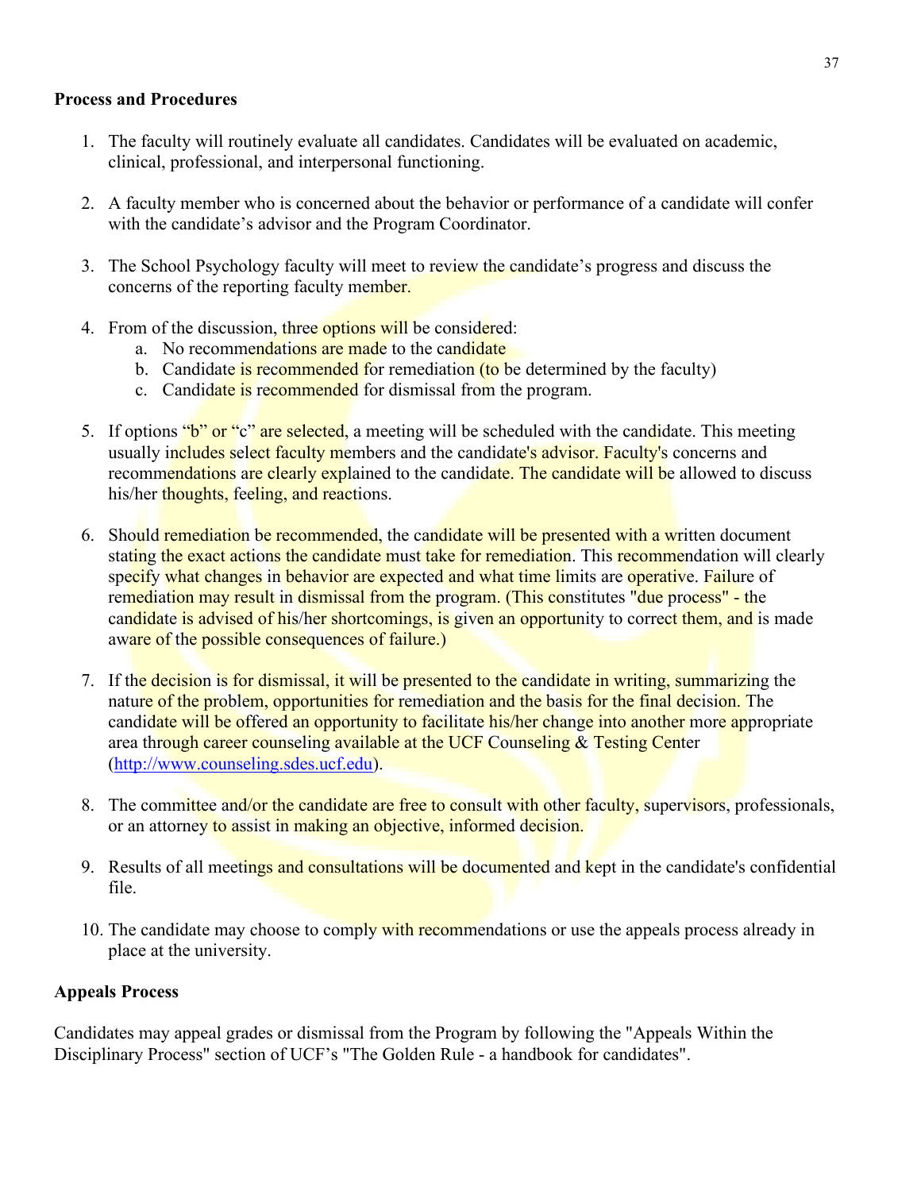**Process and Procedures**

1. The faculty will routinely evaluate all candidates. Candidates will be evaluated on academic, clinical, professional, and interpersonal functioning.

2. A faculty member who is concerned about the behavior or performance of a candidate will confer with the candidate's advisor and the Program Coordinator.

3. The School Psychology faculty will meet to review the candidate's progress and discuss the concerns of the reporting faculty member.

4. From of the discussion, three options will be considered:
   a. No recommendations are made to the candidate
   b. Candidate is recommended for remediation (to be determined by the faculty)
   c. Candidate is recommended for dismissal from the program.

5. If options "b" or "c" are selected, a meeting will be scheduled with the candidate. This meeting usually includes select faculty members and the candidate's advisor. Faculty's concerns and recommendations are clearly explained to the candidate. The candidate will be allowed to discuss his/her thoughts, feeling, and reactions.

6. Should remediation be recommended, the candidate will be presented with a written document stating the exact actions the candidate must take for remediation. This recommendation will clearly specify what changes in behavior are expected and what time limits are operative. Failure of remediation may result in dismissal from the program. (This constitutes "due process" - the candidate is advised of his/her shortcomings, is given an opportunity to correct them, and is made aware of the possible consequences of failure.)

7. If the decision is for dismissal, it will be presented to the candidate in writing, summarizing the nature of the problem, opportunities for remediation and the basis for the final decision. The candidate will be offered an opportunity to facilitate his/her change into another more appropriate area through career counseling available at the UCF Counseling & Testing Center (http://www.counseling.sdes.ucf.edu).

8. The committee and/or the candidate are free to consult with other faculty, supervisors, professionals, or an attorney to assist in making an objective, informed decision.

9. Results of all meetings and consultations will be documented and kept in the candidate's confidential file.

10. The candidate may choose to comply with recommendations or use the appeals process already in place at the university.

**Appeals Process**

Candidates may appeal grades or dismissal from the Program by following the "Appeals Within the Disciplinary Process" section of UCF's "The Golden Rule - a handbook for candidates".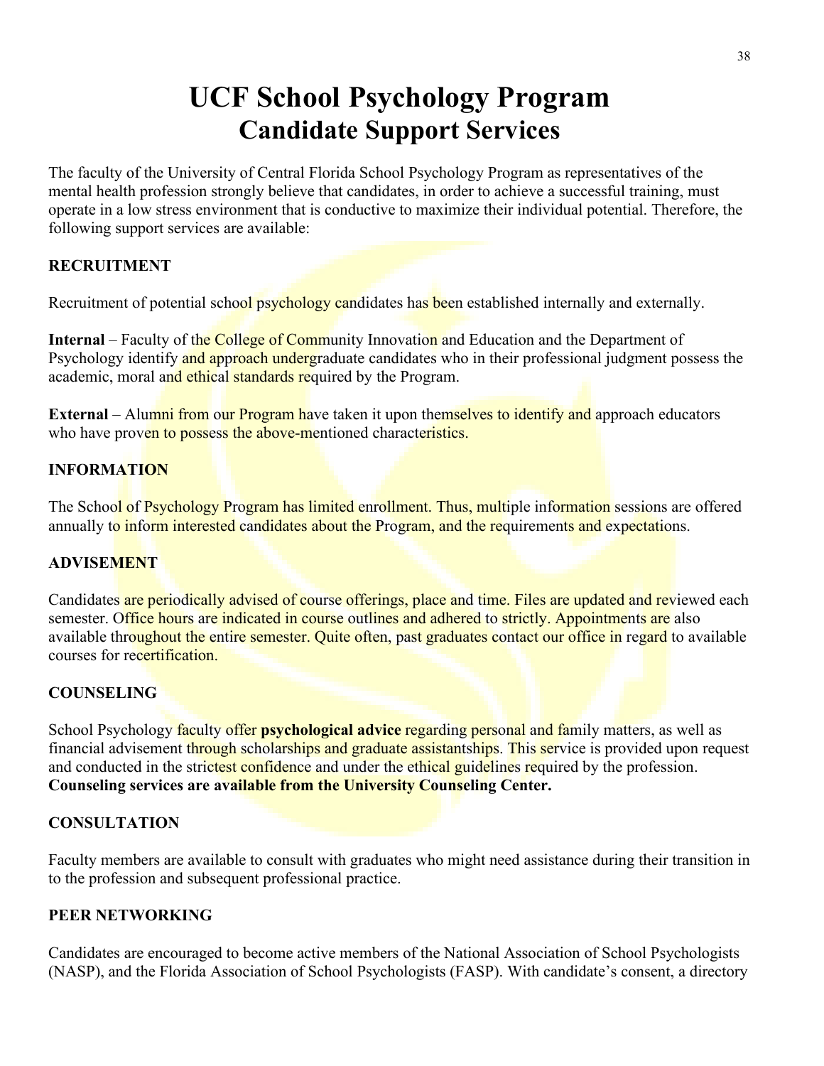# UCF School Psychology Program
## Candidate Support Services

The faculty of the University of Central Florida School Psychology Program as representatives of the mental health profession strongly believe that candidates, in order to achieve a successful training, must operate in a low stress environment that is conductive to maximize their individual potential. Therefore, the following support services are available:

### RECRUITMENT

Recruitment of potential school psychology candidates has been established internally and externally.

**Internal** – Faculty of the College of Community Innovation and Education and the Department of Psychology identify and approach undergraduate candidates who in their professional judgment possess the academic, moral and ethical standards required by the Program.

**External** – Alumni from our Program have taken it upon themselves to identify and approach educators who have proven to possess the above-mentioned characteristics.

### INFORMATION

The School of Psychology Program has limited enrollment. Thus, multiple information sessions are offered annually to inform interested candidates about the Program, and the requirements and expectations.

### ADVISEMENT

Candidates are periodically advised of course offerings, place and time. Files are updated and reviewed each semester. Office hours are indicated in course outlines and adhered to strictly. Appointments are also available throughout the entire semester. Quite often, past graduates contact our office in regard to available courses for recertification.

### COUNSELING

School Psychology faculty offer **psychological advice** regarding personal and family matters, as well as financial advisement through scholarships and graduate assistantships. This service is provided upon request and conducted in the strictest confidence and under the ethical guidelines required by the profession. **Counseling services are available from the University Counseling Center.**

### CONSULTATION

Faculty members are available to consult with graduates who might need assistance during their transition in to the profession and subsequent professional practice.

### PEER NETWORKING

Candidates are encouraged to become active members of the National Association of School Psychologists (NASP), and the Florida Association of School Psychologists (FASP). With candidate's consent, a directory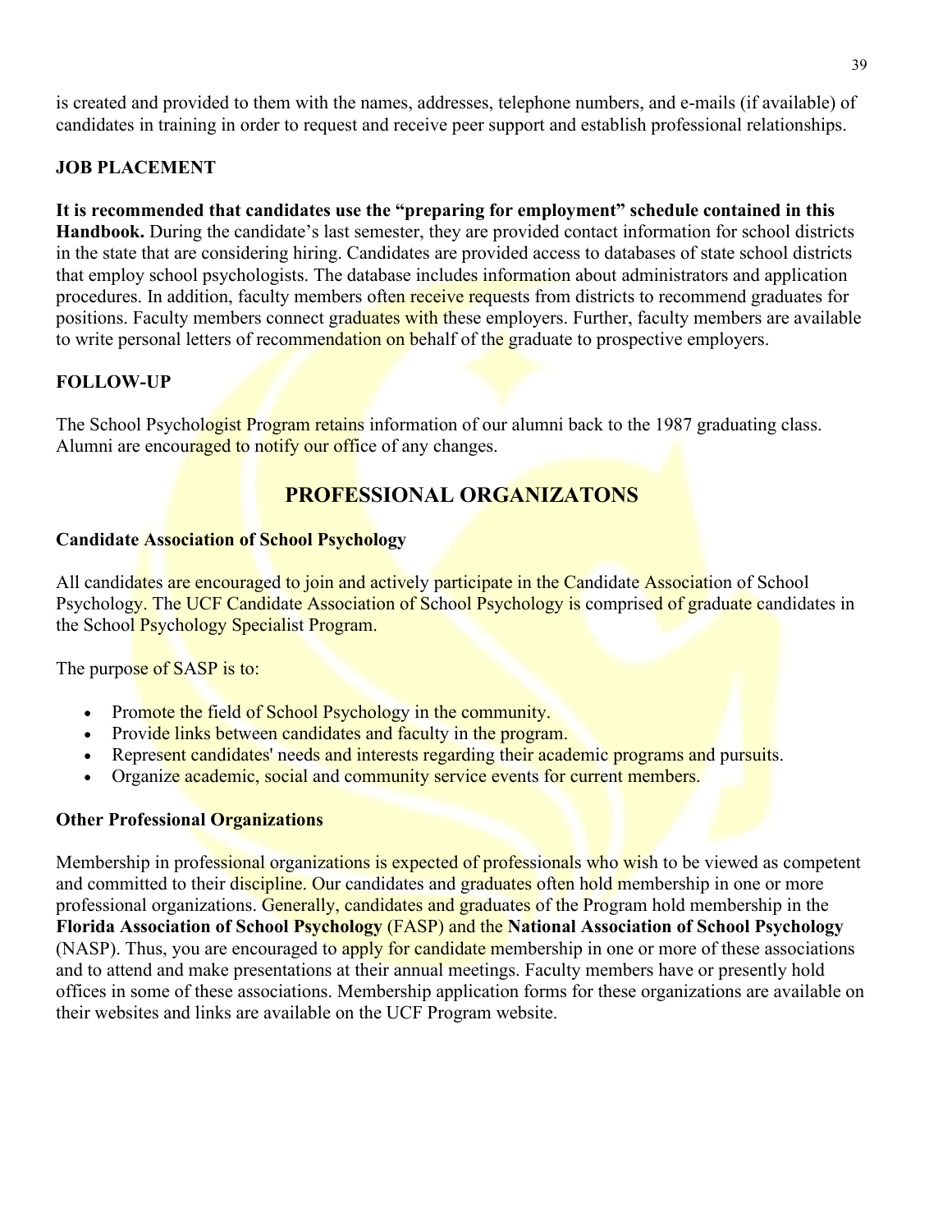is created and provided to them with the names, addresses, telephone numbers, and e-mails (if available) of candidates in training in order to request and receive peer support and establish professional relationships.

### JOB PLACEMENT

**It is recommended that candidates use the "preparing for employment" schedule contained in this Handbook.** During the candidate's last semester, they are provided contact information for school districts in the state that are considering hiring. Candidates are provided access to databases of state school districts that employ school psychologists. The database includes information about administrators and application procedures. In addition, faculty members often receive requests from districts to recommend graduates for positions. Faculty members connect graduates with these employers. Further, faculty members are available to write personal letters of recommendation on behalf of the graduate to prospective employers.

### FOLLOW-UP

The School Psychologist Program retains information of our alumni back to the 1987 graduating class. Alumni are encouraged to notify our office of any changes.

## PROFESSIONAL ORGANIZATONS

### Candidate Association of School Psychology

All candidates are encouraged to join and actively participate in the Candidate Association of School Psychology. The UCF Candidate Association of School Psychology is comprised of graduate candidates in the School Psychology Specialist Program.

The purpose of SASP is to:

- Promote the field of School Psychology in the community.
- Provide links between candidates and faculty in the program.
- Represent candidates' needs and interests regarding their academic programs and pursuits.
- Organize academic, social and community service events for current members.

### Other Professional Organizations

Membership in professional organizations is expected of professionals who wish to be viewed as competent and committed to their discipline. Our candidates and graduates often hold membership in one or more professional organizations. Generally, candidates and graduates of the Program hold membership in the **Florida Association of School Psychology** (FASP) and the **National Association of School Psychology** (NASP). Thus, you are encouraged to apply for candidate membership in one or more of these associations and to attend and make presentations at their annual meetings. Faculty members have or presently hold offices in some of these associations. Membership application forms for these organizations are available on their websites and links are available on the UCF Program website.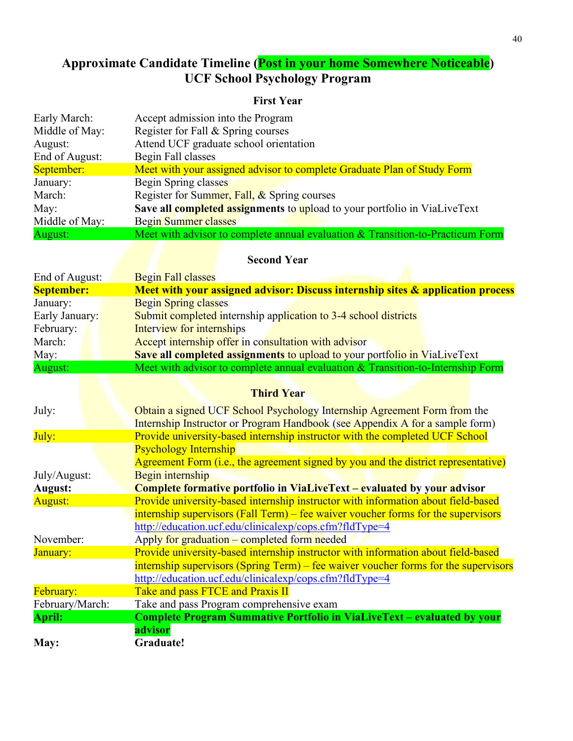# Approximate Candidate Timeline (Post in your home Somewhere Noticeable)
# UCF School Psychology Program

## First Year

| | |
|---|---|
| Early March: | Accept admission into the Program |
| Middle of May: | Register for Fall & Spring courses |
| August: | Attend UCF graduate school orientation |
| End of August: | Begin Fall classes |
| September: | Meet with your assigned advisor to complete Graduate Plan of Study Form |
| January: | Begin Spring classes |
| March: | Register for Summer, Fall, & Spring courses |
| May: | **Save all completed assignments** to upload to your portfolio in ViaLiveText |
| Middle of May: | Begin Summer classes |
| August: | Meet with advisor to complete annual evaluation & Transition-to-Practicum Form |

## Second Year

| | |
|---|---|
| End of August: | Begin Fall classes |
| **September:** | **Meet with your assigned advisor: Discuss internship sites & application process** |
| January: | Begin Spring classes |
| Early January: | Submit completed internship application to 3-4 school districts |
| February: | Interview for internships |
| March: | Accept internship offer in consultation with advisor |
| May: | **Save all completed assignments** to upload to your portfolio in ViaLiveText |
| August: | Meet with advisor to complete annual evaluation & Transition-to-Internship Form |

## Third Year

| | |
|---|---|
| July: | Obtain a signed UCF School Psychology Internship Agreement Form from the Internship Instructor or Program Handbook (see Appendix A for a sample form) |
| July: | Provide university-based internship instructor with the completed UCF School Psychology Internship Agreement Form (i.e., the agreement signed by you and the district representative) |
| July/August: | Begin internship |
| **August:** | **Complete formative portfolio in ViaLiveText – evaluated by your advisor** |
| August: | Provide university-based internship instructor with information about field-based internship supervisors (Fall Term) – fee waiver voucher forms for the supervisors http://education.ucf.edu/clinicalexp/cops.cfm?fldType=4 |
| November: | Apply for graduation – completed form needed |
| January: | Provide university-based internship instructor with information about field-based internship supervisors (Spring Term) – fee waiver voucher forms for the supervisors http://education.ucf.edu/clinicalexp/cops.cfm?fldType=4 |
| February: | Take and pass FTCE and Praxis II |
| February/March: | Take and pass Program comprehensive exam |
| **April:** | **Complete Program Summative Portfolio in ViaLiveText – evaluated by your advisor** |
| **May:** | **Graduate!** |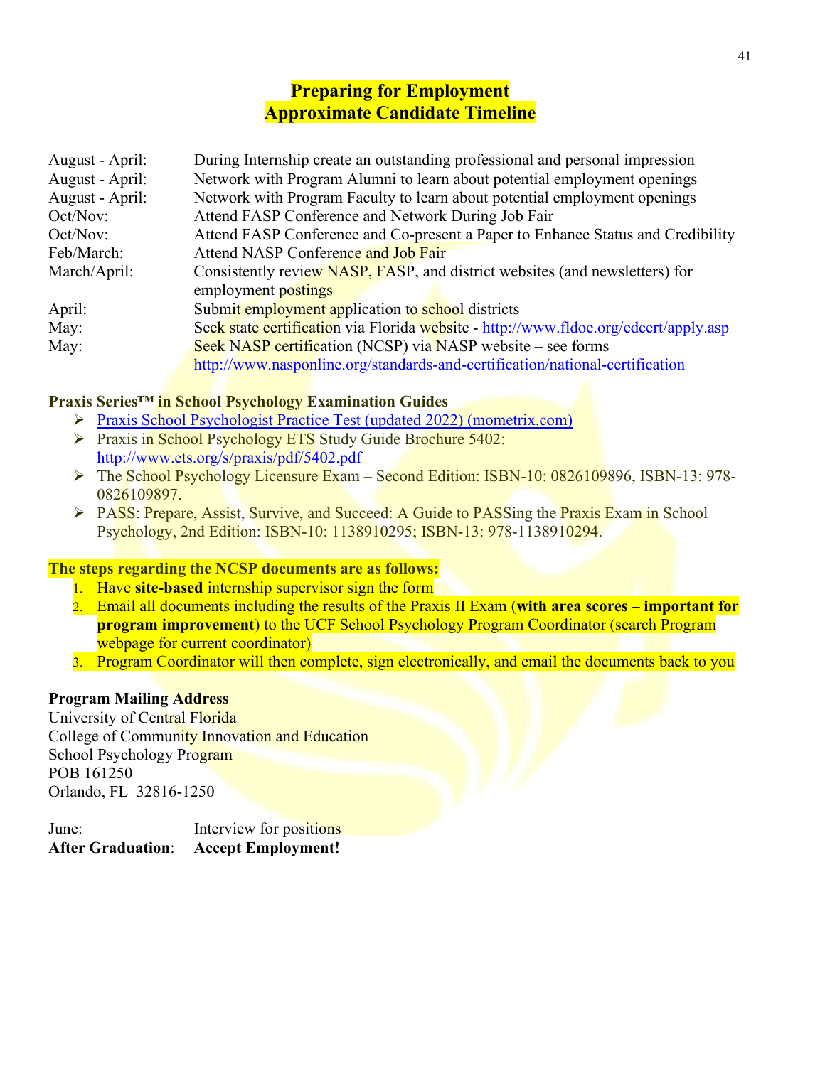## Preparing for Employment
## Approximate Candidate Timeline

| | |
|---|---|
| August - April: | During Internship create an outstanding professional and personal impression |
| August - April: | Network with Program Alumni to learn about potential employment openings |
| August - April: | Network with Program Faculty to learn about potential employment openings |
| Oct/Nov: | Attend FASP Conference and Network During Job Fair |
| Oct/Nov: | Attend FASP Conference and Co-present a Paper to Enhance Status and Credibility |
| Feb/March: | Attend NASP Conference and Job Fair |
| March/April: | Consistently review NASP, FASP, and district websites (and newsletters) for employment postings |
| April: | Submit employment application to school districts |
| May: | Seek state certification via Florida website - http://www.fldoe.org/edcert/apply.asp |
| May: | Seek NASP certification (NCSP) via NASP website – see forms http://www.nasponline.org/standards-and-certification/national-certification |

**Praxis Series™ in School Psychology Examination Guides**

- Praxis School Psychologist Practice Test (updated 2022) (mometrix.com)
- Praxis in School Psychology ETS Study Guide Brochure 5402: http://www.ets.org/s/praxis/pdf/5402.pdf
- The School Psychology Licensure Exam – Second Edition: ISBN-10: 0826109896, ISBN-13: 978-0826109897.
- PASS: Prepare, Assist, Survive, and Succeed: A Guide to PASSing the Praxis Exam in School Psychology, 2nd Edition: ISBN-10: 1138910295; ISBN-13: 978-1138910294.

**The steps regarding the NCSP documents are as follows:**

1. Have **site-based** internship supervisor sign the form
2. Email all documents including the results of the Praxis II Exam (**with area scores – important for program improvement**) to the UCF School Psychology Program Coordinator (search Program webpage for current coordinator)
3. Program Coordinator will then complete, sign electronically, and email the documents back to you

**Program Mailing Address**
University of Central Florida
College of Community Innovation and Education
School Psychology Program
POB 161250
Orlando, FL 32816-1250

| | |
|---|---|
| June: | Interview for positions |
| **After Graduation**: | **Accept Employment!** |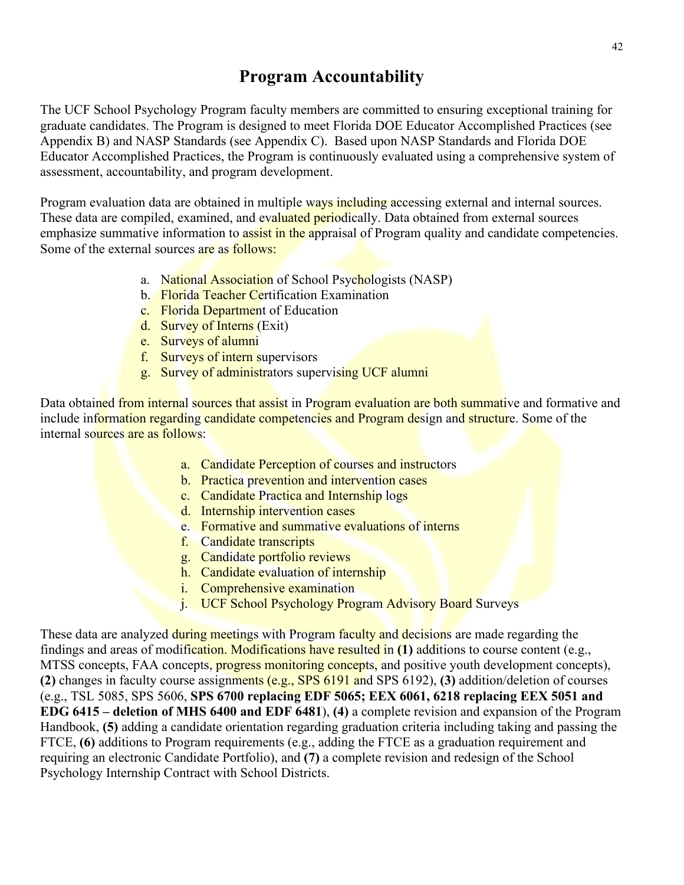# Program Accountability

The UCF School Psychology Program faculty members are committed to ensuring exceptional training for graduate candidates. The Program is designed to meet Florida DOE Educator Accomplished Practices (see Appendix B) and NASP Standards (see Appendix C). Based upon NASP Standards and Florida DOE Educator Accomplished Practices, the Program is continuously evaluated using a comprehensive system of assessment, accountability, and program development.

Program evaluation data are obtained in multiple ways including accessing external and internal sources. These data are compiled, examined, and evaluated periodically. Data obtained from external sources emphasize summative information to assist in the appraisal of Program quality and candidate competencies. Some of the external sources are as follows:

a. National Association of School Psychologists (NASP)
b. Florida Teacher Certification Examination
c. Florida Department of Education
d. Survey of Interns (Exit)
e. Surveys of alumni
f. Surveys of intern supervisors
g. Survey of administrators supervising UCF alumni

Data obtained from internal sources that assist in Program evaluation are both summative and formative and include information regarding candidate competencies and Program design and structure. Some of the internal sources are as follows:

a. Candidate Perception of courses and instructors
b. Practica prevention and intervention cases
c. Candidate Practica and Internship logs
d. Internship intervention cases
e. Formative and summative evaluations of interns
f. Candidate transcripts
g. Candidate portfolio reviews
h. Candidate evaluation of internship
i. Comprehensive examination
j. UCF School Psychology Program Advisory Board Surveys

These data are analyzed during meetings with Program faculty and decisions are made regarding the findings and areas of modification. Modifications have resulted in **(1)** additions to course content (e.g., MTSS concepts, FAA concepts, progress monitoring concepts, and positive youth development concepts), **(2)** changes in faculty course assignments (e.g., SPS 6191 and SPS 6192), **(3)** addition/deletion of courses (e.g., TSL 5085, SPS 5606, **SPS 6700 replacing EDF 5065; EEX 6061, 6218 replacing EEX 5051 and EDG 6415 – deletion of MHS 6400 and EDF 6481**), **(4)** a complete revision and expansion of the Program Handbook, **(5)** adding a candidate orientation regarding graduation criteria including taking and passing the FTCE, **(6)** additions to Program requirements (e.g., adding the FTCE as a graduation requirement and requiring an electronic Candidate Portfolio), and **(7)** a complete revision and redesign of the School Psychology Internship Contract with School Districts.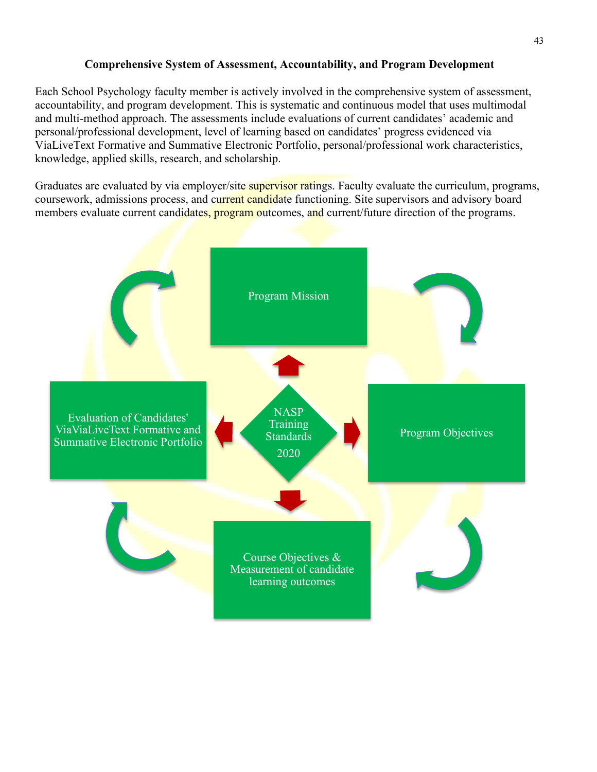## Comprehensive System of Assessment, Accountability, and Program Development

Each School Psychology faculty member is actively involved in the comprehensive system of assessment, accountability, and program development. This is systematic and continuous model that uses multimodal and multi-method approach. The assessments include evaluations of current candidates' academic and personal/professional development, level of learning based on candidates' progress evidenced via ViaLiveText Formative and Summative Electronic Portfolio, personal/professional work characteristics, knowledge, applied skills, research, and scholarship.

Graduates are evaluated by via employer/site supervisor ratings. Faculty evaluate the curriculum, programs, coursework, admissions process, and current candidate functioning. Site supervisors and advisory board members evaluate current candidates, program outcomes, and current/future direction of the programs.

Program Mission

Evaluation of Candidates' ViaViaLiveText Formative and Summative Electronic Portfolio

NASP Training Standards 2020

Program Objectives

Course Objectives & Measurement of candidate learning outcomes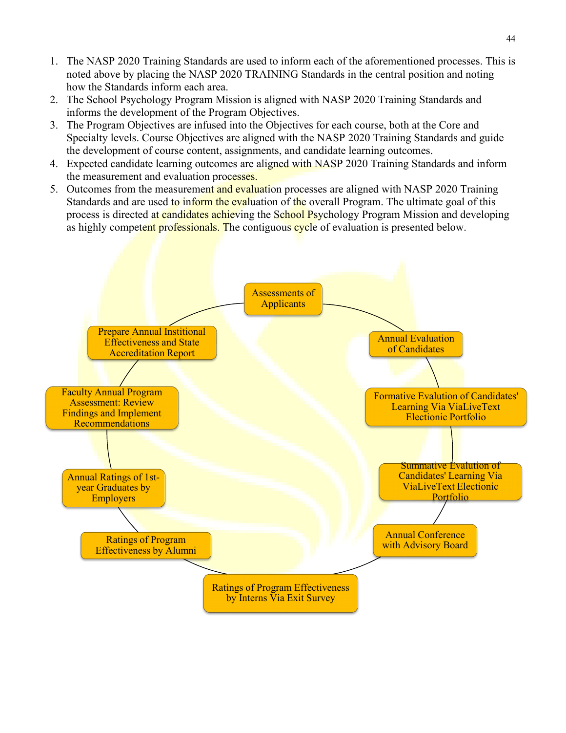1. The NASP 2020 Training Standards are used to inform each of the aforementioned processes. This is noted above by placing the NASP 2020 TRAINING Standards in the central position and noting how the Standards inform each area.
2. The School Psychology Program Mission is aligned with NASP 2020 Training Standards and informs the development of the Program Objectives.
3. The Program Objectives are infused into the Objectives for each course, both at the Core and Specialty levels. Course Objectives are aligned with the NASP 2020 Training Standards and guide the development of course content, assignments, and candidate learning outcomes.
4. Expected candidate learning outcomes are aligned with NASP 2020 Training Standards and inform the measurement and evaluation processes.
5. Outcomes from the measurement and evaluation processes are aligned with NASP 2020 Training Standards and are used to inform the evaluation of the overall Program. The ultimate goal of this process is directed at candidates achieving the School Psychology Program Mission and developing as highly competent professionals. The contiguous cycle of evaluation is presented below.

- Assessments of Applicants
- Annual Evaluation of Candidates
- Formative Evalution of Candidates' Learning Via ViaLiveText Electionic Portfolio
- Summative Evalution of Candidates' Learning Via ViaLiveText Electionic Portfolio
- Annual Conference with Advisory Board
- Ratings of Program Effectiveness by Interns Via Exit Survey
- Ratings of Program Effectiveness by Alumni
- Annual Ratings of 1st-year Graduates by Employers
- Faculty Annual Program Assessment: Review Findings and Implement Recommendations
- Prepare Annual Institional Effectiveness and State Accreditation Report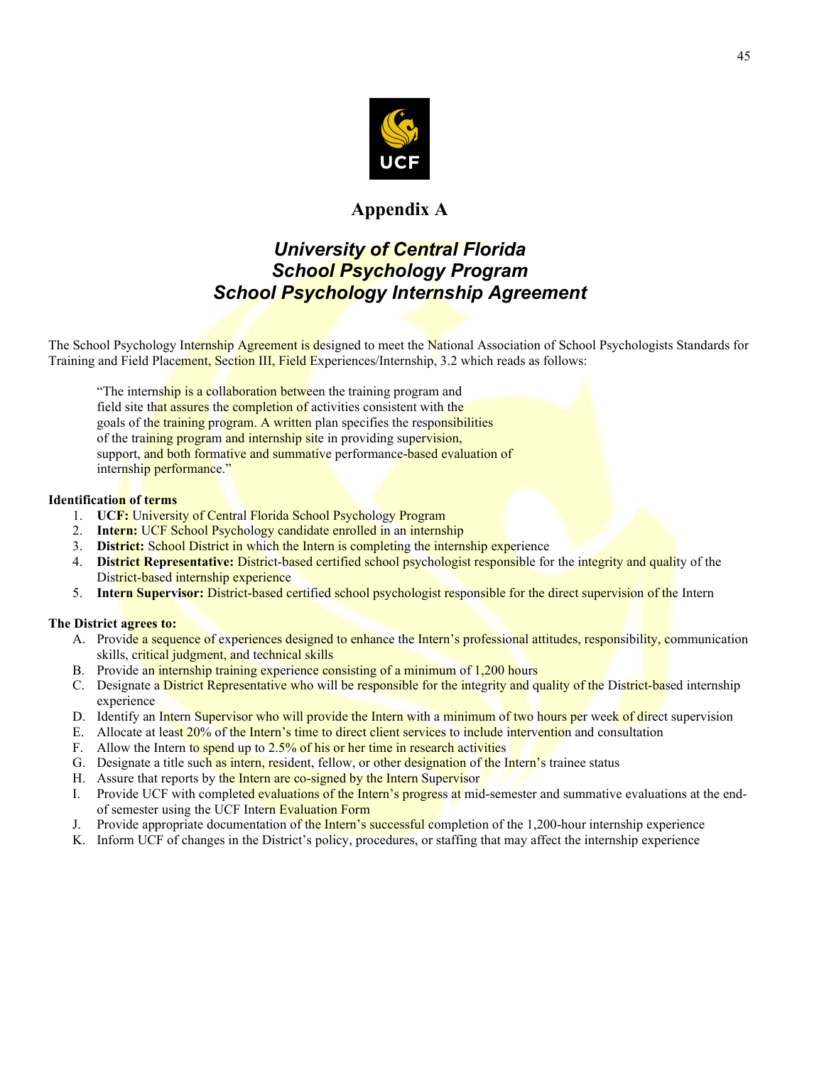# Appendix A

## *University of Central Florida*
## *School Psychology Program*
## *School Psychology Internship Agreement*

The School Psychology Internship Agreement is designed to meet the National Association of School Psychologists Standards for Training and Field Placement, Section III, Field Experiences/Internship, 3.2 which reads as follows:

> "The internship is a collaboration between the training program and field site that assures the completion of activities consistent with the goals of the training program. A written plan specifies the responsibilities of the training program and internship site in providing supervision, support, and both formative and summative performance-based evaluation of internship performance."

**Identification of terms**

1. **UCF:** University of Central Florida School Psychology Program
2. **Intern:** UCF School Psychology candidate enrolled in an internship
3. **District:** School District in which the Intern is completing the internship experience
4. **District Representative:** District-based certified school psychologist responsible for the integrity and quality of the District-based internship experience
5. **Intern Supervisor:** District-based certified school psychologist responsible for the direct supervision of the Intern

**The District agrees to:**

A. Provide a sequence of experiences designed to enhance the Intern's professional attitudes, responsibility, communication skills, critical judgment, and technical skills
B. Provide an internship training experience consisting of a minimum of 1,200 hours
C. Designate a District Representative who will be responsible for the integrity and quality of the District-based internship experience
D. Identify an Intern Supervisor who will provide the Intern with a minimum of two hours per week of direct supervision
E. Allocate at least 20% of the Intern's time to direct client services to include intervention and consultation
F. Allow the Intern to spend up to 2.5% of his or her time in research activities
G. Designate a title such as intern, resident, fellow, or other designation of the Intern's trainee status
H. Assure that reports by the Intern are co-signed by the Intern Supervisor
I. Provide UCF with completed evaluations of the Intern's progress at mid-semester and summative evaluations at the end-of semester using the UCF Intern Evaluation Form
J. Provide appropriate documentation of the Intern's successful completion of the 1,200-hour internship experience
K. Inform UCF of changes in the District's policy, procedures, or staffing that may affect the internship experience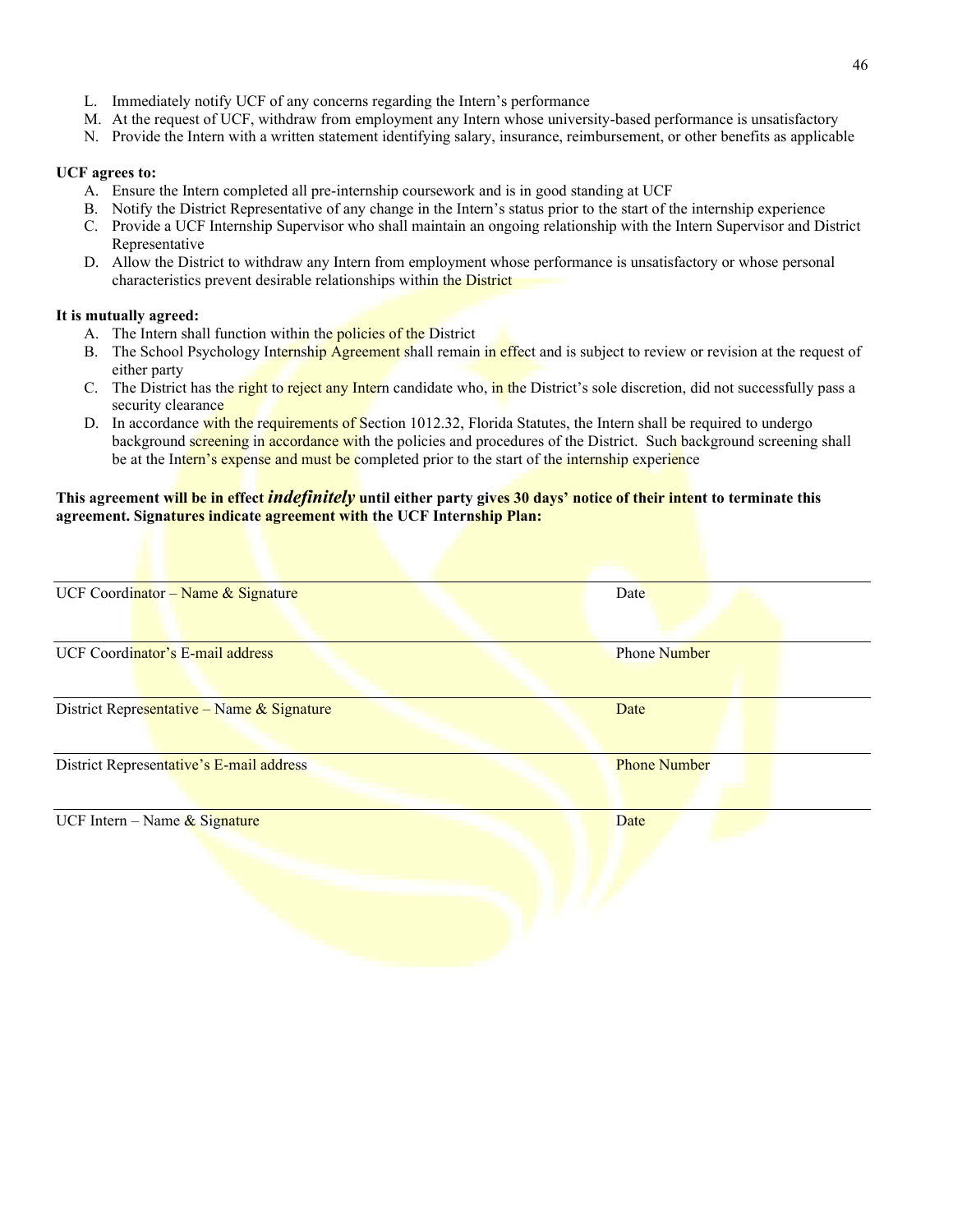L. Immediately notify UCF of any concerns regarding the Intern's performance
M. At the request of UCF, withdraw from employment any Intern whose university-based performance is unsatisfactory
N. Provide the Intern with a written statement identifying salary, insurance, reimbursement, or other benefits as applicable

**UCF agrees to:**

A. Ensure the Intern completed all pre-internship coursework and is in good standing at UCF
B. Notify the District Representative of any change in the Intern's status prior to the start of the internship experience
C. Provide a UCF Internship Supervisor who shall maintain an ongoing relationship with the Intern Supervisor and District Representative
D. Allow the District to withdraw any Intern from employment whose performance is unsatisfactory or whose personal characteristics prevent desirable relationships within the District

**It is mutually agreed:**

A. The Intern shall function within the policies of the District
B. The School Psychology Internship Agreement shall remain in effect and is subject to review or revision at the request of either party
C. The District has the right to reject any Intern candidate who, in the District's sole discretion, did not successfully pass a security clearance
D. In accordance with the requirements of Section 1012.32, Florida Statutes, the Intern shall be required to undergo background screening in accordance with the policies and procedures of the District. Such background screening shall be at the Intern's expense and must be completed prior to the start of the internship experience

**This agreement will be in effect *indefinitely* until either party gives 30 days' notice of their intent to terminate this agreement. Signatures indicate agreement with the UCF Internship Plan:**

| | |
|---|---|
| UCF Coordinator – Name & Signature | Date |
| UCF Coordinator's E-mail address | Phone Number |
| District Representative – Name & Signature | Date |
| District Representative's E-mail address | Phone Number |
| UCF Intern – Name & Signature | Date |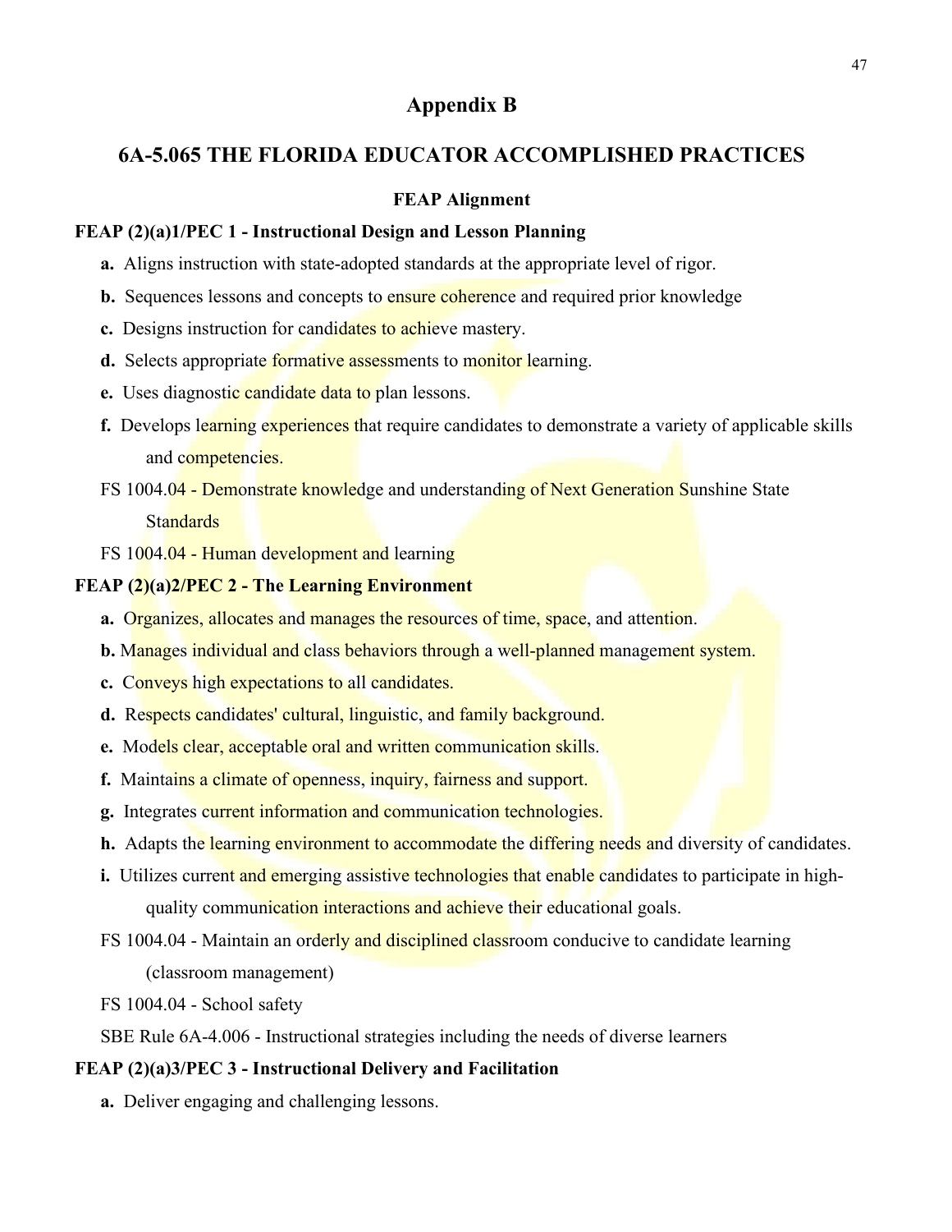# Appendix B

## 6A-5.065 THE FLORIDA EDUCATOR ACCOMPLISHED PRACTICES

### FEAP Alignment

**FEAP (2)(a)1/PEC 1 - Instructional Design and Lesson Planning**

- **a.** Aligns instruction with state-adopted standards at the appropriate level of rigor.
- **b.** Sequences lessons and concepts to ensure coherence and required prior knowledge
- **c.** Designs instruction for candidates to achieve mastery.
- **d.** Selects appropriate formative assessments to monitor learning.
- **e.** Uses diagnostic candidate data to plan lessons.
- **f.** Develops learning experiences that require candidates to demonstrate a variety of applicable skills and competencies.
- FS 1004.04 - Demonstrate knowledge and understanding of Next Generation Sunshine State Standards
- FS 1004.04 - Human development and learning

**FEAP (2)(a)2/PEC 2 - The Learning Environment**

- **a.** Organizes, allocates and manages the resources of time, space, and attention.
- **b.** Manages individual and class behaviors through a well-planned management system.
- **c.** Conveys high expectations to all candidates.
- **d.** Respects candidates' cultural, linguistic, and family background.
- **e.** Models clear, acceptable oral and written communication skills.
- **f.** Maintains a climate of openness, inquiry, fairness and support.
- **g.** Integrates current information and communication technologies.
- **h.** Adapts the learning environment to accommodate the differing needs and diversity of candidates.
- **i.** Utilizes current and emerging assistive technologies that enable candidates to participate in high-quality communication interactions and achieve their educational goals.
- FS 1004.04 - Maintain an orderly and disciplined classroom conducive to candidate learning (classroom management)
- FS 1004.04 - School safety
- SBE Rule 6A-4.006 - Instructional strategies including the needs of diverse learners

**FEAP (2)(a)3/PEC 3 - Instructional Delivery and Facilitation**

- **a.** Deliver engaging and challenging lessons.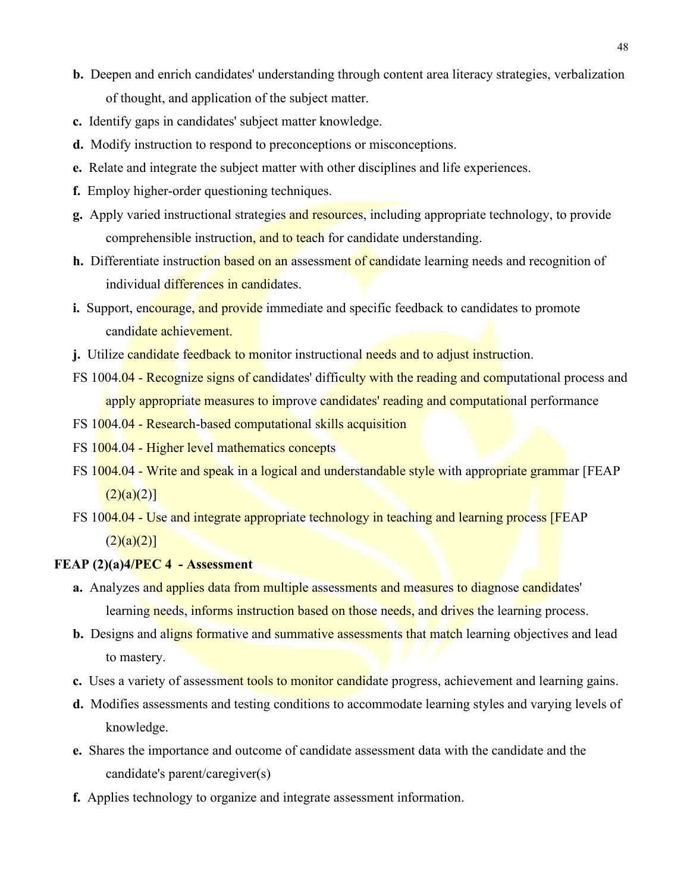- **b.** Deepen and enrich candidates' understanding through content area literacy strategies, verbalization of thought, and application of the subject matter.
- **c.** Identify gaps in candidates' subject matter knowledge.
- **d.** Modify instruction to respond to preconceptions or misconceptions.
- **e.** Relate and integrate the subject matter with other disciplines and life experiences.
- **f.** Employ higher-order questioning techniques.
- **g.** Apply varied instructional strategies and resources, including appropriate technology, to provide comprehensible instruction, and to teach for candidate understanding.
- **h.** Differentiate instruction based on an assessment of candidate learning needs and recognition of individual differences in candidates.
- **i.** Support, encourage, and provide immediate and specific feedback to candidates to promote candidate achievement.
- **j.** Utilize candidate feedback to monitor instructional needs and to adjust instruction.
- FS 1004.04 - Recognize signs of candidates' difficulty with the reading and computational process and apply appropriate measures to improve candidates' reading and computational performance
- FS 1004.04 - Research-based computational skills acquisition
- FS 1004.04 - Higher level mathematics concepts
- FS 1004.04 - Write and speak in a logical and understandable style with appropriate grammar [FEAP (2)(a)(2)]
- FS 1004.04 - Use and integrate appropriate technology in teaching and learning process [FEAP (2)(a)(2)]

**FEAP (2)(a)4/PEC 4 - Assessment**

- **a.** Analyzes and applies data from multiple assessments and measures to diagnose candidates' learning needs, informs instruction based on those needs, and drives the learning process.
- **b.** Designs and aligns formative and summative assessments that match learning objectives and lead to mastery.
- **c.** Uses a variety of assessment tools to monitor candidate progress, achievement and learning gains.
- **d.** Modifies assessments and testing conditions to accommodate learning styles and varying levels of knowledge.
- **e.** Shares the importance and outcome of candidate assessment data with the candidate and the candidate's parent/caregiver(s)
- **f.** Applies technology to organize and integrate assessment information.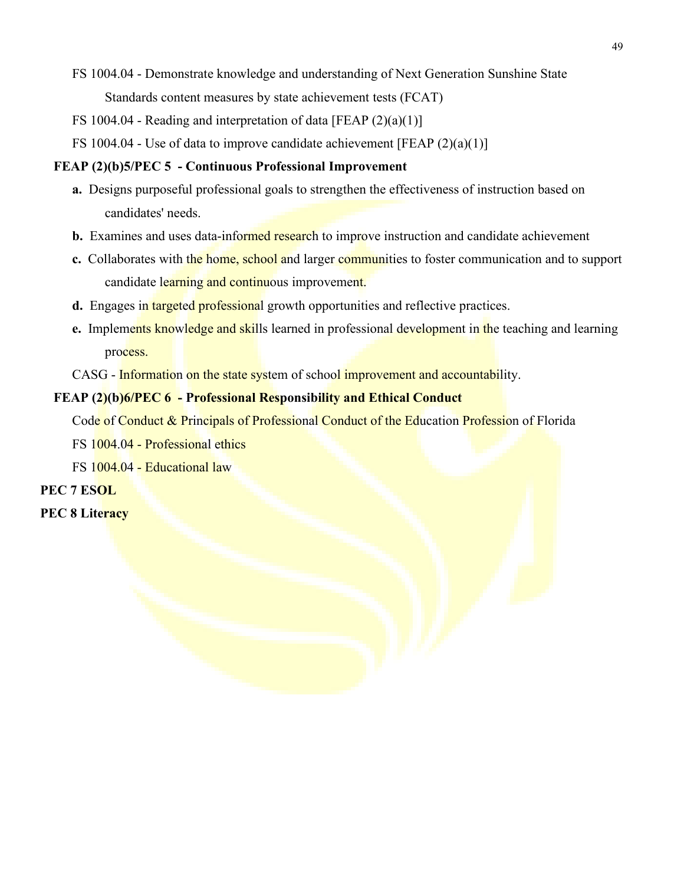FS 1004.04 - Demonstrate knowledge and understanding of Next Generation Sunshine State Standards content measures by state achievement tests (FCAT)

FS 1004.04 - Reading and interpretation of data [FEAP (2)(a)(1)]

FS 1004.04 - Use of data to improve candidate achievement [FEAP (2)(a)(1)]

**FEAP (2)(b)5/PEC 5 - Continuous Professional Improvement**

**a.** Designs purposeful professional goals to strengthen the effectiveness of instruction based on candidates' needs.

**b.** Examines and uses data-informed research to improve instruction and candidate achievement

**c.** Collaborates with the home, school and larger communities to foster communication and to support candidate learning and continuous improvement.

**d.** Engages in targeted professional growth opportunities and reflective practices.

**e.** Implements knowledge and skills learned in professional development in the teaching and learning process.

CASG - Information on the state system of school improvement and accountability.

**FEAP (2)(b)6/PEC 6 - Professional Responsibility and Ethical Conduct**

Code of Conduct & Principals of Professional Conduct of the Education Profession of Florida

FS 1004.04 - Professional ethics

FS 1004.04 - Educational law

**PEC 7 ESOL**

**PEC 8 Literacy**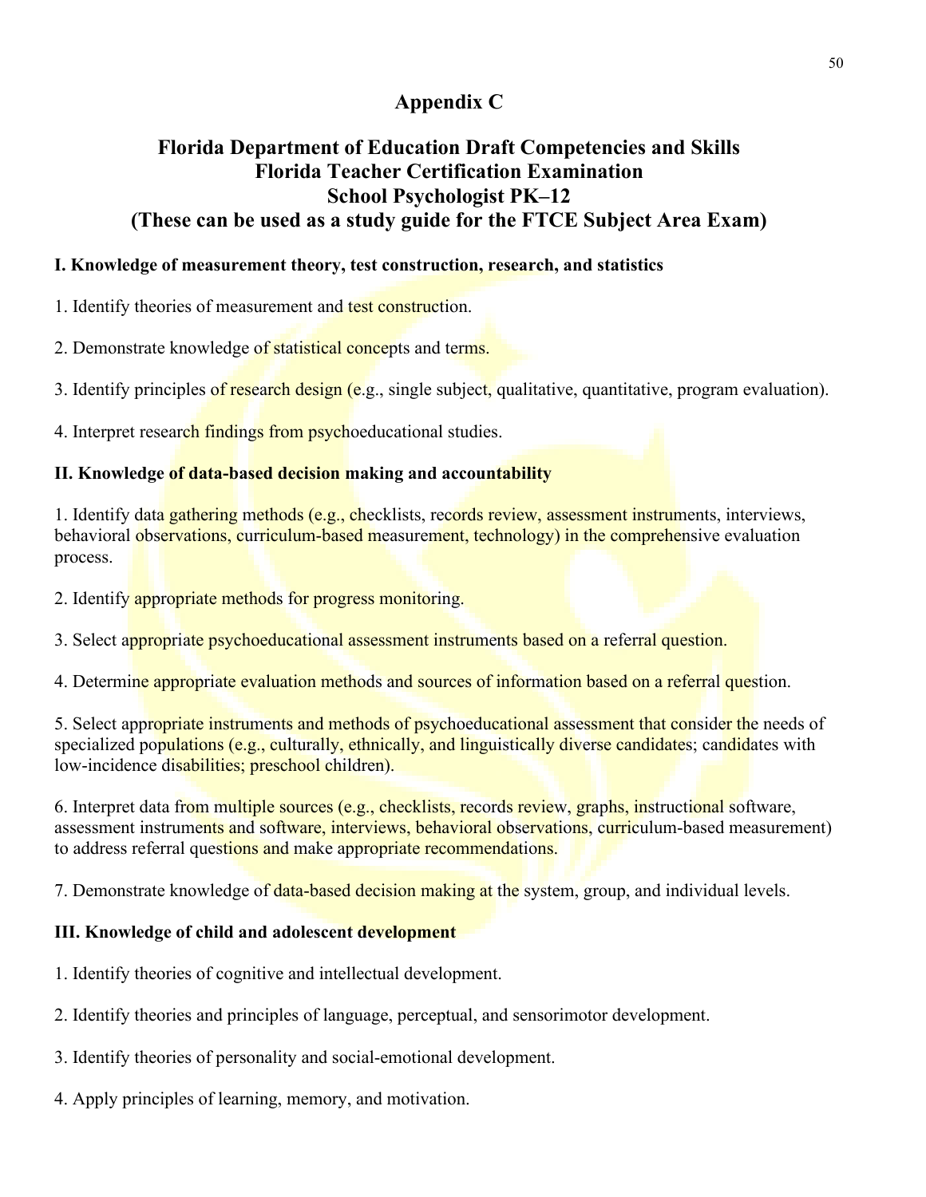# Appendix C

## Florida Department of Education Draft Competencies and Skills
## Florida Teacher Certification Examination
## School Psychologist PK–12
## (These can be used as a study guide for the FTCE Subject Area Exam)

**I. Knowledge of measurement theory, test construction, research, and statistics**

1. Identify theories of measurement and test construction.

2. Demonstrate knowledge of statistical concepts and terms.

3. Identify principles of research design (e.g., single subject, qualitative, quantitative, program evaluation).

4. Interpret research findings from psychoeducational studies.

**II. Knowledge of data-based decision making and accountability**

1. Identify data gathering methods (e.g., checklists, records review, assessment instruments, interviews, behavioral observations, curriculum-based measurement, technology) in the comprehensive evaluation process.

2. Identify appropriate methods for progress monitoring.

3. Select appropriate psychoeducational assessment instruments based on a referral question.

4. Determine appropriate evaluation methods and sources of information based on a referral question.

5. Select appropriate instruments and methods of psychoeducational assessment that consider the needs of specialized populations (e.g., culturally, ethnically, and linguistically diverse candidates; candidates with low-incidence disabilities; preschool children).

6. Interpret data from multiple sources (e.g., checklists, records review, graphs, instructional software, assessment instruments and software, interviews, behavioral observations, curriculum-based measurement) to address referral questions and make appropriate recommendations.

7. Demonstrate knowledge of data-based decision making at the system, group, and individual levels.

**III. Knowledge of child and adolescent development**

1. Identify theories of cognitive and intellectual development.

2. Identify theories and principles of language, perceptual, and sensorimotor development.

3. Identify theories of personality and social-emotional development.

4. Apply principles of learning, memory, and motivation.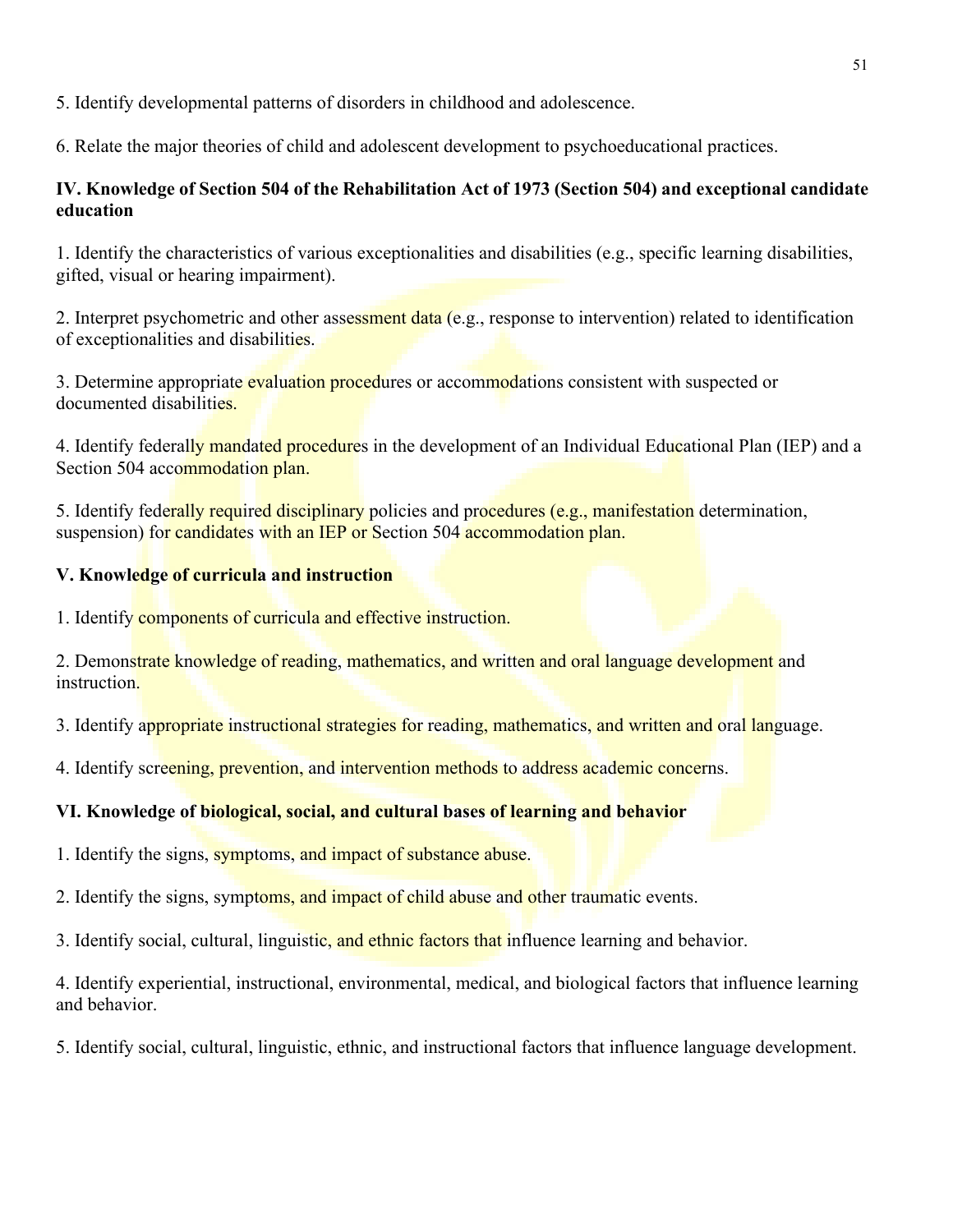5. Identify developmental patterns of disorders in childhood and adolescence.

6. Relate the major theories of child and adolescent development to psychoeducational practices.

**IV. Knowledge of Section 504 of the Rehabilitation Act of 1973 (Section 504) and exceptional candidate education**

1. Identify the characteristics of various exceptionalities and disabilities (e.g., specific learning disabilities, gifted, visual or hearing impairment).

2. Interpret psychometric and other assessment data (e.g., response to intervention) related to identification of exceptionalities and disabilities.

3. Determine appropriate evaluation procedures or accommodations consistent with suspected or documented disabilities.

4. Identify federally mandated procedures in the development of an Individual Educational Plan (IEP) and a Section 504 accommodation plan.

5. Identify federally required disciplinary policies and procedures (e.g., manifestation determination, suspension) for candidates with an IEP or Section 504 accommodation plan.

**V. Knowledge of curricula and instruction**

1. Identify components of curricula and effective instruction.

2. Demonstrate knowledge of reading, mathematics, and written and oral language development and instruction.

3. Identify appropriate instructional strategies for reading, mathematics, and written and oral language.

4. Identify screening, prevention, and intervention methods to address academic concerns.

**VI. Knowledge of biological, social, and cultural bases of learning and behavior**

1. Identify the signs, symptoms, and impact of substance abuse.

2. Identify the signs, symptoms, and impact of child abuse and other traumatic events.

3. Identify social, cultural, linguistic, and ethnic factors that influence learning and behavior.

4. Identify experiential, instructional, environmental, medical, and biological factors that influence learning and behavior.

5. Identify social, cultural, linguistic, ethnic, and instructional factors that influence language development.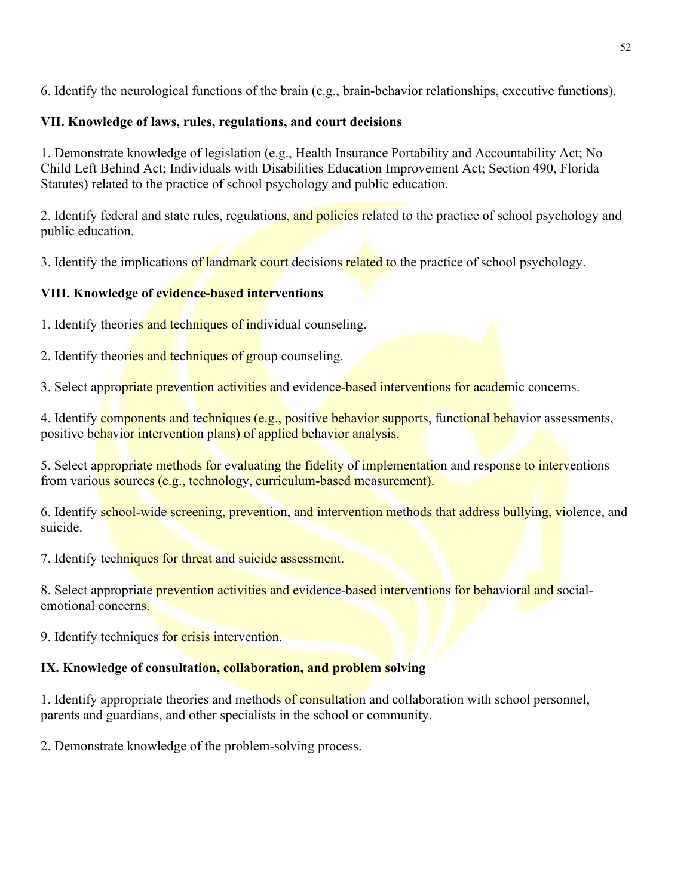6. Identify the neurological functions of the brain (e.g., brain-behavior relationships, executive functions).

**VII. Knowledge of laws, rules, regulations, and court decisions**

1. Demonstrate knowledge of legislation (e.g., Health Insurance Portability and Accountability Act; No Child Left Behind Act; Individuals with Disabilities Education Improvement Act; Section 490, Florida Statutes) related to the practice of school psychology and public education.

2. Identify federal and state rules, regulations, and policies related to the practice of school psychology and public education.

3. Identify the implications of landmark court decisions related to the practice of school psychology.

**VIII. Knowledge of evidence-based interventions**

1. Identify theories and techniques of individual counseling.

2. Identify theories and techniques of group counseling.

3. Select appropriate prevention activities and evidence-based interventions for academic concerns.

4. Identify components and techniques (e.g., positive behavior supports, functional behavior assessments, positive behavior intervention plans) of applied behavior analysis.

5. Select appropriate methods for evaluating the fidelity of implementation and response to interventions from various sources (e.g., technology, curriculum-based measurement).

6. Identify school-wide screening, prevention, and intervention methods that address bullying, violence, and suicide.

7. Identify techniques for threat and suicide assessment.

8. Select appropriate prevention activities and evidence-based interventions for behavioral and social-emotional concerns.

9. Identify techniques for crisis intervention.

**IX. Knowledge of consultation, collaboration, and problem solving**

1. Identify appropriate theories and methods of consultation and collaboration with school personnel, parents and guardians, and other specialists in the school or community.

2. Demonstrate knowledge of the problem-solving process.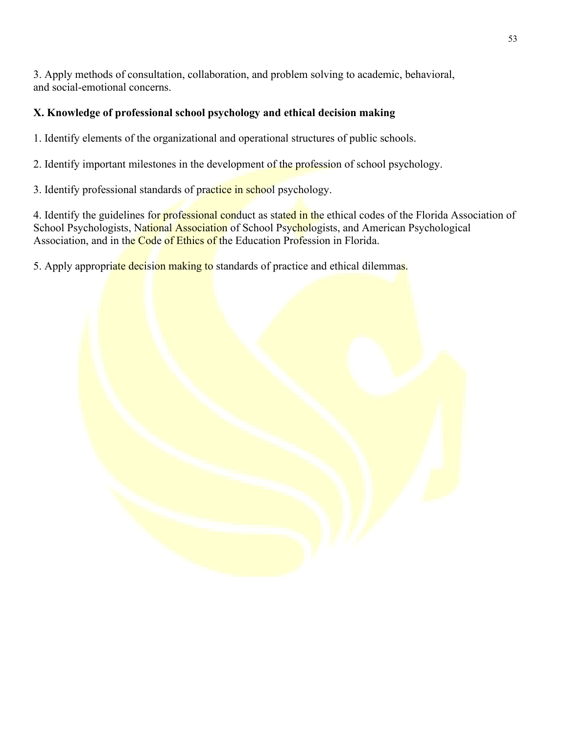3. Apply methods of consultation, collaboration, and problem solving to academic, behavioral, and social-emotional concerns.

**X. Knowledge of professional school psychology and ethical decision making**

1. Identify elements of the organizational and operational structures of public schools.

2. Identify important milestones in the development of the profession of school psychology.

3. Identify professional standards of practice in school psychology.

4. Identify the guidelines for professional conduct as stated in the ethical codes of the Florida Association of School Psychologists, National Association of School Psychologists, and American Psychological Association, and in the Code of Ethics of the Education Profession in Florida.

5. Apply appropriate decision making to standards of practice and ethical dilemmas.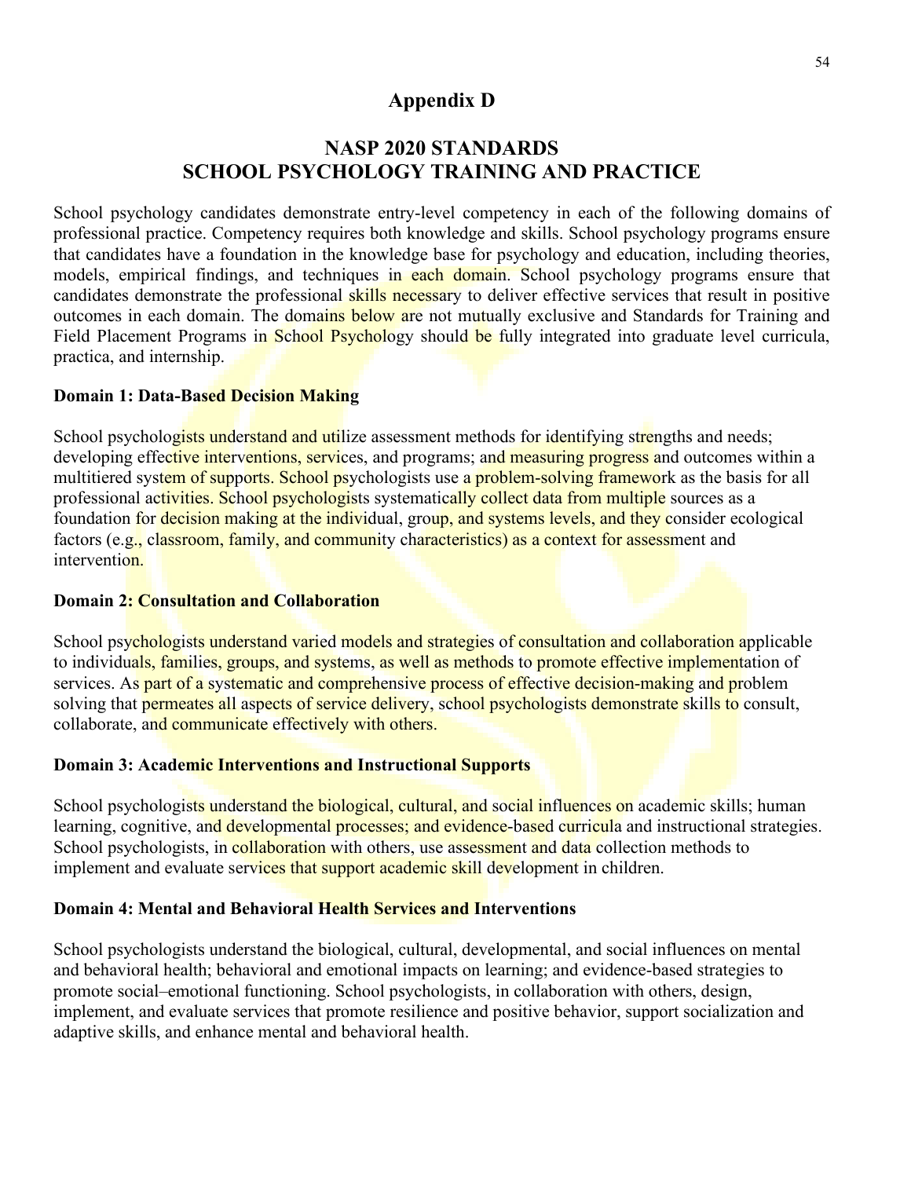# Appendix D

## NASP 2020 STANDARDS
## SCHOOL PSYCHOLOGY TRAINING AND PRACTICE

School psychology candidates demonstrate entry-level competency in each of the following domains of professional practice. Competency requires both knowledge and skills. School psychology programs ensure that candidates have a foundation in the knowledge base for psychology and education, including theories, models, empirical findings, and techniques in each domain. School psychology programs ensure that candidates demonstrate the professional skills necessary to deliver effective services that result in positive outcomes in each domain. The domains below are not mutually exclusive and Standards for Training and Field Placement Programs in School Psychology should be fully integrated into graduate level curricula, practica, and internship.

**Domain 1: Data-Based Decision Making**

School psychologists understand and utilize assessment methods for identifying strengths and needs; developing effective interventions, services, and programs; and measuring progress and outcomes within a multitiered system of supports. School psychologists use a problem-solving framework as the basis for all professional activities. School psychologists systematically collect data from multiple sources as a foundation for decision making at the individual, group, and systems levels, and they consider ecological factors (e.g., classroom, family, and community characteristics) as a context for assessment and intervention.

**Domain 2: Consultation and Collaboration**

School psychologists understand varied models and strategies of consultation and collaboration applicable to individuals, families, groups, and systems, as well as methods to promote effective implementation of services. As part of a systematic and comprehensive process of effective decision-making and problem solving that permeates all aspects of service delivery, school psychologists demonstrate skills to consult, collaborate, and communicate effectively with others.

**Domain 3: Academic Interventions and Instructional Supports**

School psychologists understand the biological, cultural, and social influences on academic skills; human learning, cognitive, and developmental processes; and evidence-based curricula and instructional strategies. School psychologists, in collaboration with others, use assessment and data collection methods to implement and evaluate services that support academic skill development in children.

**Domain 4: Mental and Behavioral Health Services and Interventions**

School psychologists understand the biological, cultural, developmental, and social influences on mental and behavioral health; behavioral and emotional impacts on learning; and evidence-based strategies to promote social–emotional functioning. School psychologists, in collaboration with others, design, implement, and evaluate services that promote resilience and positive behavior, support socialization and adaptive skills, and enhance mental and behavioral health.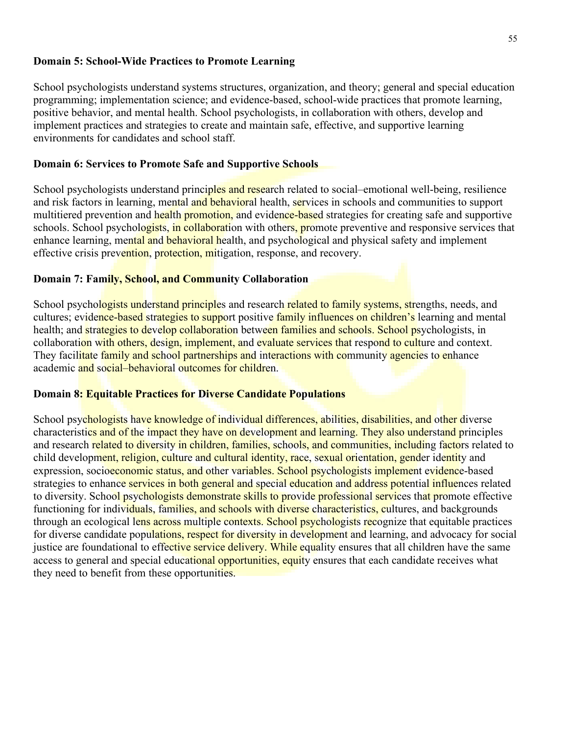**Domain 5: School-Wide Practices to Promote Learning**

School psychologists understand systems structures, organization, and theory; general and special education programming; implementation science; and evidence-based, school-wide practices that promote learning, positive behavior, and mental health. School psychologists, in collaboration with others, develop and implement practices and strategies to create and maintain safe, effective, and supportive learning environments for candidates and school staff.

**Domain 6: Services to Promote Safe and Supportive Schools**

School psychologists understand principles and research related to social–emotional well-being, resilience and risk factors in learning, mental and behavioral health, services in schools and communities to support multitiered prevention and health promotion, and evidence-based strategies for creating safe and supportive schools. School psychologists, in collaboration with others, promote preventive and responsive services that enhance learning, mental and behavioral health, and psychological and physical safety and implement effective crisis prevention, protection, mitigation, response, and recovery.

**Domain 7: Family, School, and Community Collaboration**

School psychologists understand principles and research related to family systems, strengths, needs, and cultures; evidence-based strategies to support positive family influences on children's learning and mental health; and strategies to develop collaboration between families and schools. School psychologists, in collaboration with others, design, implement, and evaluate services that respond to culture and context. They facilitate family and school partnerships and interactions with community agencies to enhance academic and social–behavioral outcomes for children.

**Domain 8: Equitable Practices for Diverse Candidate Populations**

School psychologists have knowledge of individual differences, abilities, disabilities, and other diverse characteristics and of the impact they have on development and learning. They also understand principles and research related to diversity in children, families, schools, and communities, including factors related to child development, religion, culture and cultural identity, race, sexual orientation, gender identity and expression, socioeconomic status, and other variables. School psychologists implement evidence-based strategies to enhance services in both general and special education and address potential influences related to diversity. School psychologists demonstrate skills to provide professional services that promote effective functioning for individuals, families, and schools with diverse characteristics, cultures, and backgrounds through an ecological lens across multiple contexts. School psychologists recognize that equitable practices for diverse candidate populations, respect for diversity in development and learning, and advocacy for social justice are foundational to effective service delivery. While equality ensures that all children have the same access to general and special educational opportunities, equity ensures that each candidate receives what they need to benefit from these opportunities.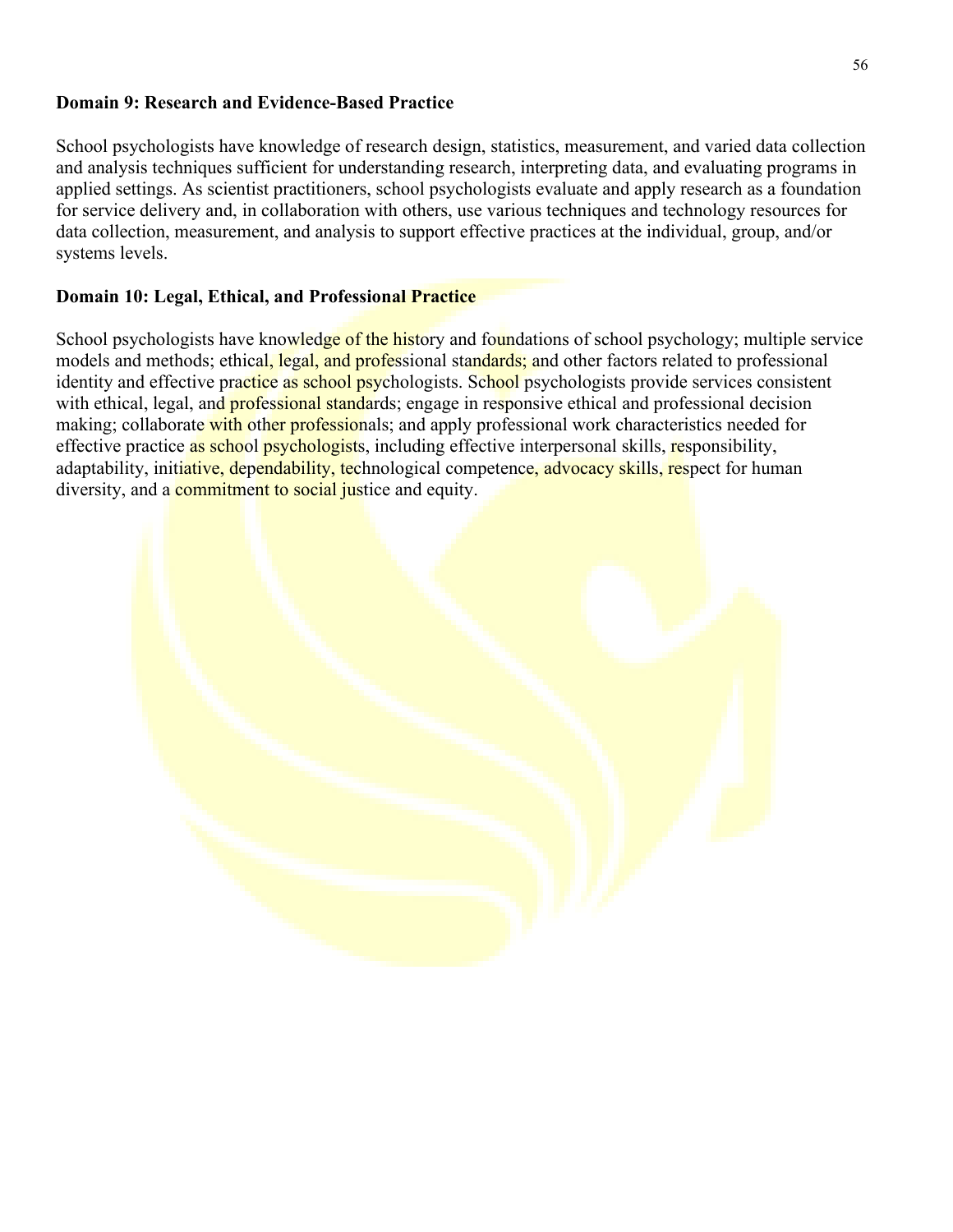**Domain 9: Research and Evidence-Based Practice**

School psychologists have knowledge of research design, statistics, measurement, and varied data collection and analysis techniques sufficient for understanding research, interpreting data, and evaluating programs in applied settings. As scientist practitioners, school psychologists evaluate and apply research as a foundation for service delivery and, in collaboration with others, use various techniques and technology resources for data collection, measurement, and analysis to support effective practices at the individual, group, and/or systems levels.

**Domain 10: Legal, Ethical, and Professional Practice**

School psychologists have knowledge of the history and foundations of school psychology; multiple service models and methods; ethical, legal, and professional standards; and other factors related to professional identity and effective practice as school psychologists. School psychologists provide services consistent with ethical, legal, and professional standards; engage in responsive ethical and professional decision making; collaborate with other professionals; and apply professional work characteristics needed for effective practice as school psychologists, including effective interpersonal skills, responsibility, adaptability, initiative, dependability, technological competence, advocacy skills, respect for human diversity, and a commitment to social justice and equity.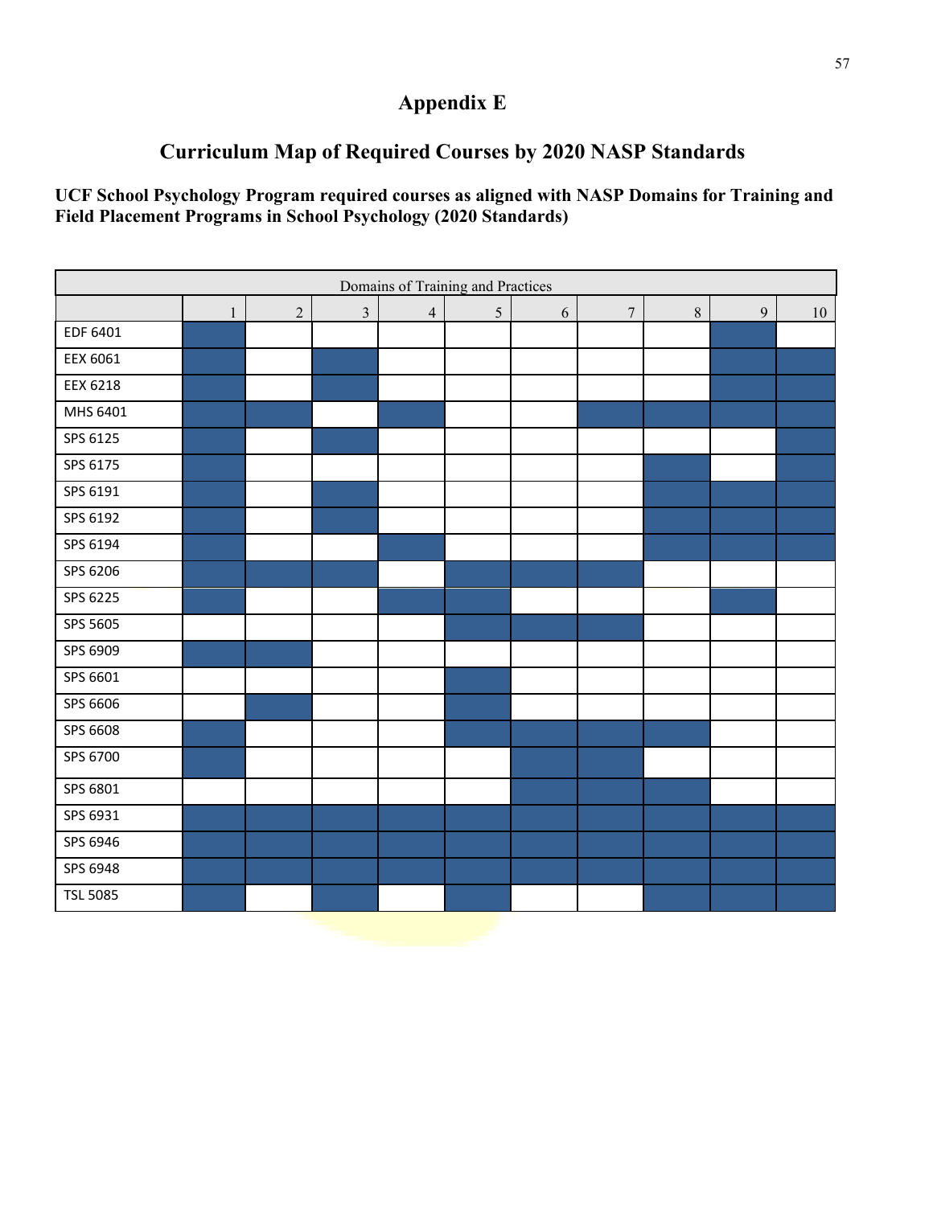# Appendix E

## Curriculum Map of Required Courses by 2020 NASP Standards

**UCF School Psychology Program required courses as aligned with NASP Domains for Training and Field Placement Programs in School Psychology (2020 Standards)**

| | Domains of Training and Practices | | | | | | | | | |
|---|---|---|---|---|---|---|---|---|---|---|
| | 1 | 2 | 3 | 4 | 5 | 6 | 7 | 8 | 9 | 10 |
| EDF 6401 | ■ | | | | | | | | ■ | |
| EEX 6061 | ■ | | ■ | | | | | | ■ | ■ |
| EEX 6218 | ■ | | ■ | | | | | | ■ | ■ |
| MHS 6401 | ■ | ■ | | ■ | | | ■ | ■ | ■ | ■ |
| SPS 6125 | ■ | | ■ | | | | | | | ■ |
| SPS 6175 | ■ | | | | | | | ■ | | ■ |
| SPS 6191 | ■ | | ■ | | | | | ■ | ■ | ■ |
| SPS 6192 | ■ | | ■ | | | | | ■ | ■ | ■ |
| SPS 6194 | ■ | | | ■ | | | | ■ | ■ | ■ |
| SPS 6206 | ■ | ■ | ■ | | ■ | ■ | ■ | | | |
| SPS 6225 | ■ | | | ■ | ■ | | | | ■ | |
| SPS 5605 | | | | | ■ | ■ | ■ | | | |
| SPS 6909 | ■ | ■ | | | | | | | | |
| SPS 6601 | | | | | ■ | | | | | |
| SPS 6606 | | ■ | | | ■ | | | | | |
| SPS 6608 | ■ | | | | ■ | ■ | ■ | ■ | | |
| SPS 6700 | ■ | | | | | ■ | ■ | | | |
| SPS 6801 | | | | | | ■ | ■ | ■ | | |
| SPS 6931 | ■ | ■ | ■ | ■ | ■ | ■ | ■ | ■ | ■ | ■ |
| SPS 6946 | ■ | ■ | ■ | ■ | ■ | ■ | ■ | ■ | ■ | ■ |
| SPS 6948 | ■ | ■ | ■ | ■ | ■ | ■ | ■ | ■ | ■ | ■ |
| TSL 5085 | ■ | | ■ | | ■ | | | ■ | ■ | ■ |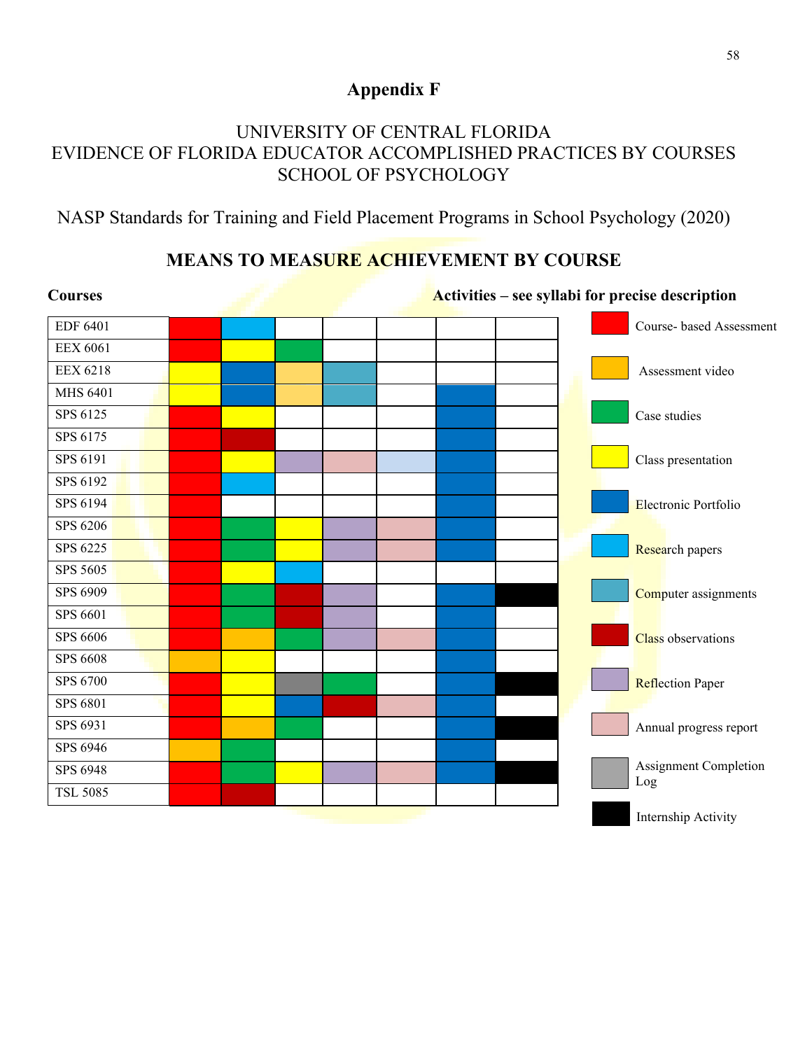# Appendix F

## UNIVERSITY OF CENTRAL FLORIDA
## EVIDENCE OF FLORIDA EDUCATOR ACCOMPLISHED PRACTICES BY COURSES
## SCHOOL OF PSYCHOLOGY

NASP Standards for Training and Field Placement Programs in School Psychology (2020)

## MEANS TO MEASURE ACHIEVEMENT BY COURSE

**Courses** | **Activities – see syllabi for precise description**

(Activities are shown by color in the original; each colored cell is given below as its matching legend label, with the closest legend label used for the few cell colors that do not exactly match a legend entry.)

| Courses | | | | | | | |
|---|---|---|---|---|---|---|---|
| EDF 6401 | Course-based Assessment | Research papers | | | | | |
| EEX 6061 | Course-based Assessment | Class presentation | Case studies | | | | |
| EEX 6218 | Class presentation | Electronic Portfolio | Assessment video | Computer assignments | | | |
| MHS 6401 | Class presentation | Electronic Portfolio | Assessment video | Computer assignments | | Electronic Portfolio | |
| SPS 6125 | Course-based Assessment | Class presentation | | | | Electronic Portfolio | |
| SPS 6175 | Course-based Assessment | Class observations | | | | Electronic Portfolio | |
| SPS 6191 | Course-based Assessment | Class presentation | Reflection Paper | Annual progress report | Research papers | Electronic Portfolio | |
| SPS 6192 | Course-based Assessment | Research papers | | | | Electronic Portfolio | |
| SPS 6194 | Course-based Assessment | | | | | Electronic Portfolio | |
| SPS 6206 | Course-based Assessment | Case studies | Class presentation | Reflection Paper | Annual progress report | Electronic Portfolio | |
| SPS 6225 | Course-based Assessment | Case studies | Class presentation | Reflection Paper | Annual progress report | Electronic Portfolio | |
| SPS 5605 | Course-based Assessment | Class presentation | Research papers | | | | |
| SPS 6909 | Course-based Assessment | Case studies | Class observations | Reflection Paper | | Electronic Portfolio | Internship Activity |
| SPS 6601 | Course-based Assessment | Case studies | Class observations | Reflection Paper | | Electronic Portfolio | |
| SPS 6606 | Course-based Assessment | Assessment video | Case studies | Reflection Paper | Annual progress report | Electronic Portfolio | |
| SPS 6608 | Assessment video | Class presentation | | | | Electronic Portfolio | |
| SPS 6700 | Course-based Assessment | Class presentation | Assignment Completion Log | Case studies | | Electronic Portfolio | Internship Activity |
| SPS 6801 | Course-based Assessment | Class presentation | Electronic Portfolio | Class observations | Annual progress report | Electronic Portfolio | |
| SPS 6931 | Course-based Assessment | Assessment video | Case studies | | | Electronic Portfolio | Internship Activity |
| SPS 6946 | Assessment video | Case studies | | | | Electronic Portfolio | |
| SPS 6948 | Course-based Assessment | Case studies | Class presentation | Reflection Paper | Annual progress report | Electronic Portfolio | Internship Activity |
| TSL 5085 | Course-based Assessment | Class observations | | | | | |

**Legend:**

- Course- based Assessment
- Assessment video
- Case studies
- Class presentation
- Electronic Portfolio
- Research papers
- Computer assignments
- Class observations
- Reflection Paper
- Annual progress report
- Assignment Completion Log
- Internship Activity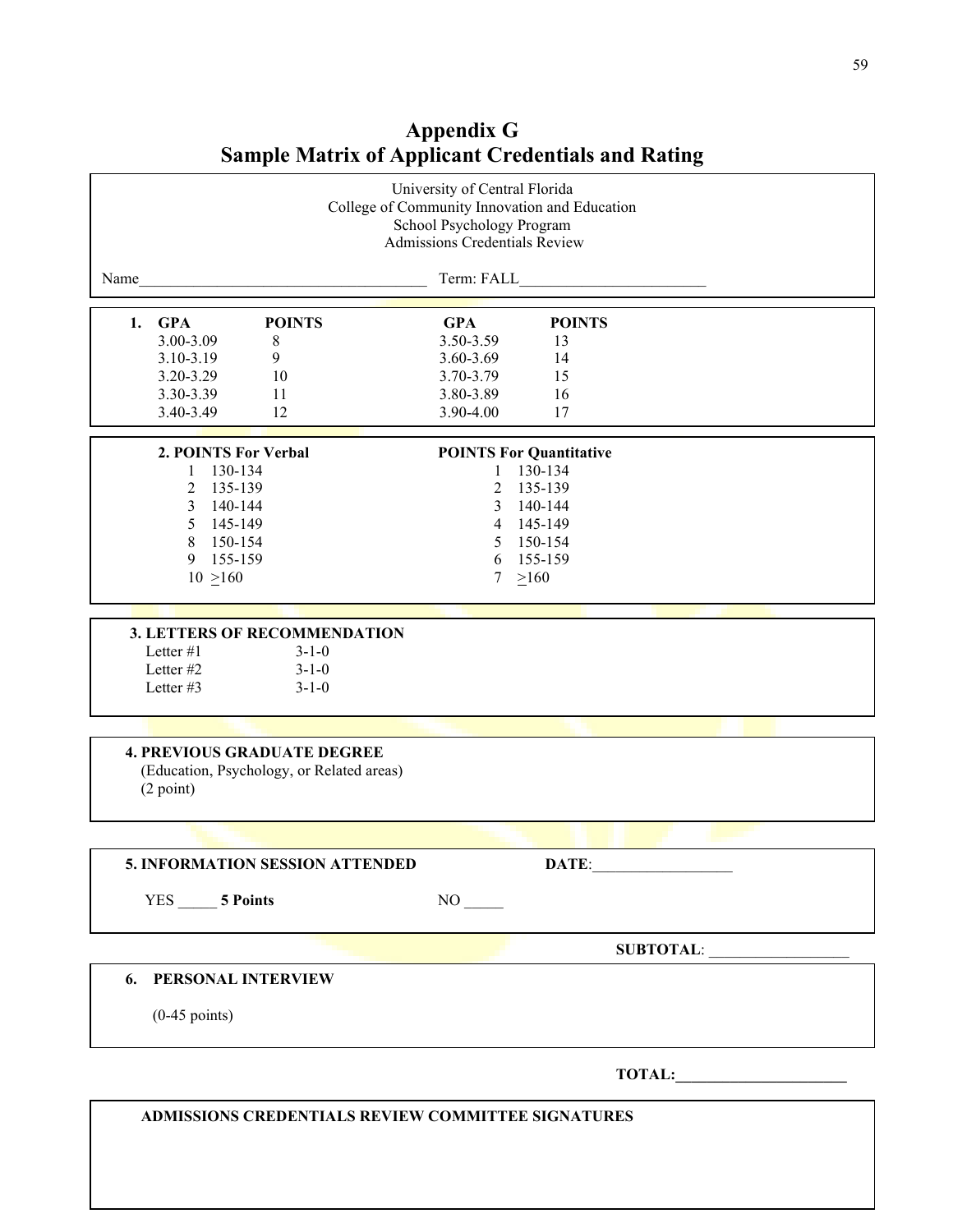# Appendix G
# Sample Matrix of Applicant Credentials and Rating

University of Central Florida
College of Community Innovation and Education
School Psychology Program
Admissions Credentials Review

Name_____________________________________ Term: FALL________________________

**1. GPA**

| GPA | POINTS | GPA | POINTS |
|---|---|---|---|
| 3.00-3.09 | 8 | 3.50-3.59 | 13 |
| 3.10-3.19 | 9 | 3.60-3.69 | 14 |
| 3.20-3.29 | 10 | 3.70-3.79 | 15 |
| 3.30-3.39 | 11 | 3.80-3.89 | 16 |
| 3.40-3.49 | 12 | 3.90-4.00 | 17 |

**2. POINTS For Verbal** / **POINTS For Quantitative**

| Verbal Points | Verbal Score | Quantitative Points | Quantitative Score |
|---|---|---|---|
| 1 | 130-134 | 1 | 130-134 |
| 2 | 135-139 | 2 | 135-139 |
| 3 | 140-144 | 3 | 140-144 |
| 5 | 145-149 | 4 | 145-149 |
| 8 | 150-154 | 5 | 150-154 |
| 9 | 155-159 | 6 | 155-159 |
| 10 | ≥160 | 7 | ≥160 |

**3. LETTERS OF RECOMMENDATION**

Letter #1 3-1-0
Letter #2 3-1-0
Letter #3 3-1-0

**4. PREVIOUS GRADUATE DEGREE**
(Education, Psychology, or Related areas)
(2 point)

**5. INFORMATION SESSION ATTENDED** **DATE**:__________________

YES _____ **5 Points** NO _____

**SUBTOTAL**: __________________

**6. PERSONAL INTERVIEW**

(0-45 points)

**TOTAL:**______________________

**ADMISSIONS CREDENTIALS REVIEW COMMITTEE SIGNATURES**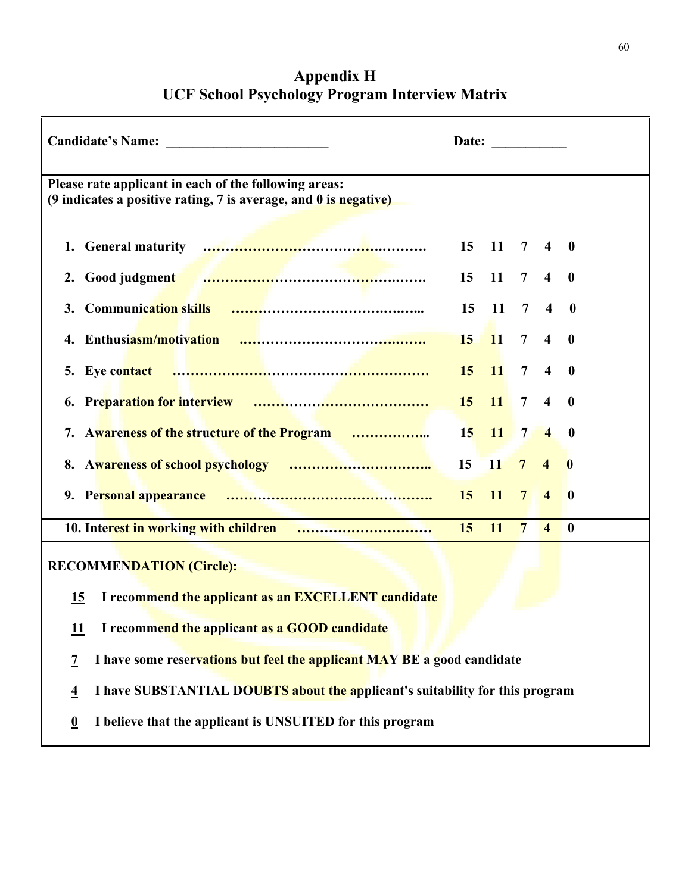## Appendix H
## UCF School Psychology Program Interview Matrix

**Candidate's Name: ________________________** **Date: ___________**

**Please rate applicant in each of the following areas:**
**(9 indicates a positive rating, 7 is average, and 0 is negative)**

| Area | | | | | |
|---|---|---|---|---|---|
| 1. General maturity | 15 | 11 | 7 | 4 | 0 |
| 2. Good judgment | 15 | 11 | 7 | 4 | 0 |
| 3. Communication skills | 15 | 11 | 7 | 4 | 0 |
| 4. Enthusiasm/motivation | 15 | 11 | 7 | 4 | 0 |
| 5. Eye contact | 15 | 11 | 7 | 4 | 0 |
| 6. Preparation for interview | 15 | 11 | 7 | 4 | 0 |
| 7. Awareness of the structure of the Program | 15 | 11 | 7 | 4 | 0 |
| 8. Awareness of school psychology | 15 | 11 | 7 | 4 | 0 |
| 9. Personal appearance | 15 | 11 | 7 | 4 | 0 |
| 10. Interest in working with children | 15 | 11 | 7 | 4 | 0 |

**RECOMMENDATION (Circle):**

**15** I recommend the applicant as an EXCELLENT candidate

**11** I recommend the applicant as a GOOD candidate

**7** I have some reservations but feel the applicant MAY BE a good candidate

**4** I have SUBSTANTIAL DOUBTS about the applicant's suitability for this program

**0** I believe that the applicant is UNSUITED for this program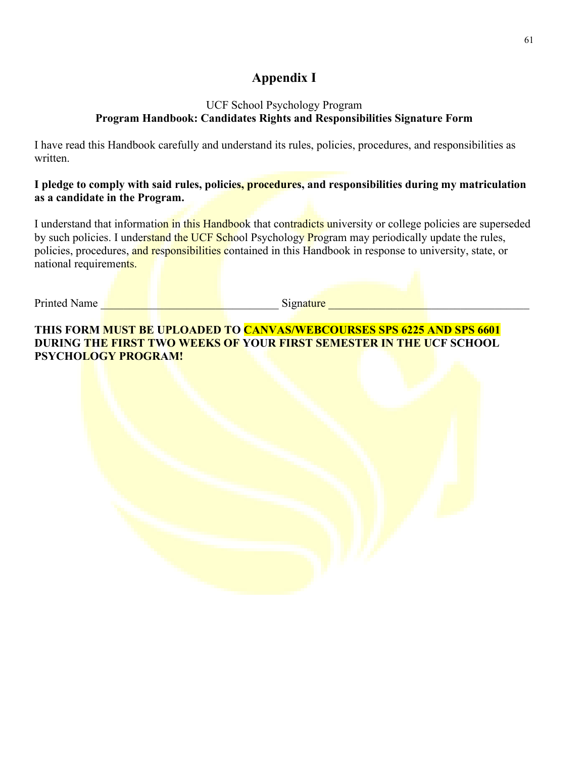# Appendix I

UCF School Psychology Program

**Program Handbook: Candidates Rights and Responsibilities Signature Form**

I have read this Handbook carefully and understand its rules, policies, procedures, and responsibilities as written.

**I pledge to comply with said rules, policies, procedures, and responsibilities during my matriculation as a candidate in the Program.**

I understand that information in this Handbook that contradicts university or college policies are superseded by such policies. I understand the UCF School Psychology Program may periodically update the rules, policies, procedures, and responsibilities contained in this Handbook in response to university, state, or national requirements.

Printed Name ________________________________ Signature ___________________________________

**THIS FORM MUST BE UPLOADED TO CANVAS/WEBCOURSES SPS 6225 AND SPS 6601 DURING THE FIRST TWO WEEKS OF YOUR FIRST SEMESTER IN THE UCF SCHOOL PSYCHOLOGY PROGRAM!**